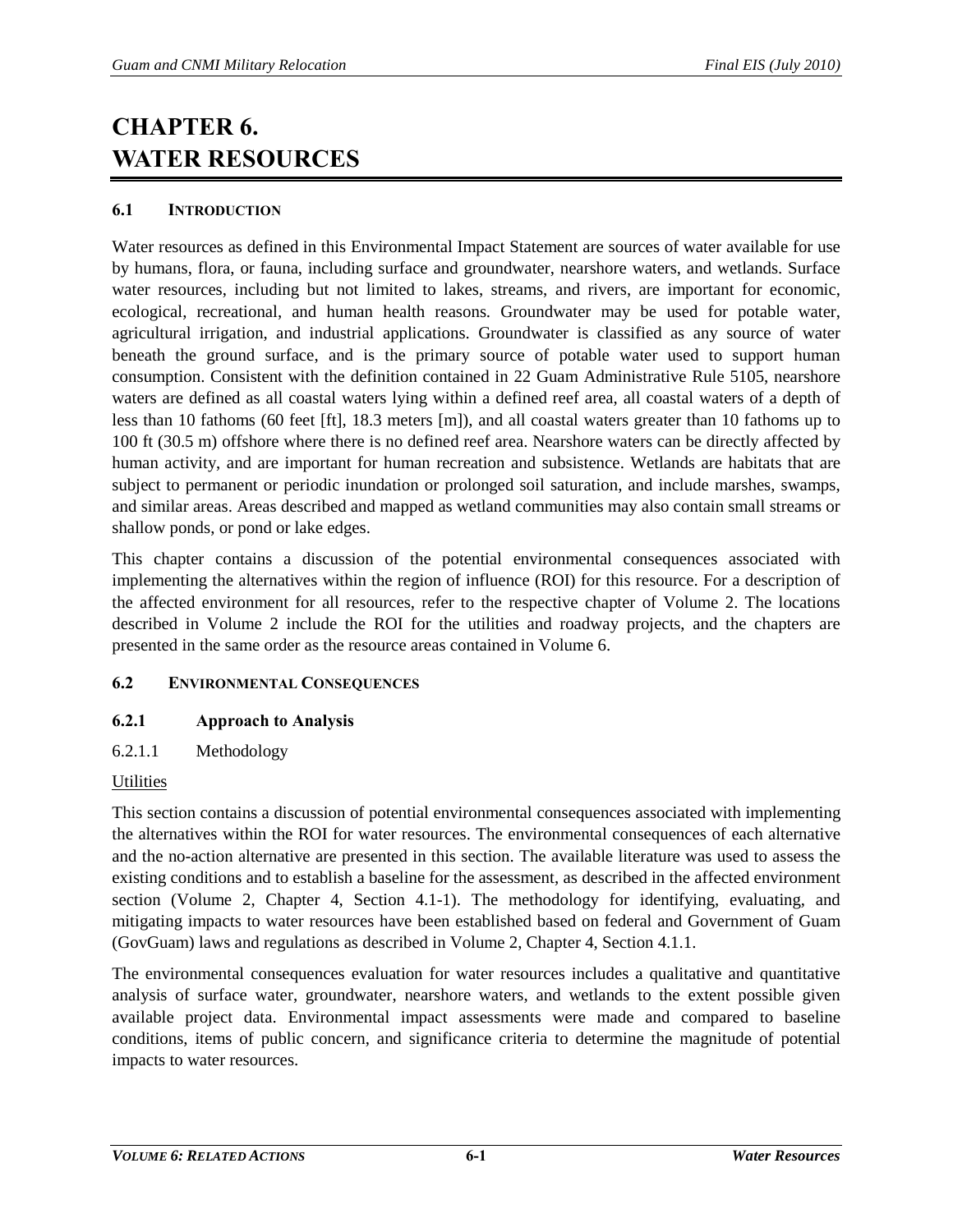# CHAPTER 6. WATER RESOURCES

## 6.1 INTRODUCTION

Water resources as defined in this Environmental Impact Statement are sources of water available for use by humans, flora, or fauna, including surface and groundwater, nearshore waters, and wetlands. Surface water resources, including but not limited to lakes, streams, and rivers, are important for economic, ecological, recreational, and human health reasons. Groundwater may be used for potable water, agricultural irrigation, and industrial applications. Groundwater is classified as any source of water beneath the ground surface, and is the primary source of potable water used to support human consumption. Consistent with the definition contained in 22 Guam Administrative Rule 5105, nearshore waters are defined as all coastal waters lying within a defined reef area, all coastal waters of a depth of less than 10 fathoms (60 feet [ft], 18.3 meters [m]), and all coastal waters greater than 10 fathoms up to 100 ft (30.5 m) offshore where there is no defined reef area. Nearshore waters can be directly affected by human activity, and are important for human recreation and subsistence. Wetlands are habitats that are subject to permanent or periodic inundation or prolonged soil saturation, and include marshes, swamps, and similar areas. Areas described and mapped as wetland communities may also contain small streams or shallow ponds, or pond or lake edges.

This chapter contains a discussion of the potential environmental consequences associated with implementing the alternatives within the region of influence (ROI) for this resource. For a description of the affected environment for all resources, refer to the respective chapter of Volume 2. The locations described in Volume 2 include the ROI for the utilities and roadway projects, and the chapters are presented in the same order as the resource areas contained in Volume 6.

## 6.2 ENVIRONMENTAL CONSEQUENCES

### 6.2.1 Approach to Analysis

#### 6.2.1.1 Methodology

Utilities

This section contains a discussion of potential environmental consequences associated with implementing the alternatives within the ROI for water resources. The environmental consequences of each alternative and the no-action alternative are presented in this section. The available literature was used to assess the existing conditions and to establish a baseline for the assessment, as described in the affected environment section (Volume 2, Chapter 4, Section 4.1-1). The methodology for identifying, evaluating, and mitigating impacts to water resources have been established based on federal and Government of Guam (GovGuam) laws and regulations as described in Volume 2, Chapter 4, Section 4.1.1.

The environmental consequences evaluation for water resources includes a qualitative and quantitative analysis of surface water, groundwater, nearshore waters, and wetlands to the extent possible given available project data. Environmental impact assessments were made and compared to baseline conditions, items of public concern, and significance criteria to determine the magnitude of potential impacts to water resources.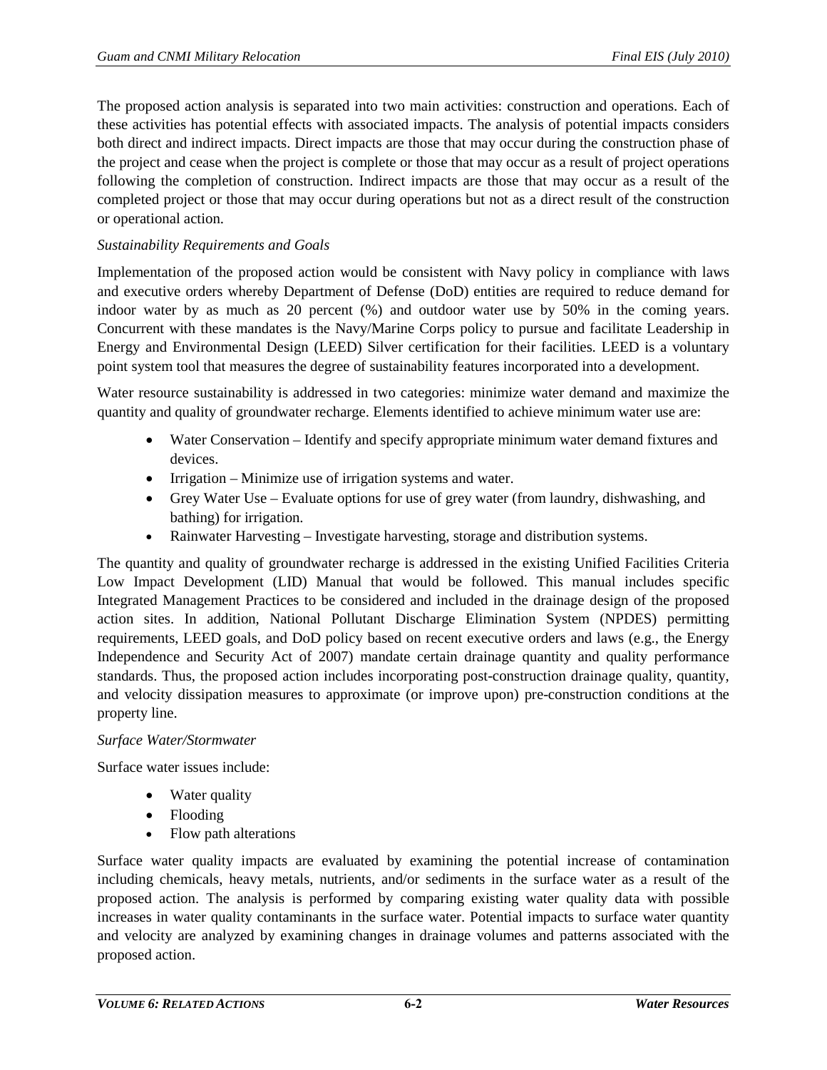The proposed action analysis is separated into two main activities: construction and operations. Each of these activities has potential effects with associated impacts. The analysis of potential impacts considers both direct and indirect impacts. Direct impacts are those that may occur during the construction phase of the project and cease when the project is complete or those that may occur as a result of project operations following the completion of construction. Indirect impacts are those that may occur as a result of the completed project or those that may occur during operations but not as a direct result of the construction or operational action.

*Sustainability Requirements and Goals*

Implementation of the proposed action would be consistent with Navy policy in compliance with laws and executive orders whereby Department of Defense (DoD) entities are required to reduce demand for indoor water by as much as 20 percent (%) and outdoor water use by 50% in the coming years. Concurrent with these mandates is the Navy/Marine Corps policy to pursue and facilitate Leadership in Energy and Environmental Design (LEED) Silver certification for their facilities. LEED is a voluntary point system tool that measures the degree of sustainability features incorporated into a development.

Water resource sustainability is addressed in two categories: minimize water demand and maximize the quantity and quality of groundwater recharge. Elements identified to achieve minimum water use are:

- Water Conservation – Identify and specify appropriate minimum water demand fixtures and devices.
- Irrigation – Minimize use of irrigation systems and water.
- Grey Water Use – Evaluate options for use of grey water (from laundry, dishwashing, and bathing) for irrigation.
- Rainwater Harvesting – Investigate harvesting, storage and distribution systems.

The quantity and quality of groundwater recharge is addressed in the existing Unified Facilities Criteria Low Impact Development (LID) Manual that would be followed. This manual includes specific Integrated Management Practices to be considered and included in the drainage design of the proposed action sites. In addition, National Pollutant Discharge Elimination System (NPDES) permitting requirements, LEED goals, and DoD policy based on recent executive orders and laws (e.g., the Energy Independence and Security Act of 2007) mandate certain drainage quantity and quality performance standards. Thus, the proposed action includes incorporating post-construction drainage quality, quantity, and velocity dissipation measures to approximate (or improve upon) pre-construction conditions at the property line.

*Surface Water/Stormwater*

Surface water issues include:

- Water quality
- Flooding
- Flow path alterations

Surface water quality impacts are evaluated by examining the potential increase of contamination including chemicals, heavy metals, nutrients, and/or sediments in the surface water as a result of the proposed action. The analysis is performed by comparing existing water quality data with possible increases in water quality contaminants in the surface water. Potential impacts to surface water quantity and velocity are analyzed by examining changes in drainage volumes and patterns associated with the proposed action.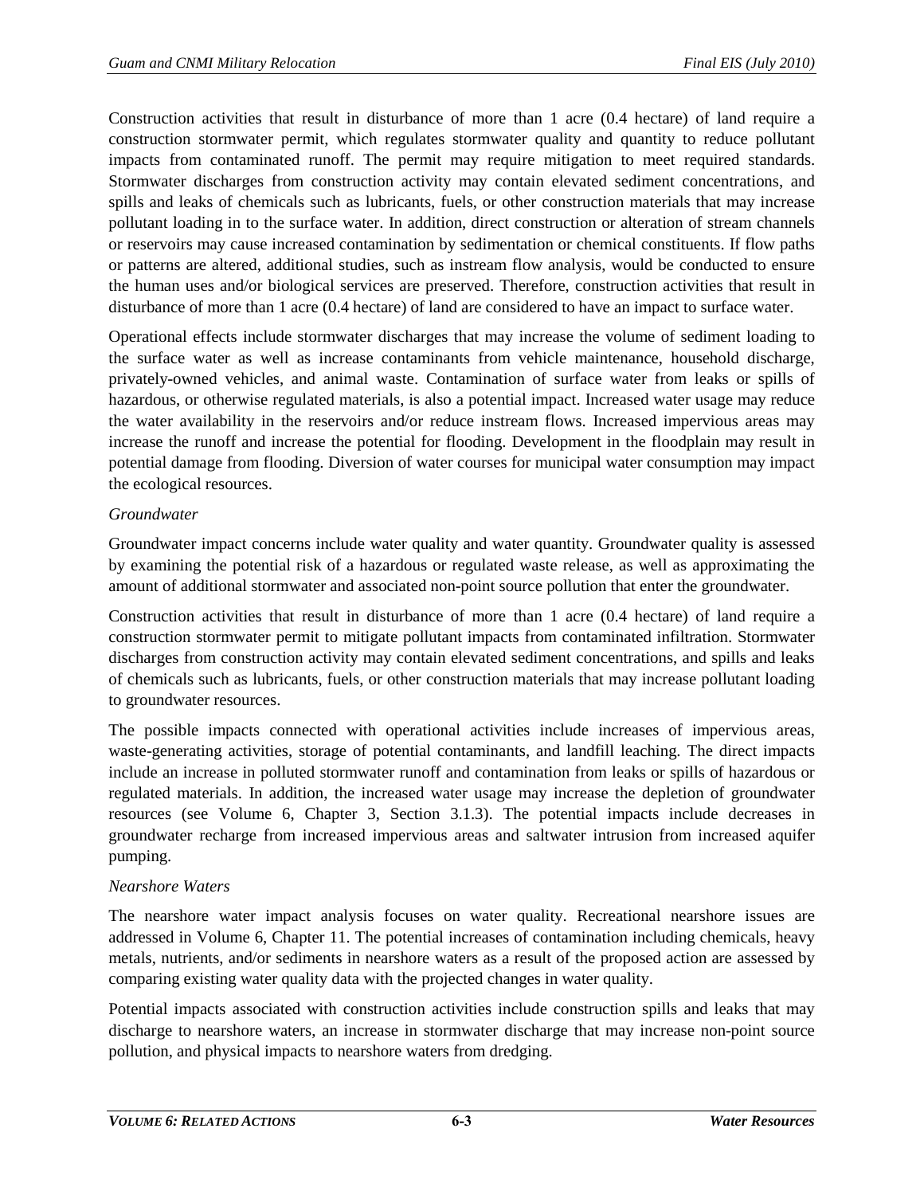Construction activities that result in disturbance of more than 1 acre (0.4 hectare) of land require a construction stormwater permit, which regulates stormwater quality and quantity to reduce pollutant impacts from contaminated runoff. The permit may require mitigation to meet required standards. Stormwater discharges from construction activity may contain elevated sediment concentrations, and spills and leaks of chemicals such as lubricants, fuels, or other construction materials that may increase pollutant loading in to the surface water. In addition, direct construction or alteration of stream channels or reservoirs may cause increased contamination by sedimentation or chemical constituents. If flow paths or patterns are altered, additional studies, such as instream flow analysis, would be conducted to ensure the human uses and/or biological services are preserved. Therefore, construction activities that result in disturbance of more than 1 acre (0.4 hectare) of land are considered to have an impact to surface water.

Operational effects include stormwater discharges that may increase the volume of sediment loading to the surface water as well as increase contaminants from vehicle maintenance, household discharge, privately-owned vehicles, and animal waste. Contamination of surface water from leaks or spills of hazardous, or otherwise regulated materials, is also a potential impact. Increased water usage may reduce the water availability in the reservoirs and/or reduce instream flows. Increased impervious areas may increase the runoff and increase the potential for flooding. Development in the floodplain may result in potential damage from flooding. Diversion of water courses for municipal water consumption may impact the ecological resources.

*Groundwater*

Groundwater impact concerns include water quality and water quantity. Groundwater quality is assessed by examining the potential risk of a hazardous or regulated waste release, as well as approximating the amount of additional stormwater and associated non-point source pollution that enter the groundwater.

Construction activities that result in disturbance of more than 1 acre (0.4 hectare) of land require a construction stormwater permit to mitigate pollutant impacts from contaminated infiltration. Stormwater discharges from construction activity may contain elevated sediment concentrations, and spills and leaks of chemicals such as lubricants, fuels, or other construction materials that may increase pollutant loading to groundwater resources.

The possible impacts connected with operational activities include increases of impervious areas, waste-generating activities, storage of potential contaminants, and landfill leaching. The direct impacts include an increase in polluted stormwater runoff and contamination from leaks or spills of hazardous or regulated materials. In addition, the increased water usage may increase the depletion of groundwater resources (see Volume 6, Chapter 3, Section 3.1.3). The potential impacts include decreases in groundwater recharge from increased impervious areas and saltwater intrusion from increased aquifer pumping.

*Nearshore Waters*

The nearshore water impact analysis focuses on water quality. Recreational nearshore issues are addressed in Volume 6, Chapter 11. The potential increases of contamination including chemicals, heavy metals, nutrients, and/or sediments in nearshore waters as a result of the proposed action are assessed by comparing existing water quality data with the projected changes in water quality.

Potential impacts associated with construction activities include construction spills and leaks that may discharge to nearshore waters, an increase in stormwater discharge that may increase non-point source pollution, and physical impacts to nearshore waters from dredging.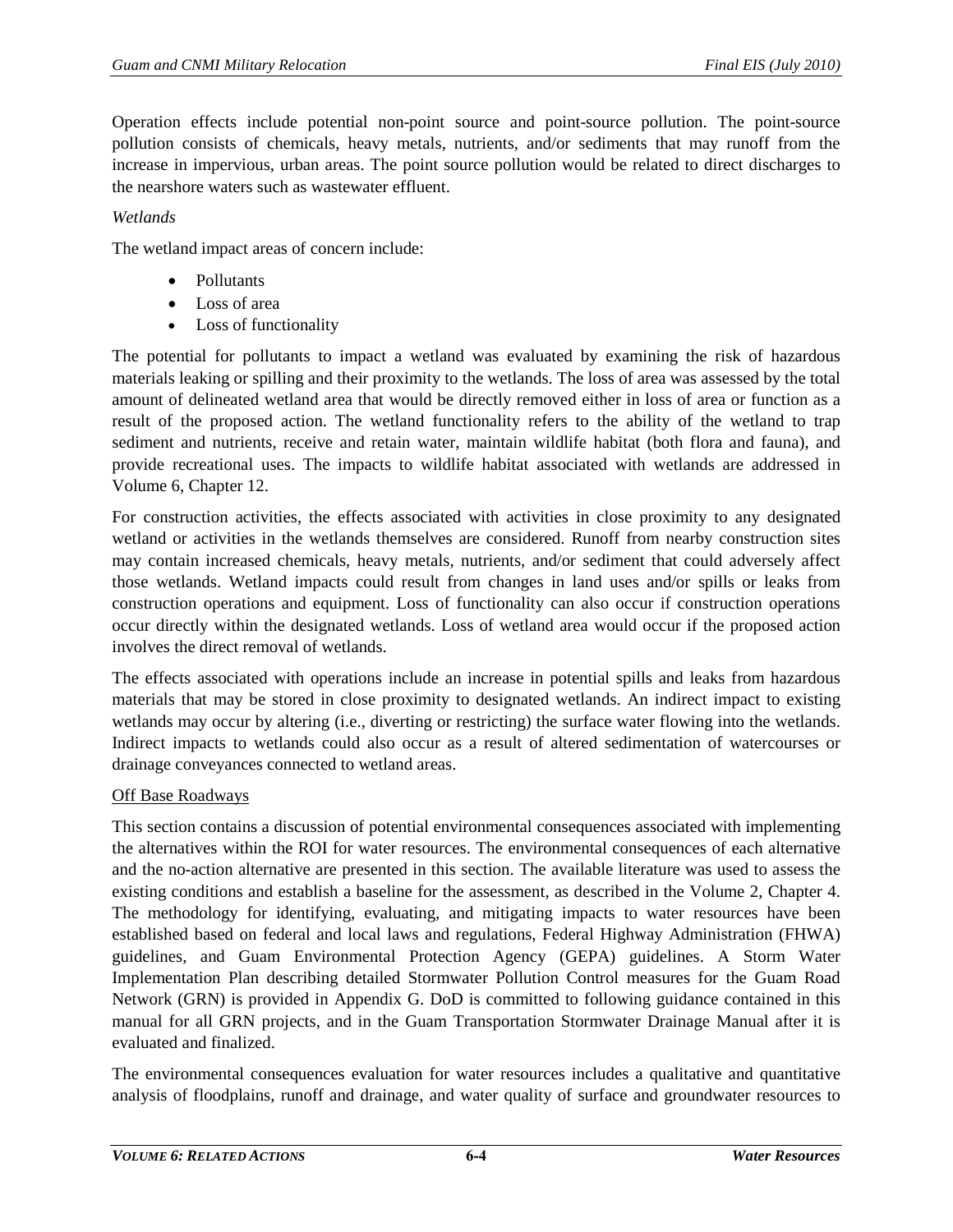Operation effects include potential non-point source and point-source pollution. The point-source pollution consists of chemicals, heavy metals, nutrients, and/or sediments that may runoff from the increase in impervious, urban areas. The point source pollution would be related to direct discharges to the nearshore waters such as wastewater effluent.

*Wetlands*

The wetland impact areas of concern include:

- Pollutants
- Loss of area
- Loss of functionality

The potential for pollutants to impact a wetland was evaluated by examining the risk of hazardous materials leaking or spilling and their proximity to the wetlands. The loss of area was assessed by the total amount of delineated wetland area that would be directly removed either in loss of area or function as a result of the proposed action. The wetland functionality refers to the ability of the wetland to trap sediment and nutrients, receive and retain water, maintain wildlife habitat (both flora and fauna), and provide recreational uses. The impacts to wildlife habitat associated with wetlands are addressed in Volume 6, Chapter 12.

For construction activities, the effects associated with activities in close proximity to any designated wetland or activities in the wetlands themselves are considered. Runoff from nearby construction sites may contain increased chemicals, heavy metals, nutrients, and/or sediment that could adversely affect those wetlands. Wetland impacts could result from changes in land uses and/or spills or leaks from construction operations and equipment. Loss of functionality can also occur if construction operations occur directly within the designated wetlands. Loss of wetland area would occur if the proposed action involves the direct removal of wetlands.

The effects associated with operations include an increase in potential spills and leaks from hazardous materials that may be stored in close proximity to designated wetlands. An indirect impact to existing wetlands may occur by altering (i.e., diverting or restricting) the surface water flowing into the wetlands. Indirect impacts to wetlands could also occur as a result of altered sedimentation of watercourses or drainage conveyances connected to wetland areas.

<u>Off Base Roadways</u>

This section contains a discussion of potential environmental consequences associated with implementing the alternatives within the ROI for water resources. The environmental consequences of each alternative and the no-action alternative are presented in this section. The available literature was used to assess the existing conditions and establish a baseline for the assessment, as described in the Volume 2, Chapter 4. The methodology for identifying, evaluating, and mitigating impacts to water resources have been established based on federal and local laws and regulations, Federal Highway Administration (FHWA) guidelines, and Guam Environmental Protection Agency (GEPA) guidelines. A Storm Water Implementation Plan describing detailed Stormwater Pollution Control measures for the Guam Road Network (GRN) is provided in Appendix G. DoD is committed to following guidance contained in this manual for all GRN projects, and in the Guam Transportation Stormwater Drainage Manual after it is evaluated and finalized.

The environmental consequences evaluation for water resources includes a qualitative and quantitative analysis of floodplains, runoff and drainage, and water quality of surface and groundwater resources to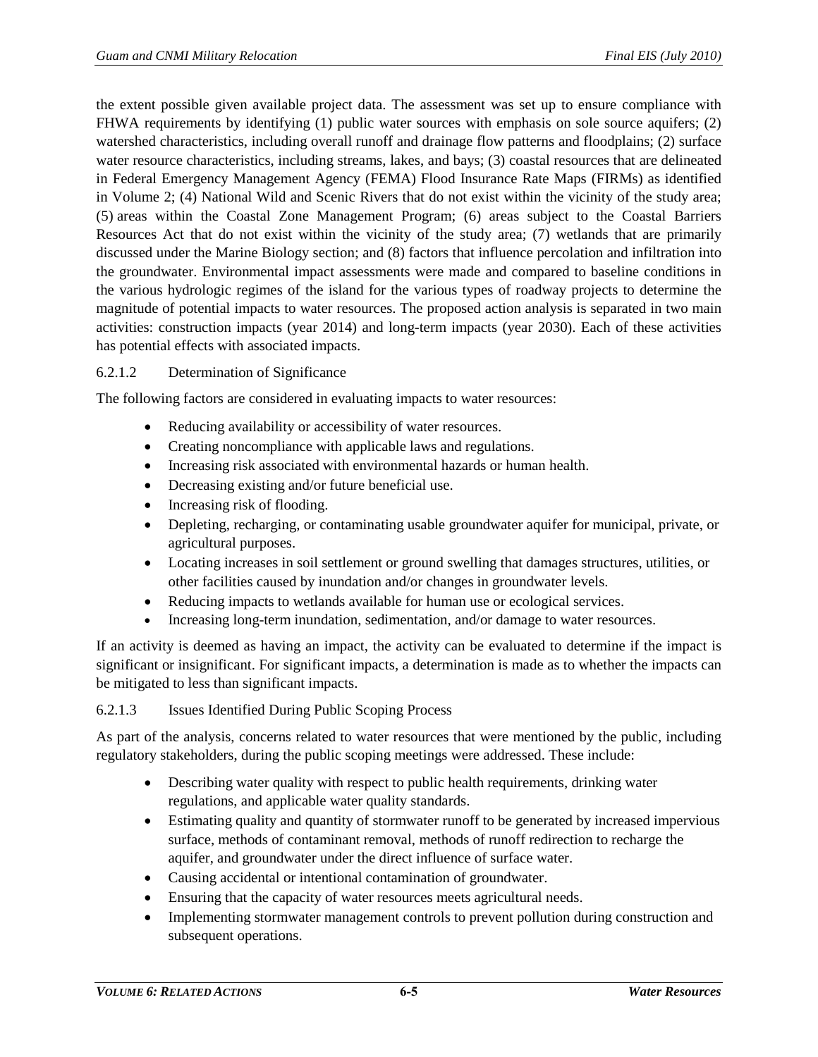the extent possible given available project data. The assessment was set up to ensure compliance with FHWA requirements by identifying (1) public water sources with emphasis on sole source aquifers; (2) watershed characteristics, including overall runoff and drainage flow patterns and floodplains; (2) surface water resource characteristics, including streams, lakes, and bays; (3) coastal resources that are delineated in Federal Emergency Management Agency (FEMA) Flood Insurance Rate Maps (FIRMs) as identified in Volume 2; (4) National Wild and Scenic Rivers that do not exist within the vicinity of the study area; (5) areas within the Coastal Zone Management Program; (6) areas subject to the Coastal Barriers Resources Act that do not exist within the vicinity of the study area; (7) wetlands that are primarily discussed under the Marine Biology section; and (8) factors that influence percolation and infiltration into the groundwater. Environmental impact assessments were made and compared to baseline conditions in the various hydrologic regimes of the island for the various types of roadway projects to determine the magnitude of potential impacts to water resources. The proposed action analysis is separated in two main activities: construction impacts (year 2014) and long-term impacts (year 2030). Each of these activities has potential effects with associated impacts.

#### 6.2.1.2 Determination of Significance

The following factors are considered in evaluating impacts to water resources:

- Reducing availability or accessibility of water resources.
- Creating noncompliance with applicable laws and regulations.
- Increasing risk associated with environmental hazards or human health.
- Decreasing existing and/or future beneficial use.
- Increasing risk of flooding.
- Depleting, recharging, or contaminating usable groundwater aquifer for municipal, private, or agricultural purposes.
- Locating increases in soil settlement or ground swelling that damages structures, utilities, or other facilities caused by inundation and/or changes in groundwater levels.
- Reducing impacts to wetlands available for human use or ecological services.
- Increasing long-term inundation, sedimentation, and/or damage to water resources.

If an activity is deemed as having an impact, the activity can be evaluated to determine if the impact is significant or insignificant. For significant impacts, a determination is made as to whether the impacts can be mitigated to less than significant impacts.

#### 6.2.1.3 Issues Identified During Public Scoping Process

As part of the analysis, concerns related to water resources that were mentioned by the public, including regulatory stakeholders, during the public scoping meetings were addressed. These include:

- Describing water quality with respect to public health requirements, drinking water regulations, and applicable water quality standards.
- Estimating quality and quantity of stormwater runoff to be generated by increased impervious surface, methods of contaminant removal, methods of runoff redirection to recharge the aquifer, and groundwater under the direct influence of surface water.
- Causing accidental or intentional contamination of groundwater.
- Ensuring that the capacity of water resources meets agricultural needs.
- Implementing stormwater management controls to prevent pollution during construction and subsequent operations.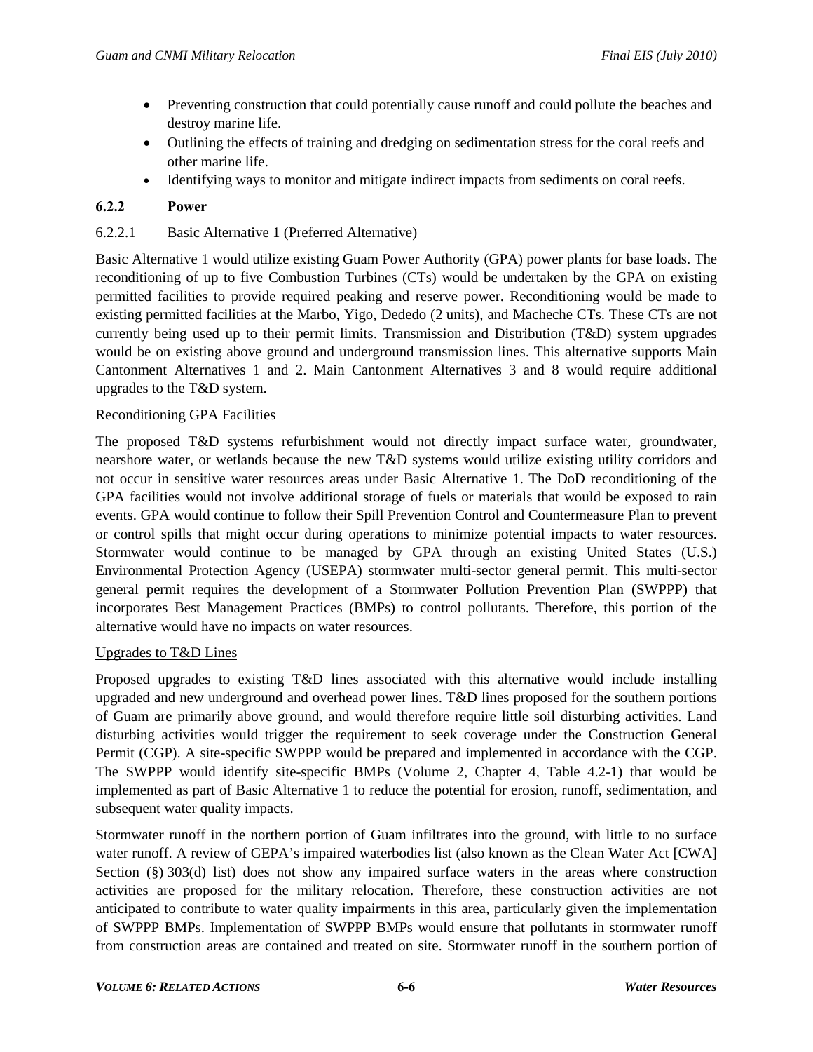- Preventing construction that could potentially cause runoff and could pollute the beaches and destroy marine life.
- Outlining the effects of training and dredging on sedimentation stress for the coral reefs and other marine life.
- Identifying ways to monitor and mitigate indirect impacts from sediments on coral reefs.

### 6.2.2 Power

#### 6.2.2.1 Basic Alternative 1 (Preferred Alternative)

Basic Alternative 1 would utilize existing Guam Power Authority (GPA) power plants for base loads. The reconditioning of up to five Combustion Turbines (CTs) would be undertaken by the GPA on existing permitted facilities to provide required peaking and reserve power. Reconditioning would be made to existing permitted facilities at the Marbo, Yigo, Dededo (2 units), and Macheche CTs. These CTs are not currently being used up to their permit limits. Transmission and Distribution (T&D) system upgrades would be on existing above ground and underground transmission lines. This alternative supports Main Cantonment Alternatives 1 and 2. Main Cantonment Alternatives 3 and 8 would require additional upgrades to the T&D system.

<u>Reconditioning GPA Facilities</u>

The proposed T&D systems refurbishment would not directly impact surface water, groundwater, nearshore water, or wetlands because the new T&D systems would utilize existing utility corridors and not occur in sensitive water resources areas under Basic Alternative 1. The DoD reconditioning of the GPA facilities would not involve additional storage of fuels or materials that would be exposed to rain events. GPA would continue to follow their Spill Prevention Control and Countermeasure Plan to prevent or control spills that might occur during operations to minimize potential impacts to water resources. Stormwater would continue to be managed by GPA through an existing United States (U.S.) Environmental Protection Agency (USEPA) stormwater multi-sector general permit. This multi-sector general permit requires the development of a Stormwater Pollution Prevention Plan (SWPPP) that incorporates Best Management Practices (BMPs) to control pollutants. Therefore, this portion of the alternative would have no impacts on water resources.

<u>Upgrades to T&D Lines</u>

Proposed upgrades to existing T&D lines associated with this alternative would include installing upgraded and new underground and overhead power lines. T&D lines proposed for the southern portions of Guam are primarily above ground, and would therefore require little soil disturbing activities. Land disturbing activities would trigger the requirement to seek coverage under the Construction General Permit (CGP). A site-specific SWPPP would be prepared and implemented in accordance with the CGP. The SWPPP would identify site-specific BMPs (Volume 2, Chapter 4, Table 4.2-1) that would be implemented as part of Basic Alternative 1 to reduce the potential for erosion, runoff, sedimentation, and subsequent water quality impacts.

Stormwater runoff in the northern portion of Guam infiltrates into the ground, with little to no surface water runoff. A review of GEPA's impaired waterbodies list (also known as the Clean Water Act [CWA] Section (§) 303(d) list) does not show any impaired surface waters in the areas where construction activities are proposed for the military relocation. Therefore, these construction activities are not anticipated to contribute to water quality impairments in this area, particularly given the implementation of SWPPP BMPs. Implementation of SWPPP BMPs would ensure that pollutants in stormwater runoff from construction areas are contained and treated on site. Stormwater runoff in the southern portion of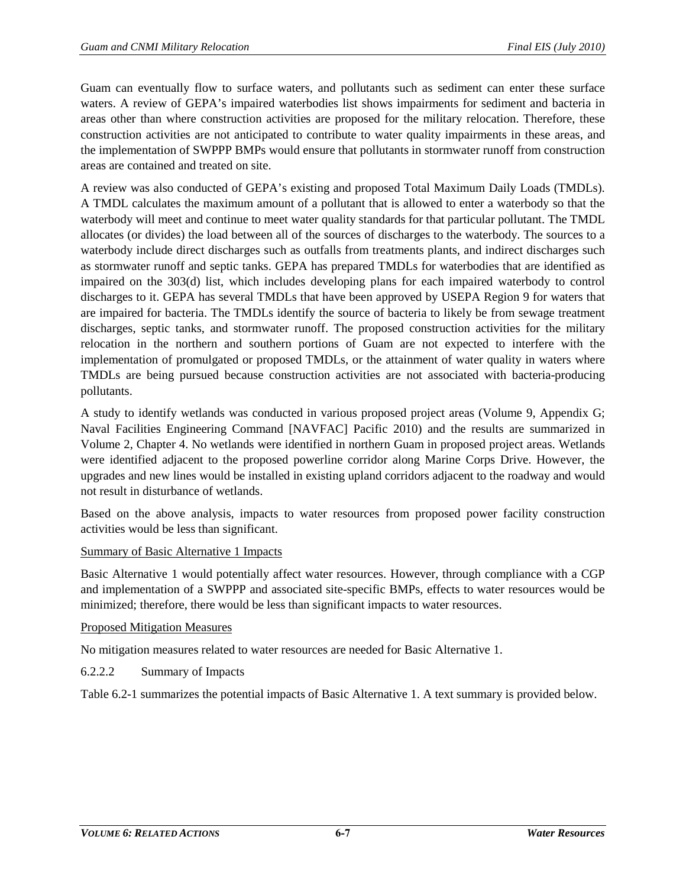Guam can eventually flow to surface waters, and pollutants such as sediment can enter these surface waters. A review of GEPA's impaired waterbodies list shows impairments for sediment and bacteria in areas other than where construction activities are proposed for the military relocation. Therefore, these construction activities are not anticipated to contribute to water quality impairments in these areas, and the implementation of SWPPP BMPs would ensure that pollutants in stormwater runoff from construction areas are contained and treated on site.

A review was also conducted of GEPA's existing and proposed Total Maximum Daily Loads (TMDLs). A TMDL calculates the maximum amount of a pollutant that is allowed to enter a waterbody so that the waterbody will meet and continue to meet water quality standards for that particular pollutant. The TMDL allocates (or divides) the load between all of the sources of discharges to the waterbody. The sources to a waterbody include direct discharges such as outfalls from treatments plants, and indirect discharges such as stormwater runoff and septic tanks. GEPA has prepared TMDLs for waterbodies that are identified as impaired on the 303(d) list, which includes developing plans for each impaired waterbody to control discharges to it. GEPA has several TMDLs that have been approved by USEPA Region 9 for waters that are impaired for bacteria. The TMDLs identify the source of bacteria to likely be from sewage treatment discharges, septic tanks, and stormwater runoff. The proposed construction activities for the military relocation in the northern and southern portions of Guam are not expected to interfere with the implementation of promulgated or proposed TMDLs, or the attainment of water quality in waters where TMDLs are being pursued because construction activities are not associated with bacteria-producing pollutants.

A study to identify wetlands was conducted in various proposed project areas (Volume 9, Appendix G; Naval Facilities Engineering Command [NAVFAC] Pacific 2010) and the results are summarized in Volume 2, Chapter 4. No wetlands were identified in northern Guam in proposed project areas. Wetlands were identified adjacent to the proposed powerline corridor along Marine Corps Drive. However, the upgrades and new lines would be installed in existing upland corridors adjacent to the roadway and would not result in disturbance of wetlands.

Based on the above analysis, impacts to water resources from proposed power facility construction activities would be less than significant.

Summary of Basic Alternative 1 Impacts

Basic Alternative 1 would potentially affect water resources. However, through compliance with a CGP and implementation of a SWPPP and associated site-specific BMPs, effects to water resources would be minimized; therefore, there would be less than significant impacts to water resources.

Proposed Mitigation Measures

No mitigation measures related to water resources are needed for Basic Alternative 1.

#### 6.2.2.2 Summary of Impacts

Table 6.2-1 summarizes the potential impacts of Basic Alternative 1. A text summary is provided below.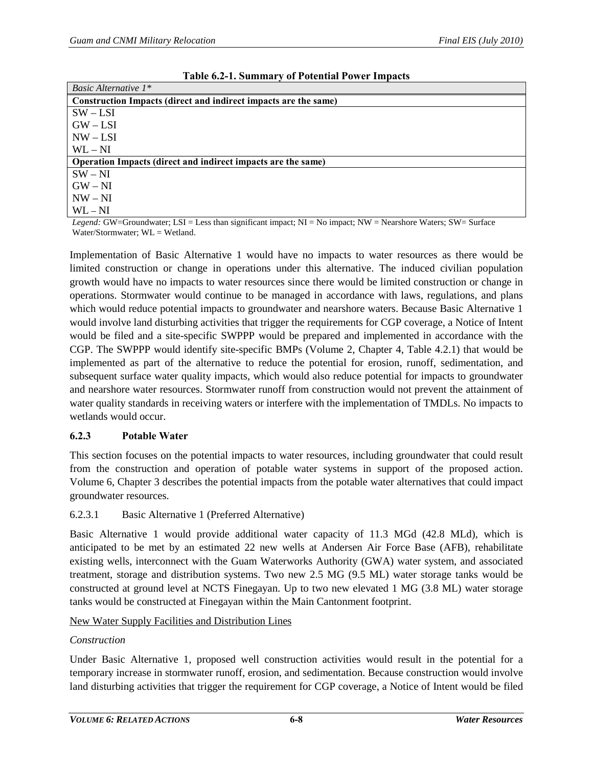**Table 6.2-1. Summary of Potential Power Impacts**

| *Basic Alternative 1\** |
|---|
| **Construction Impacts (direct and indirect impacts are the same)** |
| SW – LSI |
| GW – LSI |
| NW – LSI |
| WL – NI |
| **Operation Impacts (direct and indirect impacts are the same)** |
| SW – NI |
| GW – NI |
| NW – NI |
| WL – NI |

*Legend:* GW=Groundwater; LSI = Less than significant impact; NI = No impact; NW = Nearshore Waters; SW= Surface Water/Stormwater; WL = Wetland.

Implementation of Basic Alternative 1 would have no impacts to water resources as there would be limited construction or change in operations under this alternative. The induced civilian population growth would have no impacts to water resources since there would be limited construction or change in operations. Stormwater would continue to be managed in accordance with laws, regulations, and plans which would reduce potential impacts to groundwater and nearshore waters. Because Basic Alternative 1 would involve land disturbing activities that trigger the requirements for CGP coverage, a Notice of Intent would be filed and a site-specific SWPPP would be prepared and implemented in accordance with the CGP. The SWPPP would identify site-specific BMPs (Volume 2, Chapter 4, Table 4.2.1) that would be implemented as part of the alternative to reduce the potential for erosion, runoff, sedimentation, and subsequent surface water quality impacts, which would also reduce potential for impacts to groundwater and nearshore water resources. Stormwater runoff from construction would not prevent the attainment of water quality standards in receiving waters or interfere with the implementation of TMDLs. No impacts to wetlands would occur.

### 6.2.3 Potable Water

This section focuses on the potential impacts to water resources, including groundwater that could result from the construction and operation of potable water systems in support of the proposed action. Volume 6, Chapter 3 describes the potential impacts from the potable water alternatives that could impact groundwater resources.

#### 6.2.3.1 Basic Alternative 1 (Preferred Alternative)

Basic Alternative 1 would provide additional water capacity of 11.3 MGd (42.8 MLd), which is anticipated to be met by an estimated 22 new wells at Andersen Air Force Base (AFB), rehabilitate existing wells, interconnect with the Guam Waterworks Authority (GWA) water system, and associated treatment, storage and distribution systems. Two new 2.5 MG (9.5 ML) water storage tanks would be constructed at ground level at NCTS Finegayan. Up to two new elevated 1 MG (3.8 ML) water storage tanks would be constructed at Finegayan within the Main Cantonment footprint.

<u>New Water Supply Facilities and Distribution Lines</u>

*Construction*

Under Basic Alternative 1, proposed well construction activities would result in the potential for a temporary increase in stormwater runoff, erosion, and sedimentation. Because construction would involve land disturbing activities that trigger the requirement for CGP coverage, a Notice of Intent would be filed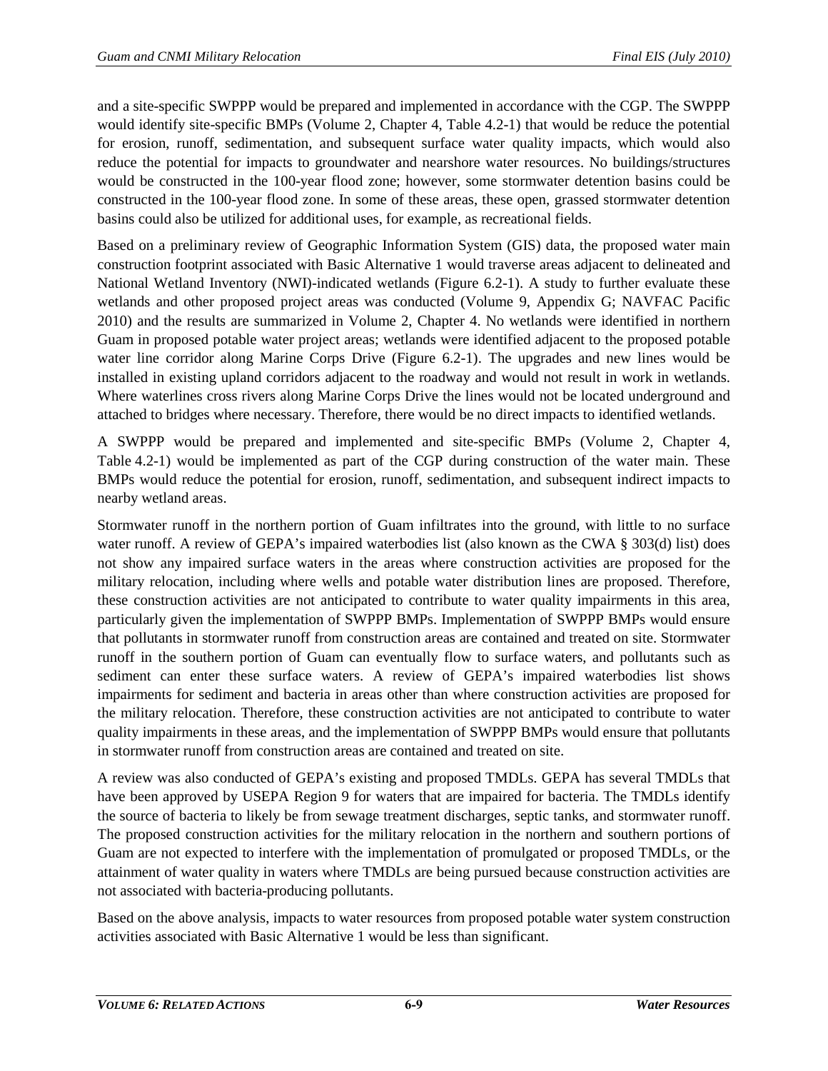and a site-specific SWPPP would be prepared and implemented in accordance with the CGP. The SWPPP would identify site-specific BMPs (Volume 2, Chapter 4, Table 4.2-1) that would be reduce the potential for erosion, runoff, sedimentation, and subsequent surface water quality impacts, which would also reduce the potential for impacts to groundwater and nearshore water resources. No buildings/structures would be constructed in the 100-year flood zone; however, some stormwater detention basins could be constructed in the 100-year flood zone. In some of these areas, these open, grassed stormwater detention basins could also be utilized for additional uses, for example, as recreational fields.

Based on a preliminary review of Geographic Information System (GIS) data, the proposed water main construction footprint associated with Basic Alternative 1 would traverse areas adjacent to delineated and National Wetland Inventory (NWI)-indicated wetlands (Figure 6.2-1). A study to further evaluate these wetlands and other proposed project areas was conducted (Volume 9, Appendix G; NAVFAC Pacific 2010) and the results are summarized in Volume 2, Chapter 4. No wetlands were identified in northern Guam in proposed potable water project areas; wetlands were identified adjacent to the proposed potable water line corridor along Marine Corps Drive (Figure 6.2-1). The upgrades and new lines would be installed in existing upland corridors adjacent to the roadway and would not result in work in wetlands. Where waterlines cross rivers along Marine Corps Drive the lines would not be located underground and attached to bridges where necessary. Therefore, there would be no direct impacts to identified wetlands.

A SWPPP would be prepared and implemented and site-specific BMPs (Volume 2, Chapter 4, Table 4.2-1) would be implemented as part of the CGP during construction of the water main. These BMPs would reduce the potential for erosion, runoff, sedimentation, and subsequent indirect impacts to nearby wetland areas.

Stormwater runoff in the northern portion of Guam infiltrates into the ground, with little to no surface water runoff. A review of GEPA's impaired waterbodies list (also known as the CWA § 303(d) list) does not show any impaired surface waters in the areas where construction activities are proposed for the military relocation, including where wells and potable water distribution lines are proposed. Therefore, these construction activities are not anticipated to contribute to water quality impairments in this area, particularly given the implementation of SWPPP BMPs. Implementation of SWPPP BMPs would ensure that pollutants in stormwater runoff from construction areas are contained and treated on site. Stormwater runoff in the southern portion of Guam can eventually flow to surface waters, and pollutants such as sediment can enter these surface waters. A review of GEPA's impaired waterbodies list shows impairments for sediment and bacteria in areas other than where construction activities are proposed for the military relocation. Therefore, these construction activities are not anticipated to contribute to water quality impairments in these areas, and the implementation of SWPPP BMPs would ensure that pollutants in stormwater runoff from construction areas are contained and treated on site.

A review was also conducted of GEPA's existing and proposed TMDLs. GEPA has several TMDLs that have been approved by USEPA Region 9 for waters that are impaired for bacteria. The TMDLs identify the source of bacteria to likely be from sewage treatment discharges, septic tanks, and stormwater runoff. The proposed construction activities for the military relocation in the northern and southern portions of Guam are not expected to interfere with the implementation of promulgated or proposed TMDLs, or the attainment of water quality in waters where TMDLs are being pursued because construction activities are not associated with bacteria-producing pollutants.

Based on the above analysis, impacts to water resources from proposed potable water system construction activities associated with Basic Alternative 1 would be less than significant.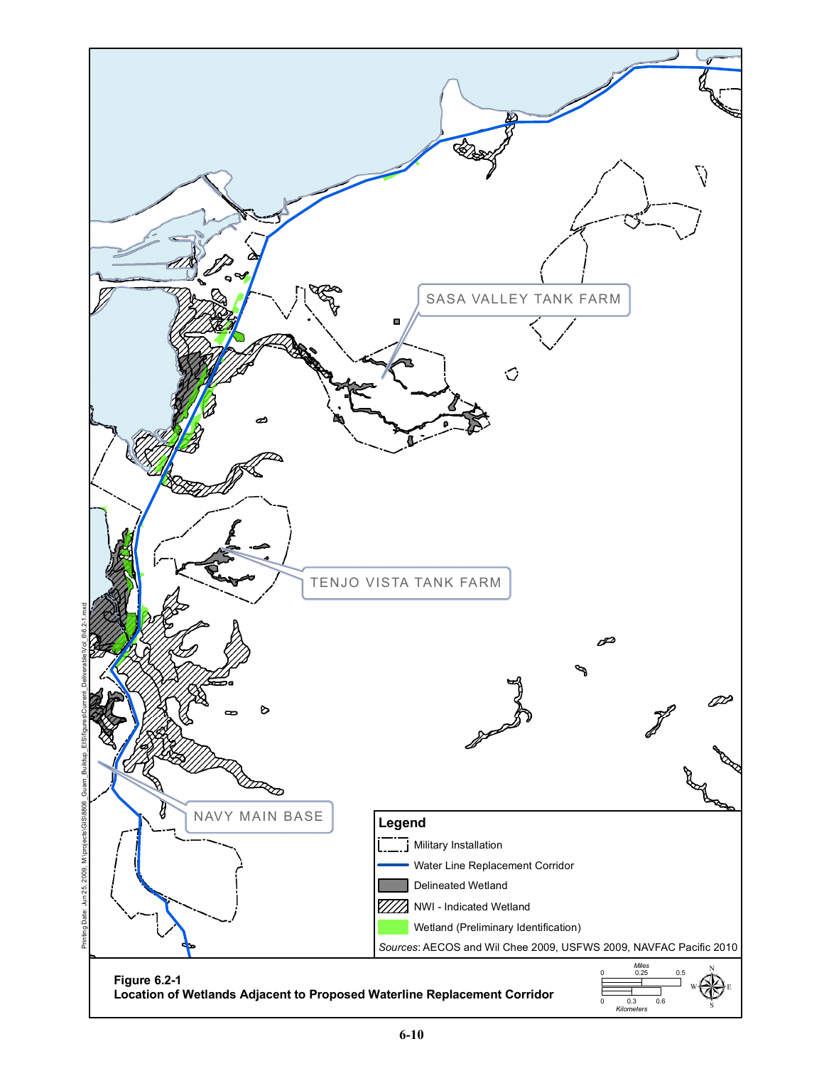SASA VALLEY TANK FARM

TENJO VISTA TANK FARM

NAVY MAIN BASE

**Legend**

- Military Installation
- Water Line Replacement Corridor
- Delineated Wetland
- NWI - Indicated Wetland
- Wetland (Preliminary Identification)

*Sources:* AECOS and Wil Chee 2009, USFWS 2009, NAVFAC Pacific 2010

**Figure 6.2-1**
**Location of Wetlands Adjacent to Proposed Waterline Replacement Corridor**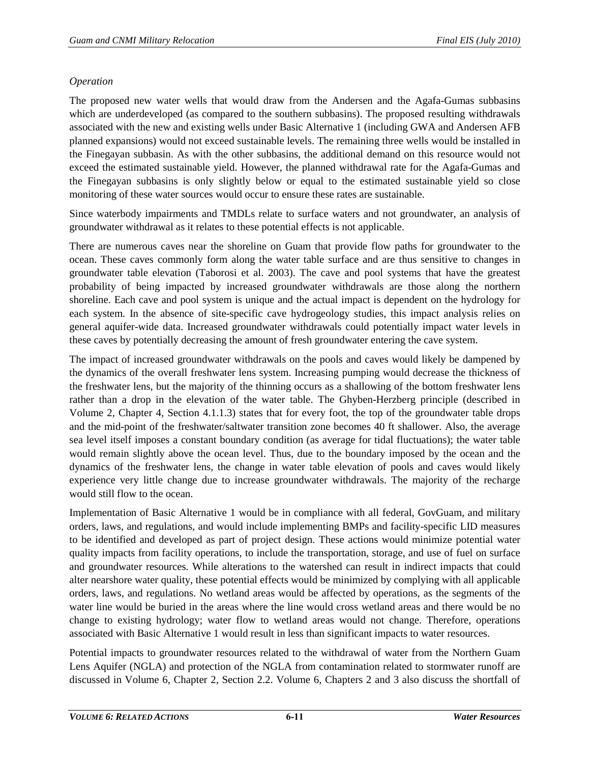*Operation*

The proposed new water wells that would draw from the Andersen and the Agafa-Gumas subbasins which are underdeveloped (as compared to the southern subbasins). The proposed resulting withdrawals associated with the new and existing wells under Basic Alternative 1 (including GWA and Andersen AFB planned expansions) would not exceed sustainable levels. The remaining three wells would be installed in the Finegayan subbasin. As with the other subbasins, the additional demand on this resource would not exceed the estimated sustainable yield. However, the planned withdrawal rate for the Agafa-Gumas and the Finegayan subbasins is only slightly below or equal to the estimated sustainable yield so close monitoring of these water sources would occur to ensure these rates are sustainable.

Since waterbody impairments and TMDLs relate to surface waters and not groundwater, an analysis of groundwater withdrawal as it relates to these potential effects is not applicable.

There are numerous caves near the shoreline on Guam that provide flow paths for groundwater to the ocean. These caves commonly form along the water table surface and are thus sensitive to changes in groundwater table elevation (Taborosi et al. 2003). The cave and pool systems that have the greatest probability of being impacted by increased groundwater withdrawals are those along the northern shoreline. Each cave and pool system is unique and the actual impact is dependent on the hydrology for each system. In the absence of site-specific cave hydrogeology studies, this impact analysis relies on general aquifer-wide data. Increased groundwater withdrawals could potentially impact water levels in these caves by potentially decreasing the amount of fresh groundwater entering the cave system.

The impact of increased groundwater withdrawals on the pools and caves would likely be dampened by the dynamics of the overall freshwater lens system. Increasing pumping would decrease the thickness of the freshwater lens, but the majority of the thinning occurs as a shallowing of the bottom freshwater lens rather than a drop in the elevation of the water table. The Ghyben-Herzberg principle (described in Volume 2, Chapter 4, Section 4.1.1.3) states that for every foot, the top of the groundwater table drops and the mid-point of the freshwater/saltwater transition zone becomes 40 ft shallower. Also, the average sea level itself imposes a constant boundary condition (as average for tidal fluctuations); the water table would remain slightly above the ocean level. Thus, due to the boundary imposed by the ocean and the dynamics of the freshwater lens, the change in water table elevation of pools and caves would likely experience very little change due to increase groundwater withdrawals. The majority of the recharge would still flow to the ocean.

Implementation of Basic Alternative 1 would be in compliance with all federal, GovGuam, and military orders, laws, and regulations, and would include implementing BMPs and facility-specific LID measures to be identified and developed as part of project design. These actions would minimize potential water quality impacts from facility operations, to include the transportation, storage, and use of fuel on surface and groundwater resources. While alterations to the watershed can result in indirect impacts that could alter nearshore water quality, these potential effects would be minimized by complying with all applicable orders, laws, and regulations. No wetland areas would be affected by operations, as the segments of the water line would be buried in the areas where the line would cross wetland areas and there would be no change to existing hydrology; water flow to wetland areas would not change. Therefore, operations associated with Basic Alternative 1 would result in less than significant impacts to water resources.

Potential impacts to groundwater resources related to the withdrawal of water from the Northern Guam Lens Aquifer (NGLA) and protection of the NGLA from contamination related to stormwater runoff are discussed in Volume 6, Chapter 2, Section 2.2. Volume 6, Chapters 2 and 3 also discuss the shortfall of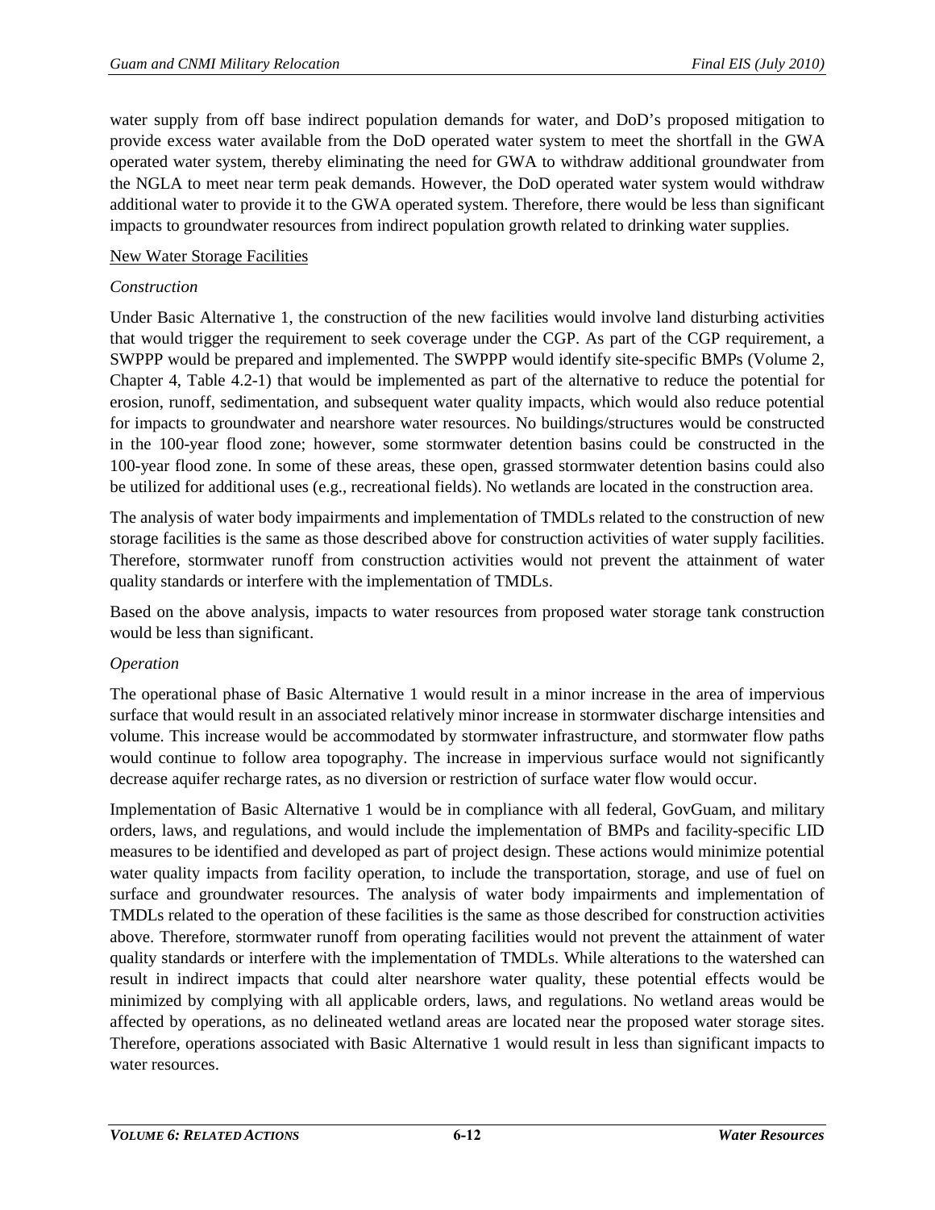water supply from off base indirect population demands for water, and DoD's proposed mitigation to provide excess water available from the DoD operated water system to meet the shortfall in the GWA operated water system, thereby eliminating the need for GWA to withdraw additional groundwater from the NGLA to meet near term peak demands. However, the DoD operated water system would withdraw additional water to provide it to the GWA operated system. Therefore, there would be less than significant impacts to groundwater resources from indirect population growth related to drinking water supplies.

<u>New Water Storage Facilities</u>

*Construction*

Under Basic Alternative 1, the construction of the new facilities would involve land disturbing activities that would trigger the requirement to seek coverage under the CGP. As part of the CGP requirement, a SWPPP would be prepared and implemented. The SWPPP would identify site-specific BMPs (Volume 2, Chapter 4, Table 4.2-1) that would be implemented as part of the alternative to reduce the potential for erosion, runoff, sedimentation, and subsequent water quality impacts, which would also reduce potential for impacts to groundwater and nearshore water resources. No buildings/structures would be constructed in the 100-year flood zone; however, some stormwater detention basins could be constructed in the 100-year flood zone. In some of these areas, these open, grassed stormwater detention basins could also be utilized for additional uses (e.g., recreational fields). No wetlands are located in the construction area.

The analysis of water body impairments and implementation of TMDLs related to the construction of new storage facilities is the same as those described above for construction activities of water supply facilities. Therefore, stormwater runoff from construction activities would not prevent the attainment of water quality standards or interfere with the implementation of TMDLs.

Based on the above analysis, impacts to water resources from proposed water storage tank construction would be less than significant.

*Operation*

The operational phase of Basic Alternative 1 would result in a minor increase in the area of impervious surface that would result in an associated relatively minor increase in stormwater discharge intensities and volume. This increase would be accommodated by stormwater infrastructure, and stormwater flow paths would continue to follow area topography. The increase in impervious surface would not significantly decrease aquifer recharge rates, as no diversion or restriction of surface water flow would occur.

Implementation of Basic Alternative 1 would be in compliance with all federal, GovGuam, and military orders, laws, and regulations, and would include the implementation of BMPs and facility-specific LID measures to be identified and developed as part of project design. These actions would minimize potential water quality impacts from facility operation, to include the transportation, storage, and use of fuel on surface and groundwater resources. The analysis of water body impairments and implementation of TMDLs related to the operation of these facilities is the same as those described for construction activities above. Therefore, stormwater runoff from operating facilities would not prevent the attainment of water quality standards or interfere with the implementation of TMDLs. While alterations to the watershed can result in indirect impacts that could alter nearshore water quality, these potential effects would be minimized by complying with all applicable orders, laws, and regulations. No wetland areas would be affected by operations, as no delineated wetland areas are located near the proposed water storage sites. Therefore, operations associated with Basic Alternative 1 would result in less than significant impacts to water resources.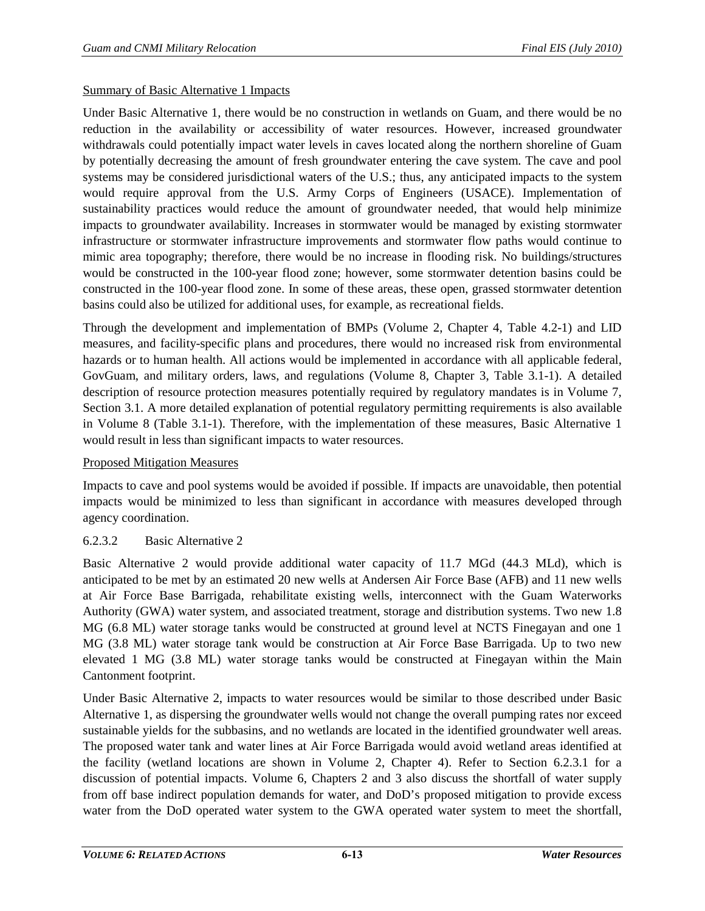Summary of Basic Alternative 1 Impacts

Under Basic Alternative 1, there would be no construction in wetlands on Guam, and there would be no reduction in the availability or accessibility of water resources. However, increased groundwater withdrawals could potentially impact water levels in caves located along the northern shoreline of Guam by potentially decreasing the amount of fresh groundwater entering the cave system. The cave and pool systems may be considered jurisdictional waters of the U.S.; thus, any anticipated impacts to the system would require approval from the U.S. Army Corps of Engineers (USACE). Implementation of sustainability practices would reduce the amount of groundwater needed, that would help minimize impacts to groundwater availability. Increases in stormwater would be managed by existing stormwater infrastructure or stormwater infrastructure improvements and stormwater flow paths would continue to mimic area topography; therefore, there would be no increase in flooding risk. No buildings/structures would be constructed in the 100-year flood zone; however, some stormwater detention basins could be constructed in the 100-year flood zone. In some of these areas, these open, grassed stormwater detention basins could also be utilized for additional uses, for example, as recreational fields.

Through the development and implementation of BMPs (Volume 2, Chapter 4, Table 4.2-1) and LID measures, and facility-specific plans and procedures, there would no increased risk from environmental hazards or to human health. All actions would be implemented in accordance with all applicable federal, GovGuam, and military orders, laws, and regulations (Volume 8, Chapter 3, Table 3.1-1). A detailed description of resource protection measures potentially required by regulatory mandates is in Volume 7, Section 3.1. A more detailed explanation of potential regulatory permitting requirements is also available in Volume 8 (Table 3.1-1). Therefore, with the implementation of these measures, Basic Alternative 1 would result in less than significant impacts to water resources.

Proposed Mitigation Measures

Impacts to cave and pool systems would be avoided if possible. If impacts are unavoidable, then potential impacts would be minimized to less than significant in accordance with measures developed through agency coordination.

### 6.2.3.2 Basic Alternative 2

Basic Alternative 2 would provide additional water capacity of 11.7 MGd (44.3 MLd), which is anticipated to be met by an estimated 20 new wells at Andersen Air Force Base (AFB) and 11 new wells at Air Force Base Barrigada, rehabilitate existing wells, interconnect with the Guam Waterworks Authority (GWA) water system, and associated treatment, storage and distribution systems. Two new 1.8 MG (6.8 ML) water storage tanks would be constructed at ground level at NCTS Finegayan and one 1 MG (3.8 ML) water storage tank would be construction at Air Force Base Barrigada. Up to two new elevated 1 MG (3.8 ML) water storage tanks would be constructed at Finegayan within the Main Cantonment footprint.

Under Basic Alternative 2, impacts to water resources would be similar to those described under Basic Alternative 1, as dispersing the groundwater wells would not change the overall pumping rates nor exceed sustainable yields for the subbasins, and no wetlands are located in the identified groundwater well areas. The proposed water tank and water lines at Air Force Barrigada would avoid wetland areas identified at the facility (wetland locations are shown in Volume 2, Chapter 4). Refer to Section 6.2.3.1 for a discussion of potential impacts. Volume 6, Chapters 2 and 3 also discuss the shortfall of water supply from off base indirect population demands for water, and DoD's proposed mitigation to provide excess water from the DoD operated water system to the GWA operated water system to meet the shortfall,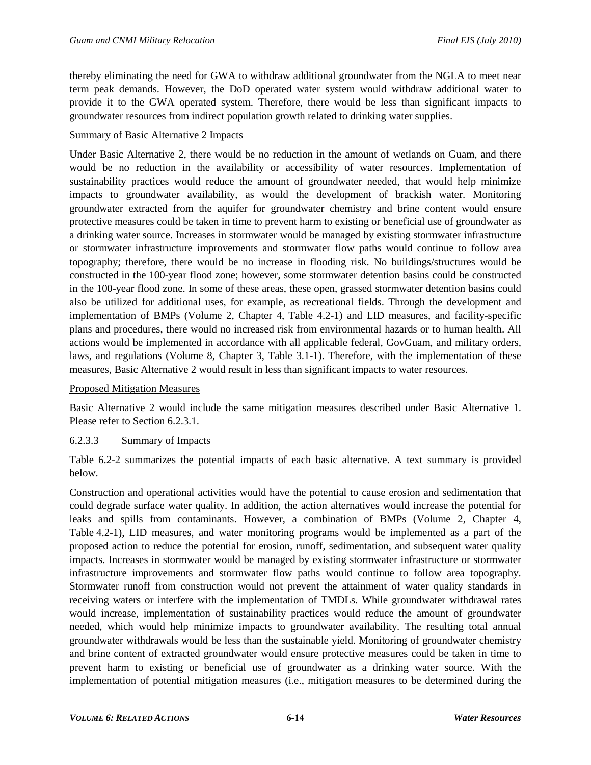thereby eliminating the need for GWA to withdraw additional groundwater from the NGLA to meet near term peak demands. However, the DoD operated water system would withdraw additional water to provide it to the GWA operated system. Therefore, there would be less than significant impacts to groundwater resources from indirect population growth related to drinking water supplies.

Summary of Basic Alternative 2 Impacts

Under Basic Alternative 2, there would be no reduction in the amount of wetlands on Guam, and there would be no reduction in the availability or accessibility of water resources. Implementation of sustainability practices would reduce the amount of groundwater needed, that would help minimize impacts to groundwater availability, as would the development of brackish water. Monitoring groundwater extracted from the aquifer for groundwater chemistry and brine content would ensure protective measures could be taken in time to prevent harm to existing or beneficial use of groundwater as a drinking water source. Increases in stormwater would be managed by existing stormwater infrastructure or stormwater infrastructure improvements and stormwater flow paths would continue to follow area topography; therefore, there would be no increase in flooding risk. No buildings/structures would be constructed in the 100-year flood zone; however, some stormwater detention basins could be constructed in the 100-year flood zone. In some of these areas, these open, grassed stormwater detention basins could also be utilized for additional uses, for example, as recreational fields. Through the development and implementation of BMPs (Volume 2, Chapter 4, Table 4.2-1) and LID measures, and facility-specific plans and procedures, there would no increased risk from environmental hazards or to human health. All actions would be implemented in accordance with all applicable federal, GovGuam, and military orders, laws, and regulations (Volume 8, Chapter 3, Table 3.1-1). Therefore, with the implementation of these measures, Basic Alternative 2 would result in less than significant impacts to water resources.

Proposed Mitigation Measures

Basic Alternative 2 would include the same mitigation measures described under Basic Alternative 1. Please refer to Section 6.2.3.1.

### 6.2.3.3 Summary of Impacts

Table 6.2-2 summarizes the potential impacts of each basic alternative. A text summary is provided below.

Construction and operational activities would have the potential to cause erosion and sedimentation that could degrade surface water quality. In addition, the action alternatives would increase the potential for leaks and spills from contaminants. However, a combination of BMPs (Volume 2, Chapter 4, Table 4.2-1), LID measures, and water monitoring programs would be implemented as a part of the proposed action to reduce the potential for erosion, runoff, sedimentation, and subsequent water quality impacts. Increases in stormwater would be managed by existing stormwater infrastructure or stormwater infrastructure improvements and stormwater flow paths would continue to follow area topography. Stormwater runoff from construction would not prevent the attainment of water quality standards in receiving waters or interfere with the implementation of TMDLs. While groundwater withdrawal rates would increase, implementation of sustainability practices would reduce the amount of groundwater needed, which would help minimize impacts to groundwater availability. The resulting total annual groundwater withdrawals would be less than the sustainable yield. Monitoring of groundwater chemistry and brine content of extracted groundwater would ensure protective measures could be taken in time to prevent harm to existing or beneficial use of groundwater as a drinking water source. With the implementation of potential mitigation measures (i.e., mitigation measures to be determined during the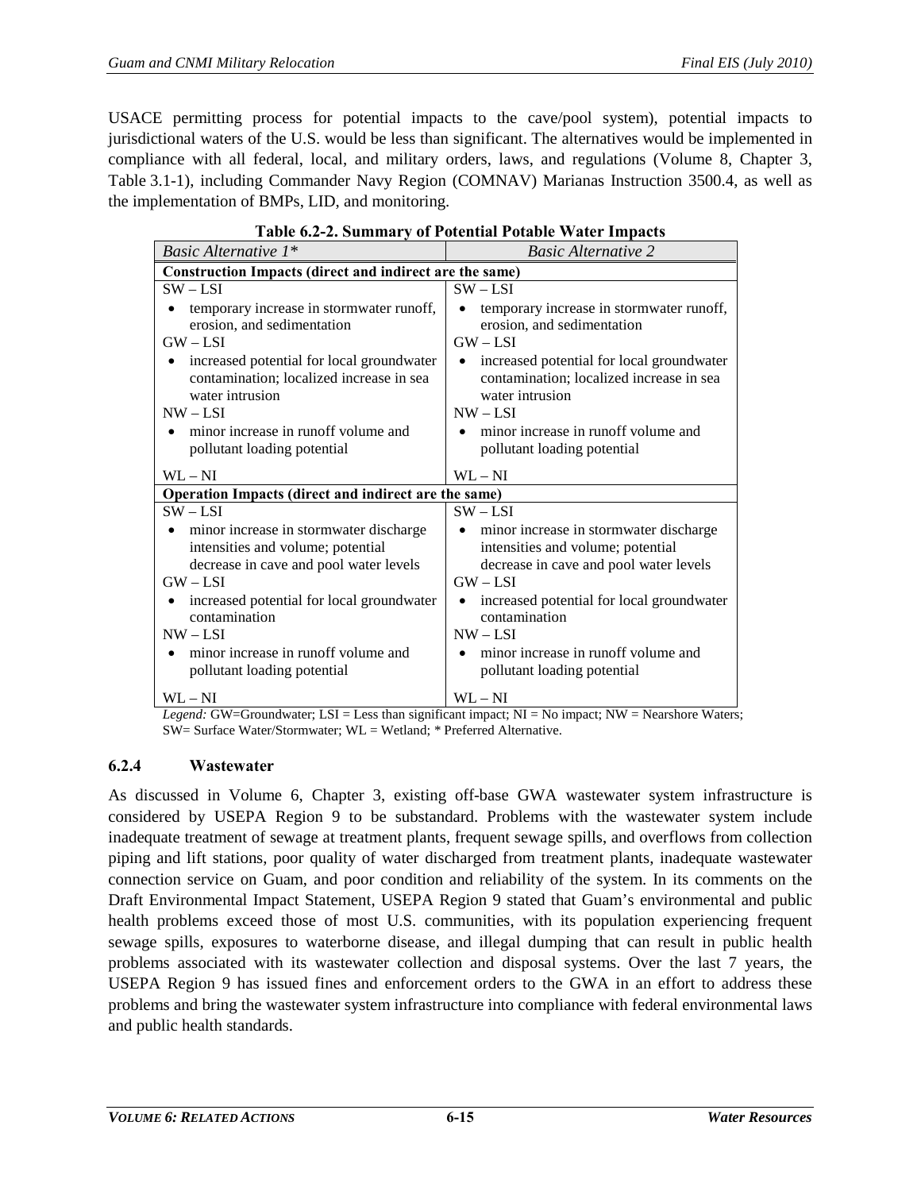USACE permitting process for potential impacts to the cave/pool system), potential impacts to jurisdictional waters of the U.S. would be less than significant. The alternatives would be implemented in compliance with all federal, local, and military orders, laws, and regulations (Volume 8, Chapter 3, Table 3.1-1), including Commander Navy Region (COMNAV) Marianas Instruction 3500.4, as well as the implementation of BMPs, LID, and monitoring.

**Table 6.2-2. Summary of Potential Potable Water Impacts**

| *Basic Alternative 1\** | *Basic Alternative 2* |
|---|---|
| **Construction Impacts (direct and indirect are the same)** | |
| SW – LSI<br>• temporary increase in stormwater runoff, erosion, and sedimentation<br>GW – LSI<br>• increased potential for local groundwater contamination; localized increase in sea water intrusion<br>NW – LSI<br>• minor increase in runoff volume and pollutant loading potential<br>WL – NI | SW – LSI<br>• temporary increase in stormwater runoff, erosion, and sedimentation<br>GW – LSI<br>• increased potential for local groundwater contamination; localized increase in sea water intrusion<br>NW – LSI<br>• minor increase in runoff volume and pollutant loading potential<br>WL – NI |
| **Operation Impacts (direct and indirect are the same)** | |
| SW – LSI<br>• minor increase in stormwater discharge intensities and volume; potential decrease in cave and pool water levels<br>GW – LSI<br>• increased potential for local groundwater contamination<br>NW – LSI<br>• minor increase in runoff volume and pollutant loading potential<br>WL – NI | SW – LSI<br>• minor increase in stormwater discharge intensities and volume; potential decrease in cave and pool water levels<br>GW – LSI<br>• increased potential for local groundwater contamination<br>NW – LSI<br>• minor increase in runoff volume and pollutant loading potential<br>WL – NI |

*Legend:* GW=Groundwater; LSI = Less than significant impact; NI = No impact; NW = Nearshore Waters; SW= Surface Water/Stormwater; WL = Wetland; * Preferred Alternative.

### 6.2.4 Wastewater

As discussed in Volume 6, Chapter 3, existing off-base GWA wastewater system infrastructure is considered by USEPA Region 9 to be substandard. Problems with the wastewater system include inadequate treatment of sewage at treatment plants, frequent sewage spills, and overflows from collection piping and lift stations, poor quality of water discharged from treatment plants, inadequate wastewater connection service on Guam, and poor condition and reliability of the system. In its comments on the Draft Environmental Impact Statement, USEPA Region 9 stated that Guam's environmental and public health problems exceed those of most U.S. communities, with its population experiencing frequent sewage spills, exposures to waterborne disease, and illegal dumping that can result in public health problems associated with its wastewater collection and disposal systems. Over the last 7 years, the USEPA Region 9 has issued fines and enforcement orders to the GWA in an effort to address these problems and bring the wastewater system infrastructure into compliance with federal environmental laws and public health standards.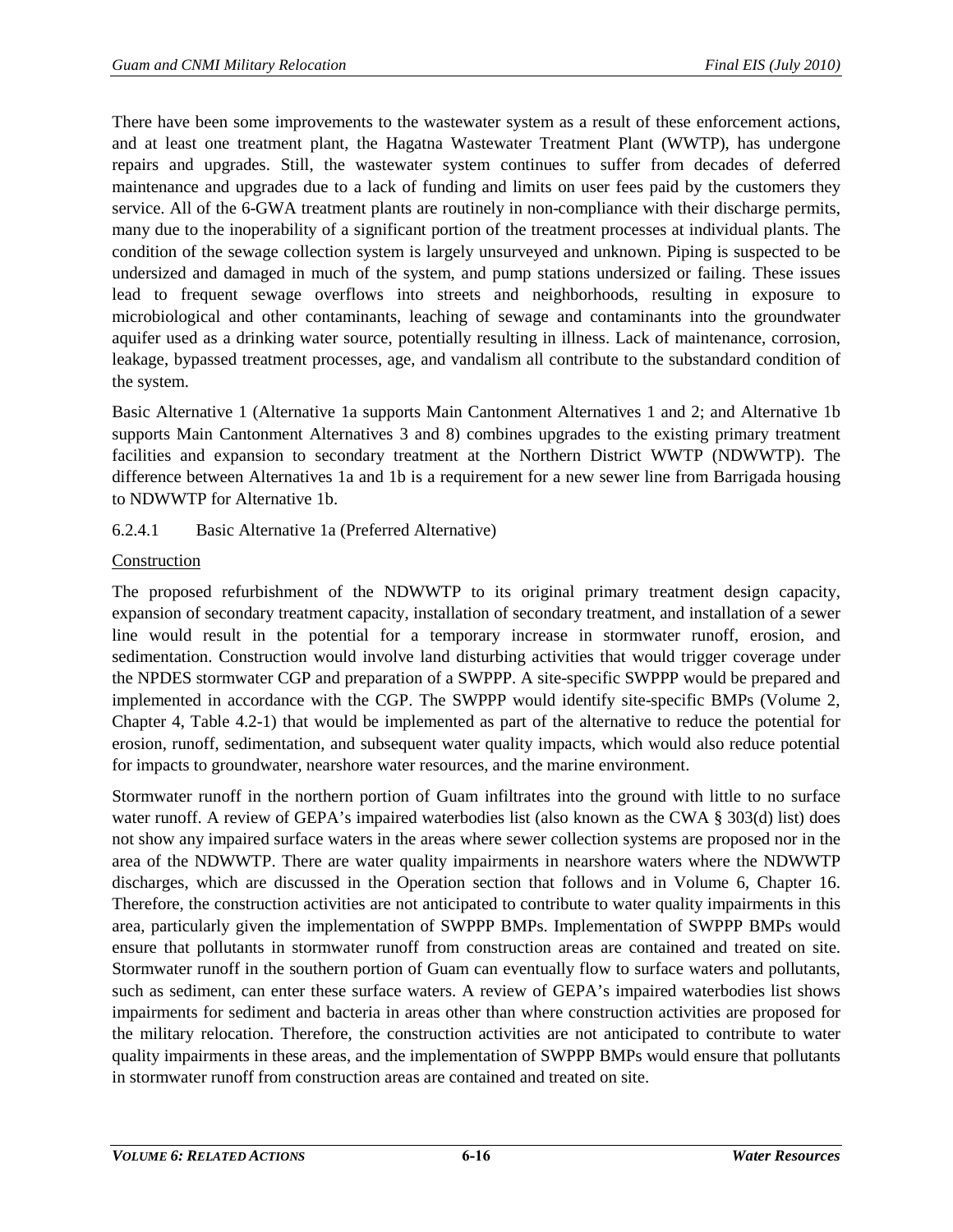There have been some improvements to the wastewater system as a result of these enforcement actions, and at least one treatment plant, the Hagatna Wastewater Treatment Plant (WWTP), has undergone repairs and upgrades. Still, the wastewater system continues to suffer from decades of deferred maintenance and upgrades due to a lack of funding and limits on user fees paid by the customers they service. All of the 6-GWA treatment plants are routinely in non-compliance with their discharge permits, many due to the inoperability of a significant portion of the treatment processes at individual plants. The condition of the sewage collection system is largely unsurveyed and unknown. Piping is suspected to be undersized and damaged in much of the system, and pump stations undersized or failing. These issues lead to frequent sewage overflows into streets and neighborhoods, resulting in exposure to microbiological and other contaminants, leaching of sewage and contaminants into the groundwater aquifer used as a drinking water source, potentially resulting in illness. Lack of maintenance, corrosion, leakage, bypassed treatment processes, age, and vandalism all contribute to the substandard condition of the system.

Basic Alternative 1 (Alternative 1a supports Main Cantonment Alternatives 1 and 2; and Alternative 1b supports Main Cantonment Alternatives 3 and 8) combines upgrades to the existing primary treatment facilities and expansion to secondary treatment at the Northern District WWTP (NDWWTP). The difference between Alternatives 1a and 1b is a requirement for a new sewer line from Barrigada housing to NDWWTP for Alternative 1b.

#### 6.2.4.1 Basic Alternative 1a (Preferred Alternative)

Construction

The proposed refurbishment of the NDWWTP to its original primary treatment design capacity, expansion of secondary treatment capacity, installation of secondary treatment, and installation of a sewer line would result in the potential for a temporary increase in stormwater runoff, erosion, and sedimentation. Construction would involve land disturbing activities that would trigger coverage under the NPDES stormwater CGP and preparation of a SWPPP. A site-specific SWPPP would be prepared and implemented in accordance with the CGP. The SWPPP would identify site-specific BMPs (Volume 2, Chapter 4, Table 4.2-1) that would be implemented as part of the alternative to reduce the potential for erosion, runoff, sedimentation, and subsequent water quality impacts, which would also reduce potential for impacts to groundwater, nearshore water resources, and the marine environment.

Stormwater runoff in the northern portion of Guam infiltrates into the ground with little to no surface water runoff. A review of GEPA's impaired waterbodies list (also known as the CWA § 303(d) list) does not show any impaired surface waters in the areas where sewer collection systems are proposed nor in the area of the NDWWTP. There are water quality impairments in nearshore waters where the NDWWTP discharges, which are discussed in the Operation section that follows and in Volume 6, Chapter 16. Therefore, the construction activities are not anticipated to contribute to water quality impairments in this area, particularly given the implementation of SWPPP BMPs. Implementation of SWPPP BMPs would ensure that pollutants in stormwater runoff from construction areas are contained and treated on site. Stormwater runoff in the southern portion of Guam can eventually flow to surface waters and pollutants, such as sediment, can enter these surface waters. A review of GEPA's impaired waterbodies list shows impairments for sediment and bacteria in areas other than where construction activities are proposed for the military relocation. Therefore, the construction activities are not anticipated to contribute to water quality impairments in these areas, and the implementation of SWPPP BMPs would ensure that pollutants in stormwater runoff from construction areas are contained and treated on site.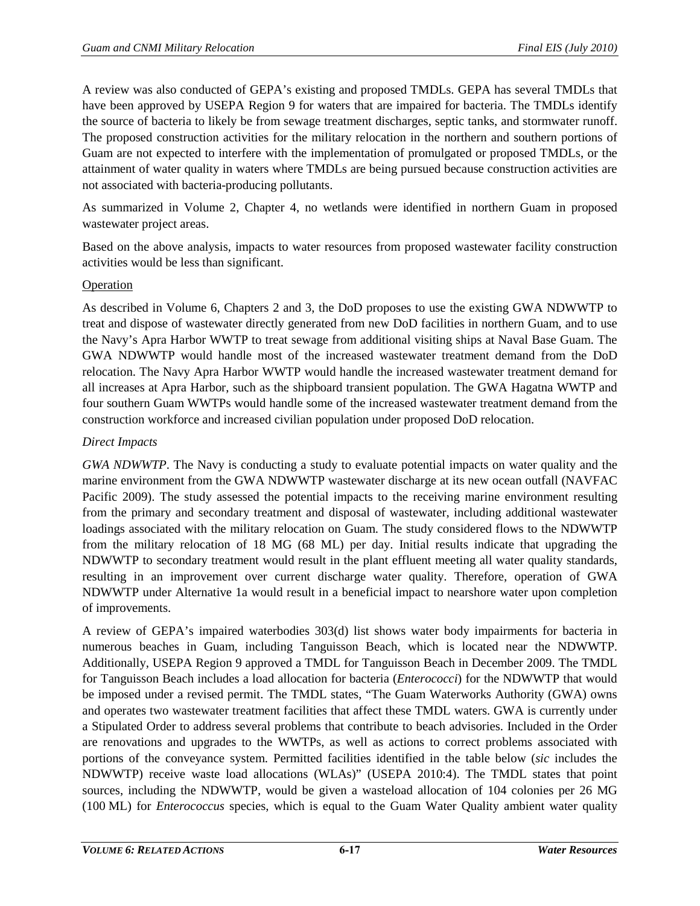A review was also conducted of GEPA's existing and proposed TMDLs. GEPA has several TMDLs that have been approved by USEPA Region 9 for waters that are impaired for bacteria. The TMDLs identify the source of bacteria to likely be from sewage treatment discharges, septic tanks, and stormwater runoff. The proposed construction activities for the military relocation in the northern and southern portions of Guam are not expected to interfere with the implementation of promulgated or proposed TMDLs, or the attainment of water quality in waters where TMDLs are being pursued because construction activities are not associated with bacteria-producing pollutants.

As summarized in Volume 2, Chapter 4, no wetlands were identified in northern Guam in proposed wastewater project areas.

Based on the above analysis, impacts to water resources from proposed wastewater facility construction activities would be less than significant.

Operation

As described in Volume 6, Chapters 2 and 3, the DoD proposes to use the existing GWA NDWWTP to treat and dispose of wastewater directly generated from new DoD facilities in northern Guam, and to use the Navy's Apra Harbor WWTP to treat sewage from additional visiting ships at Naval Base Guam. The GWA NDWWTP would handle most of the increased wastewater treatment demand from the DoD relocation. The Navy Apra Harbor WWTP would handle the increased wastewater treatment demand for all increases at Apra Harbor, such as the shipboard transient population. The GWA Hagatna WWTP and four southern Guam WWTPs would handle some of the increased wastewater treatment demand from the construction workforce and increased civilian population under proposed DoD relocation.

*Direct Impacts*

*GWA NDWWTP*. The Navy is conducting a study to evaluate potential impacts on water quality and the marine environment from the GWA NDWWTP wastewater discharge at its new ocean outfall (NAVFAC Pacific 2009). The study assessed the potential impacts to the receiving marine environment resulting from the primary and secondary treatment and disposal of wastewater, including additional wastewater loadings associated with the military relocation on Guam. The study considered flows to the NDWWTP from the military relocation of 18 MG (68 ML) per day. Initial results indicate that upgrading the NDWWTP to secondary treatment would result in the plant effluent meeting all water quality standards, resulting in an improvement over current discharge water quality. Therefore, operation of GWA NDWWTP under Alternative 1a would result in a beneficial impact to nearshore water upon completion of improvements.

A review of GEPA's impaired waterbodies 303(d) list shows water body impairments for bacteria in numerous beaches in Guam, including Tanguisson Beach, which is located near the NDWWTP. Additionally, USEPA Region 9 approved a TMDL for Tanguisson Beach in December 2009. The TMDL for Tanguisson Beach includes a load allocation for bacteria (*Enterococci*) for the NDWWTP that would be imposed under a revised permit. The TMDL states, "The Guam Waterworks Authority (GWA) owns and operates two wastewater treatment facilities that affect these TMDL waters. GWA is currently under a Stipulated Order to address several problems that contribute to beach advisories. Included in the Order are renovations and upgrades to the WWTPs, as well as actions to correct problems associated with portions of the conveyance system. Permitted facilities identified in the table below (*sic* includes the NDWWTP) receive waste load allocations (WLAs)" (USEPA 2010:4). The TMDL states that point sources, including the NDWWTP, would be given a wasteload allocation of 104 colonies per 26 MG (100 ML) for *Enterococcus* species, which is equal to the Guam Water Quality ambient water quality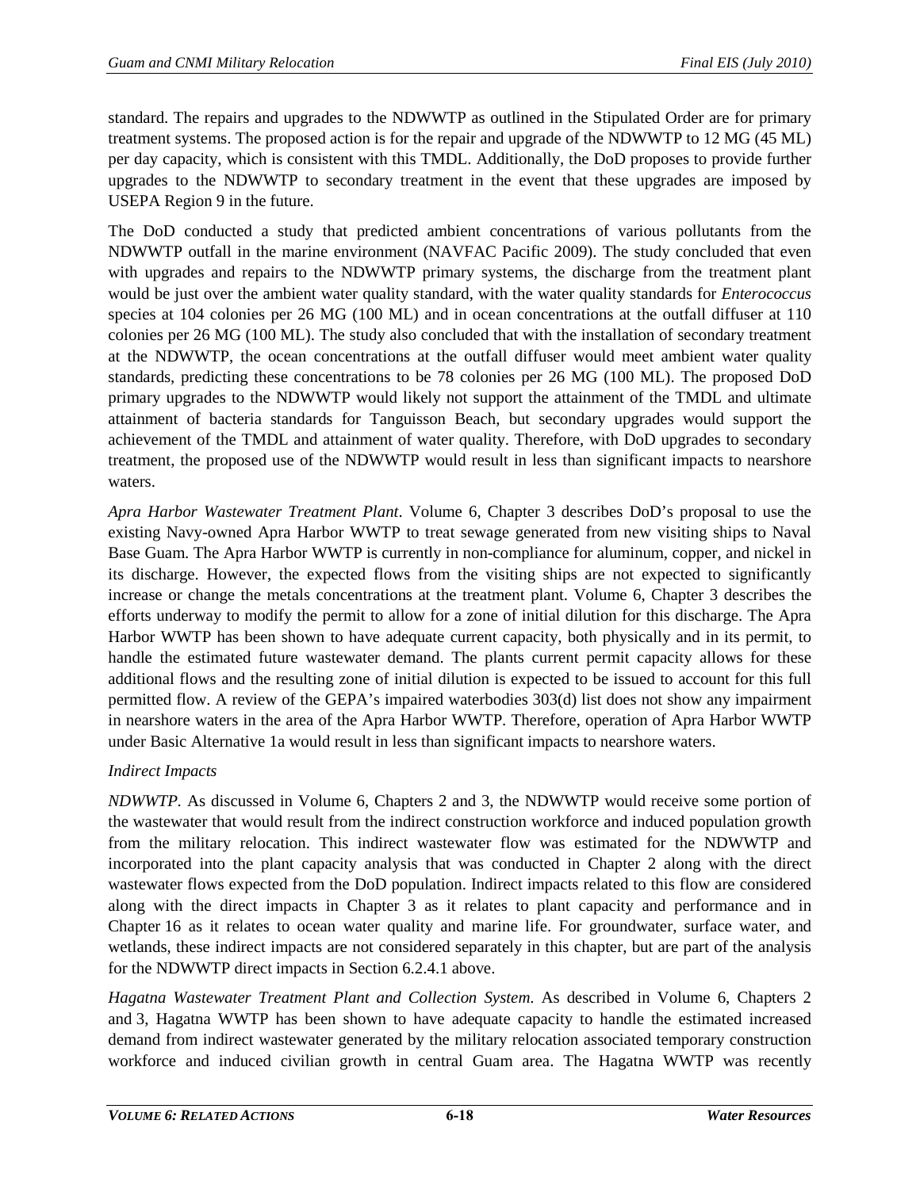standard. The repairs and upgrades to the NDWWTP as outlined in the Stipulated Order are for primary treatment systems. The proposed action is for the repair and upgrade of the NDWWTP to 12 MG (45 ML) per day capacity, which is consistent with this TMDL. Additionally, the DoD proposes to provide further upgrades to the NDWWTP to secondary treatment in the event that these upgrades are imposed by USEPA Region 9 in the future.

The DoD conducted a study that predicted ambient concentrations of various pollutants from the NDWWTP outfall in the marine environment (NAVFAC Pacific 2009). The study concluded that even with upgrades and repairs to the NDWWTP primary systems, the discharge from the treatment plant would be just over the ambient water quality standard, with the water quality standards for *Enterococcus* species at 104 colonies per 26 MG (100 ML) and in ocean concentrations at the outfall diffuser at 110 colonies per 26 MG (100 ML). The study also concluded that with the installation of secondary treatment at the NDWWTP, the ocean concentrations at the outfall diffuser would meet ambient water quality standards, predicting these concentrations to be 78 colonies per 26 MG (100 ML). The proposed DoD primary upgrades to the NDWWTP would likely not support the attainment of the TMDL and ultimate attainment of bacteria standards for Tanguisson Beach, but secondary upgrades would support the achievement of the TMDL and attainment of water quality. Therefore, with DoD upgrades to secondary treatment, the proposed use of the NDWWTP would result in less than significant impacts to nearshore waters.

*Apra Harbor Wastewater Treatment Plant*. Volume 6, Chapter 3 describes DoD's proposal to use the existing Navy-owned Apra Harbor WWTP to treat sewage generated from new visiting ships to Naval Base Guam. The Apra Harbor WWTP is currently in non-compliance for aluminum, copper, and nickel in its discharge. However, the expected flows from the visiting ships are not expected to significantly increase or change the metals concentrations at the treatment plant. Volume 6, Chapter 3 describes the efforts underway to modify the permit to allow for a zone of initial dilution for this discharge. The Apra Harbor WWTP has been shown to have adequate current capacity, both physically and in its permit, to handle the estimated future wastewater demand. The plants current permit capacity allows for these additional flows and the resulting zone of initial dilution is expected to be issued to account for this full permitted flow. A review of the GEPA's impaired waterbodies 303(d) list does not show any impairment in nearshore waters in the area of the Apra Harbor WWTP. Therefore, operation of Apra Harbor WWTP under Basic Alternative 1a would result in less than significant impacts to nearshore waters.

*Indirect Impacts*

*NDWWTP*. As discussed in Volume 6, Chapters 2 and 3, the NDWWTP would receive some portion of the wastewater that would result from the indirect construction workforce and induced population growth from the military relocation. This indirect wastewater flow was estimated for the NDWWTP and incorporated into the plant capacity analysis that was conducted in Chapter 2 along with the direct wastewater flows expected from the DoD population. Indirect impacts related to this flow are considered along with the direct impacts in Chapter 3 as it relates to plant capacity and performance and in Chapter 16 as it relates to ocean water quality and marine life. For groundwater, surface water, and wetlands, these indirect impacts are not considered separately in this chapter, but are part of the analysis for the NDWWTP direct impacts in Section 6.2.4.1 above.

*Hagatna Wastewater Treatment Plant and Collection System*. As described in Volume 6, Chapters 2 and 3, Hagatna WWTP has been shown to have adequate capacity to handle the estimated increased demand from indirect wastewater generated by the military relocation associated temporary construction workforce and induced civilian growth in central Guam area. The Hagatna WWTP was recently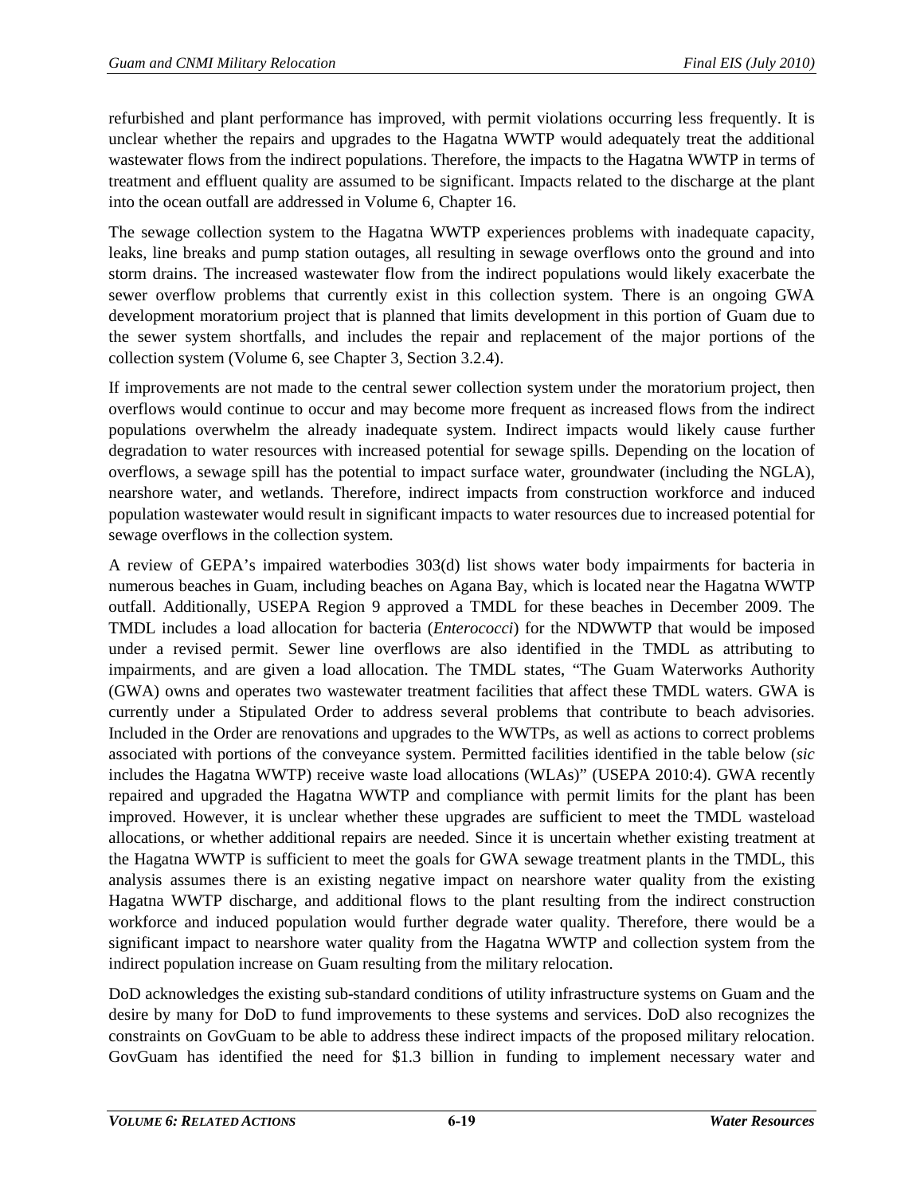refurbished and plant performance has improved, with permit violations occurring less frequently. It is unclear whether the repairs and upgrades to the Hagatna WWTP would adequately treat the additional wastewater flows from the indirect populations. Therefore, the impacts to the Hagatna WWTP in terms of treatment and effluent quality are assumed to be significant. Impacts related to the discharge at the plant into the ocean outfall are addressed in Volume 6, Chapter 16.

The sewage collection system to the Hagatna WWTP experiences problems with inadequate capacity, leaks, line breaks and pump station outages, all resulting in sewage overflows onto the ground and into storm drains. The increased wastewater flow from the indirect populations would likely exacerbate the sewer overflow problems that currently exist in this collection system. There is an ongoing GWA development moratorium project that is planned that limits development in this portion of Guam due to the sewer system shortfalls, and includes the repair and replacement of the major portions of the collection system (Volume 6, see Chapter 3, Section 3.2.4).

If improvements are not made to the central sewer collection system under the moratorium project, then overflows would continue to occur and may become more frequent as increased flows from the indirect populations overwhelm the already inadequate system. Indirect impacts would likely cause further degradation to water resources with increased potential for sewage spills. Depending on the location of overflows, a sewage spill has the potential to impact surface water, groundwater (including the NGLA), nearshore water, and wetlands. Therefore, indirect impacts from construction workforce and induced population wastewater would result in significant impacts to water resources due to increased potential for sewage overflows in the collection system.

A review of GEPA's impaired waterbodies 303(d) list shows water body impairments for bacteria in numerous beaches in Guam, including beaches on Agana Bay, which is located near the Hagatna WWTP outfall. Additionally, USEPA Region 9 approved a TMDL for these beaches in December 2009. The TMDL includes a load allocation for bacteria (*Enterococci*) for the NDWWTP that would be imposed under a revised permit. Sewer line overflows are also identified in the TMDL as attributing to impairments, and are given a load allocation. The TMDL states, "The Guam Waterworks Authority (GWA) owns and operates two wastewater treatment facilities that affect these TMDL waters. GWA is currently under a Stipulated Order to address several problems that contribute to beach advisories. Included in the Order are renovations and upgrades to the WWTPs, as well as actions to correct problems associated with portions of the conveyance system. Permitted facilities identified in the table below (*sic* includes the Hagatna WWTP) receive waste load allocations (WLAs)" (USEPA 2010:4). GWA recently repaired and upgraded the Hagatna WWTP and compliance with permit limits for the plant has been improved. However, it is unclear whether these upgrades are sufficient to meet the TMDL wasteload allocations, or whether additional repairs are needed. Since it is uncertain whether existing treatment at the Hagatna WWTP is sufficient to meet the goals for GWA sewage treatment plants in the TMDL, this analysis assumes there is an existing negative impact on nearshore water quality from the existing Hagatna WWTP discharge, and additional flows to the plant resulting from the indirect construction workforce and induced population would further degrade water quality. Therefore, there would be a significant impact to nearshore water quality from the Hagatna WWTP and collection system from the indirect population increase on Guam resulting from the military relocation.

DoD acknowledges the existing sub-standard conditions of utility infrastructure systems on Guam and the desire by many for DoD to fund improvements to these systems and services. DoD also recognizes the constraints on GovGuam to be able to address these indirect impacts of the proposed military relocation. GovGuam has identified the need for $1.3 billion in funding to implement necessary water and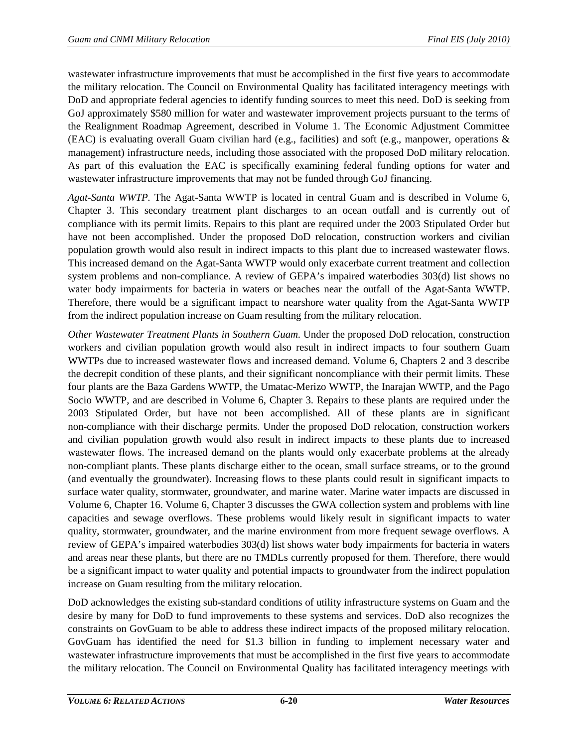wastewater infrastructure improvements that must be accomplished in the first five years to accommodate the military relocation. The Council on Environmental Quality has facilitated interagency meetings with DoD and appropriate federal agencies to identify funding sources to meet this need. DoD is seeking from GoJ approximately $580 million for water and wastewater improvement projects pursuant to the terms of the Realignment Roadmap Agreement, described in Volume 1. The Economic Adjustment Committee (EAC) is evaluating overall Guam civilian hard (e.g., facilities) and soft (e.g., manpower, operations & management) infrastructure needs, including those associated with the proposed DoD military relocation. As part of this evaluation the EAC is specifically examining federal funding options for water and wastewater infrastructure improvements that may not be funded through GoJ financing.

*Agat-Santa WWTP*. The Agat-Santa WWTP is located in central Guam and is described in Volume 6, Chapter 3. This secondary treatment plant discharges to an ocean outfall and is currently out of compliance with its permit limits. Repairs to this plant are required under the 2003 Stipulated Order but have not been accomplished. Under the proposed DoD relocation, construction workers and civilian population growth would also result in indirect impacts to this plant due to increased wastewater flows. This increased demand on the Agat-Santa WWTP would only exacerbate current treatment and collection system problems and non-compliance. A review of GEPA's impaired waterbodies 303(d) list shows no water body impairments for bacteria in waters or beaches near the outfall of the Agat-Santa WWTP. Therefore, there would be a significant impact to nearshore water quality from the Agat-Santa WWTP from the indirect population increase on Guam resulting from the military relocation.

*Other Wastewater Treatment Plants in Southern Guam.* Under the proposed DoD relocation, construction workers and civilian population growth would also result in indirect impacts to four southern Guam WWTPs due to increased wastewater flows and increased demand. Volume 6, Chapters 2 and 3 describe the decrepit condition of these plants, and their significant noncompliance with their permit limits. These four plants are the Baza Gardens WWTP, the Umatac-Merizo WWTP, the Inarajan WWTP, and the Pago Socio WWTP, and are described in Volume 6, Chapter 3. Repairs to these plants are required under the 2003 Stipulated Order, but have not been accomplished. All of these plants are in significant non-compliance with their discharge permits. Under the proposed DoD relocation, construction workers and civilian population growth would also result in indirect impacts to these plants due to increased wastewater flows. The increased demand on the plants would only exacerbate problems at the already non-compliant plants. These plants discharge either to the ocean, small surface streams, or to the ground (and eventually the groundwater). Increasing flows to these plants could result in significant impacts to surface water quality, stormwater, groundwater, and marine water. Marine water impacts are discussed in Volume 6, Chapter 16. Volume 6, Chapter 3 discusses the GWA collection system and problems with line capacities and sewage overflows. These problems would likely result in significant impacts to water quality, stormwater, groundwater, and the marine environment from more frequent sewage overflows. A review of GEPA's impaired waterbodies 303(d) list shows water body impairments for bacteria in waters and areas near these plants, but there are no TMDLs currently proposed for them. Therefore, there would be a significant impact to water quality and potential impacts to groundwater from the indirect population increase on Guam resulting from the military relocation.

DoD acknowledges the existing sub-standard conditions of utility infrastructure systems on Guam and the desire by many for DoD to fund improvements to these systems and services. DoD also recognizes the constraints on GovGuam to be able to address these indirect impacts of the proposed military relocation. GovGuam has identified the need for $1.3 billion in funding to implement necessary water and wastewater infrastructure improvements that must be accomplished in the first five years to accommodate the military relocation. The Council on Environmental Quality has facilitated interagency meetings with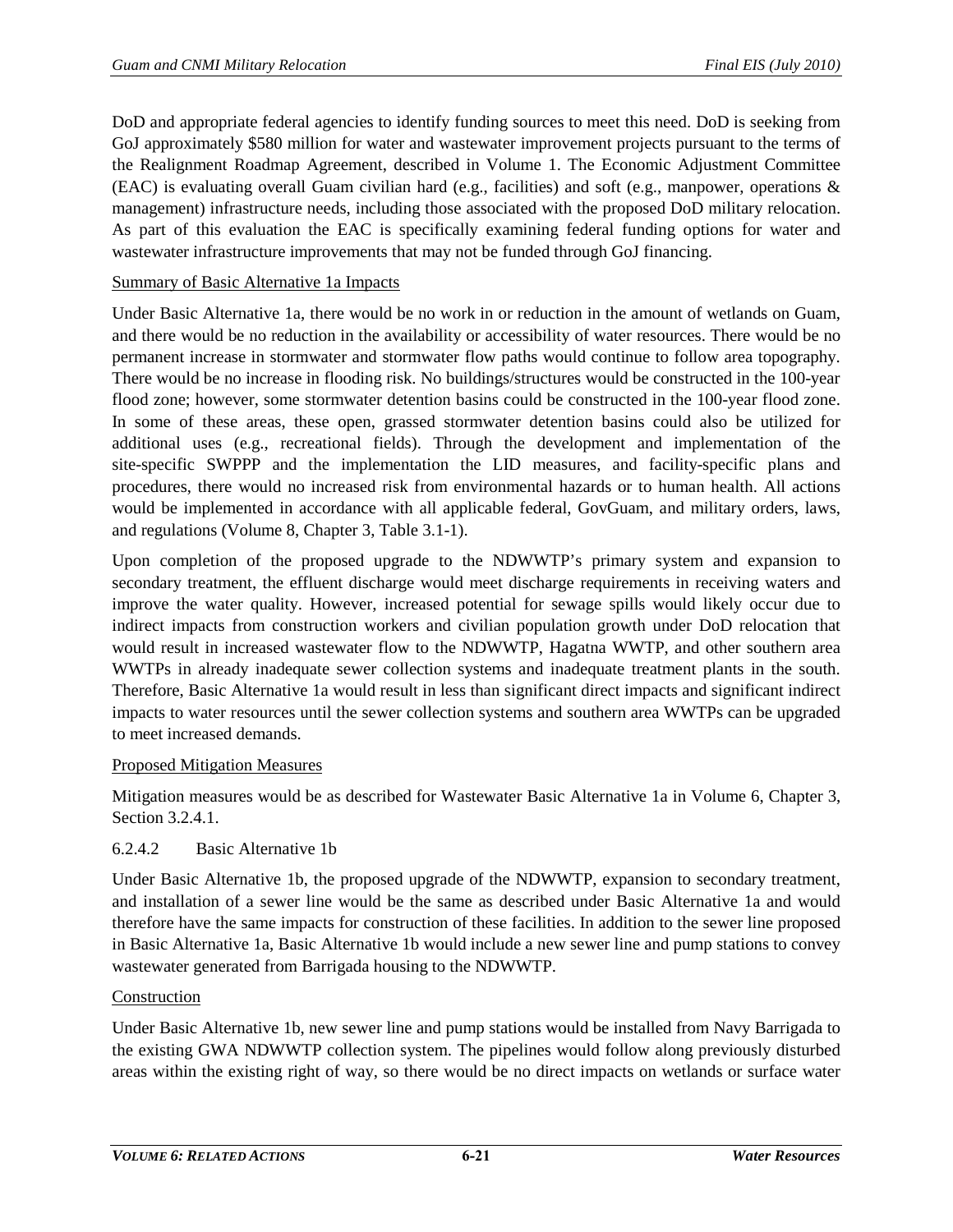DoD and appropriate federal agencies to identify funding sources to meet this need. DoD is seeking from GoJ approximately $580 million for water and wastewater improvement projects pursuant to the terms of the Realignment Roadmap Agreement, described in Volume 1. The Economic Adjustment Committee (EAC) is evaluating overall Guam civilian hard (e.g., facilities) and soft (e.g., manpower, operations & management) infrastructure needs, including those associated with the proposed DoD military relocation. As part of this evaluation the EAC is specifically examining federal funding options for water and wastewater infrastructure improvements that may not be funded through GoJ financing.

Summary of Basic Alternative 1a Impacts

Under Basic Alternative 1a, there would be no work in or reduction in the amount of wetlands on Guam, and there would be no reduction in the availability or accessibility of water resources. There would be no permanent increase in stormwater and stormwater flow paths would continue to follow area topography. There would be no increase in flooding risk. No buildings/structures would be constructed in the 100-year flood zone; however, some stormwater detention basins could be constructed in the 100-year flood zone. In some of these areas, these open, grassed stormwater detention basins could also be utilized for additional uses (e.g., recreational fields). Through the development and implementation of the site-specific SWPPP and the implementation the LID measures, and facility-specific plans and procedures, there would no increased risk from environmental hazards or to human health. All actions would be implemented in accordance with all applicable federal, GovGuam, and military orders, laws, and regulations (Volume 8, Chapter 3, Table 3.1-1).

Upon completion of the proposed upgrade to the NDWWTP's primary system and expansion to secondary treatment, the effluent discharge would meet discharge requirements in receiving waters and improve the water quality. However, increased potential for sewage spills would likely occur due to indirect impacts from construction workers and civilian population growth under DoD relocation that would result in increased wastewater flow to the NDWWTP, Hagatna WWTP, and other southern area WWTPs in already inadequate sewer collection systems and inadequate treatment plants in the south. Therefore, Basic Alternative 1a would result in less than significant direct impacts and significant indirect impacts to water resources until the sewer collection systems and southern area WWTPs can be upgraded to meet increased demands.

Proposed Mitigation Measures

Mitigation measures would be as described for Wastewater Basic Alternative 1a in Volume 6, Chapter 3, Section 3.2.4.1.

### 6.2.4.2 Basic Alternative 1b

Under Basic Alternative 1b, the proposed upgrade of the NDWWTP, expansion to secondary treatment, and installation of a sewer line would be the same as described under Basic Alternative 1a and would therefore have the same impacts for construction of these facilities. In addition to the sewer line proposed in Basic Alternative 1a, Basic Alternative 1b would include a new sewer line and pump stations to convey wastewater generated from Barrigada housing to the NDWWTP.

Construction

Under Basic Alternative 1b, new sewer line and pump stations would be installed from Navy Barrigada to the existing GWA NDWWTP collection system. The pipelines would follow along previously disturbed areas within the existing right of way, so there would be no direct impacts on wetlands or surface water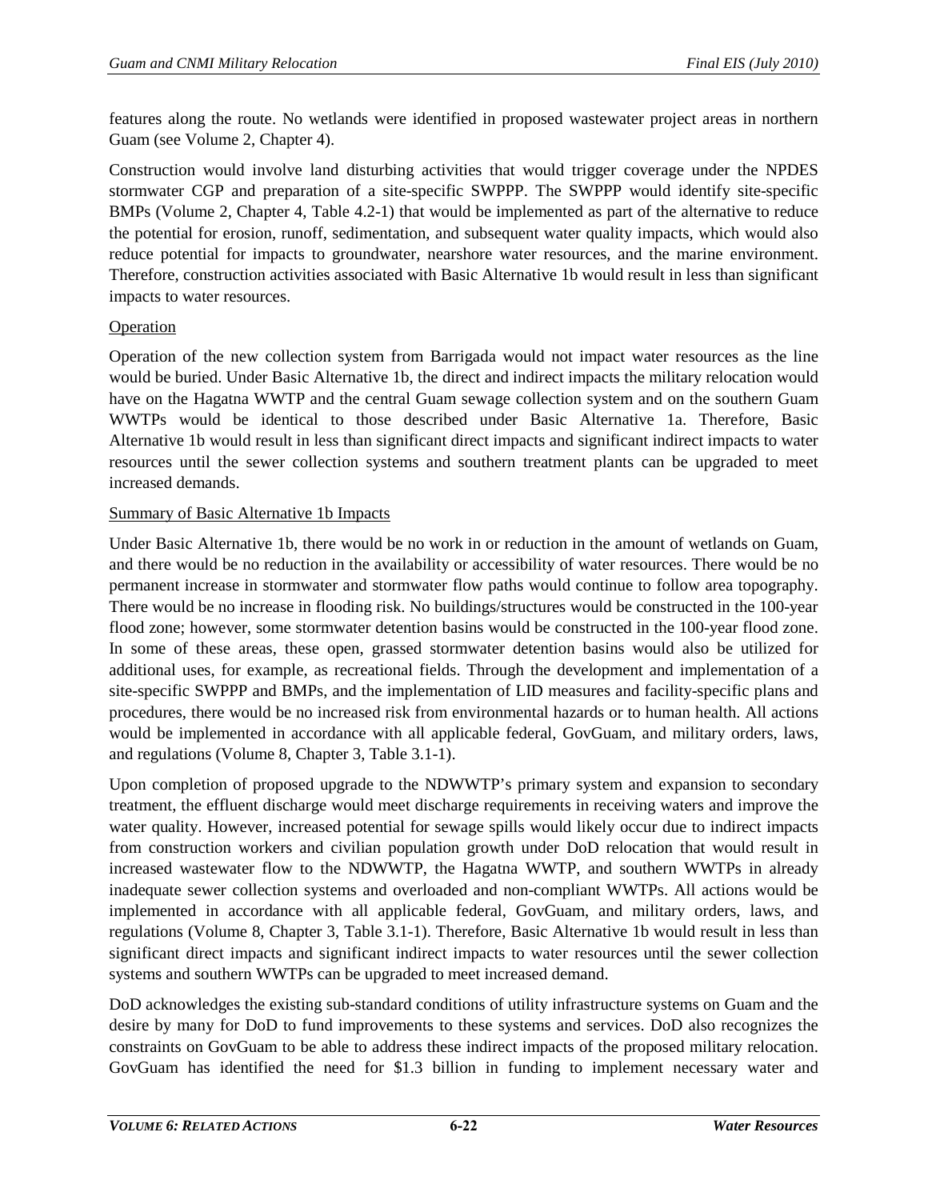features along the route. No wetlands were identified in proposed wastewater project areas in northern Guam (see Volume 2, Chapter 4).

Construction would involve land disturbing activities that would trigger coverage under the NPDES stormwater CGP and preparation of a site-specific SWPPP. The SWPPP would identify site-specific BMPs (Volume 2, Chapter 4, Table 4.2-1) that would be implemented as part of the alternative to reduce the potential for erosion, runoff, sedimentation, and subsequent water quality impacts, which would also reduce potential for impacts to groundwater, nearshore water resources, and the marine environment. Therefore, construction activities associated with Basic Alternative 1b would result in less than significant impacts to water resources.

<u>Operation</u>

Operation of the new collection system from Barrigada would not impact water resources as the line would be buried. Under Basic Alternative 1b, the direct and indirect impacts the military relocation would have on the Hagatna WWTP and the central Guam sewage collection system and on the southern Guam WWTPs would be identical to those described under Basic Alternative 1a. Therefore, Basic Alternative 1b would result in less than significant direct impacts and significant indirect impacts to water resources until the sewer collection systems and southern treatment plants can be upgraded to meet increased demands.

<u>Summary of Basic Alternative 1b Impacts</u>

Under Basic Alternative 1b, there would be no work in or reduction in the amount of wetlands on Guam, and there would be no reduction in the availability or accessibility of water resources. There would be no permanent increase in stormwater and stormwater flow paths would continue to follow area topography. There would be no increase in flooding risk. No buildings/structures would be constructed in the 100-year flood zone; however, some stormwater detention basins would be constructed in the 100-year flood zone. In some of these areas, these open, grassed stormwater detention basins would also be utilized for additional uses, for example, as recreational fields. Through the development and implementation of a site-specific SWPPP and BMPs, and the implementation of LID measures and facility-specific plans and procedures, there would be no increased risk from environmental hazards or to human health. All actions would be implemented in accordance with all applicable federal, GovGuam, and military orders, laws, and regulations (Volume 8, Chapter 3, Table 3.1-1).

Upon completion of proposed upgrade to the NDWWTP's primary system and expansion to secondary treatment, the effluent discharge would meet discharge requirements in receiving waters and improve the water quality. However, increased potential for sewage spills would likely occur due to indirect impacts from construction workers and civilian population growth under DoD relocation that would result in increased wastewater flow to the NDWWTP, the Hagatna WWTP, and southern WWTPs in already inadequate sewer collection systems and overloaded and non-compliant WWTPs. All actions would be implemented in accordance with all applicable federal, GovGuam, and military orders, laws, and regulations (Volume 8, Chapter 3, Table 3.1-1). Therefore, Basic Alternative 1b would result in less than significant direct impacts and significant indirect impacts to water resources until the sewer collection systems and southern WWTPs can be upgraded to meet increased demand.

DoD acknowledges the existing sub-standard conditions of utility infrastructure systems on Guam and the desire by many for DoD to fund improvements to these systems and services. DoD also recognizes the constraints on GovGuam to be able to address these indirect impacts of the proposed military relocation. GovGuam has identified the need for $1.3 billion in funding to implement necessary water and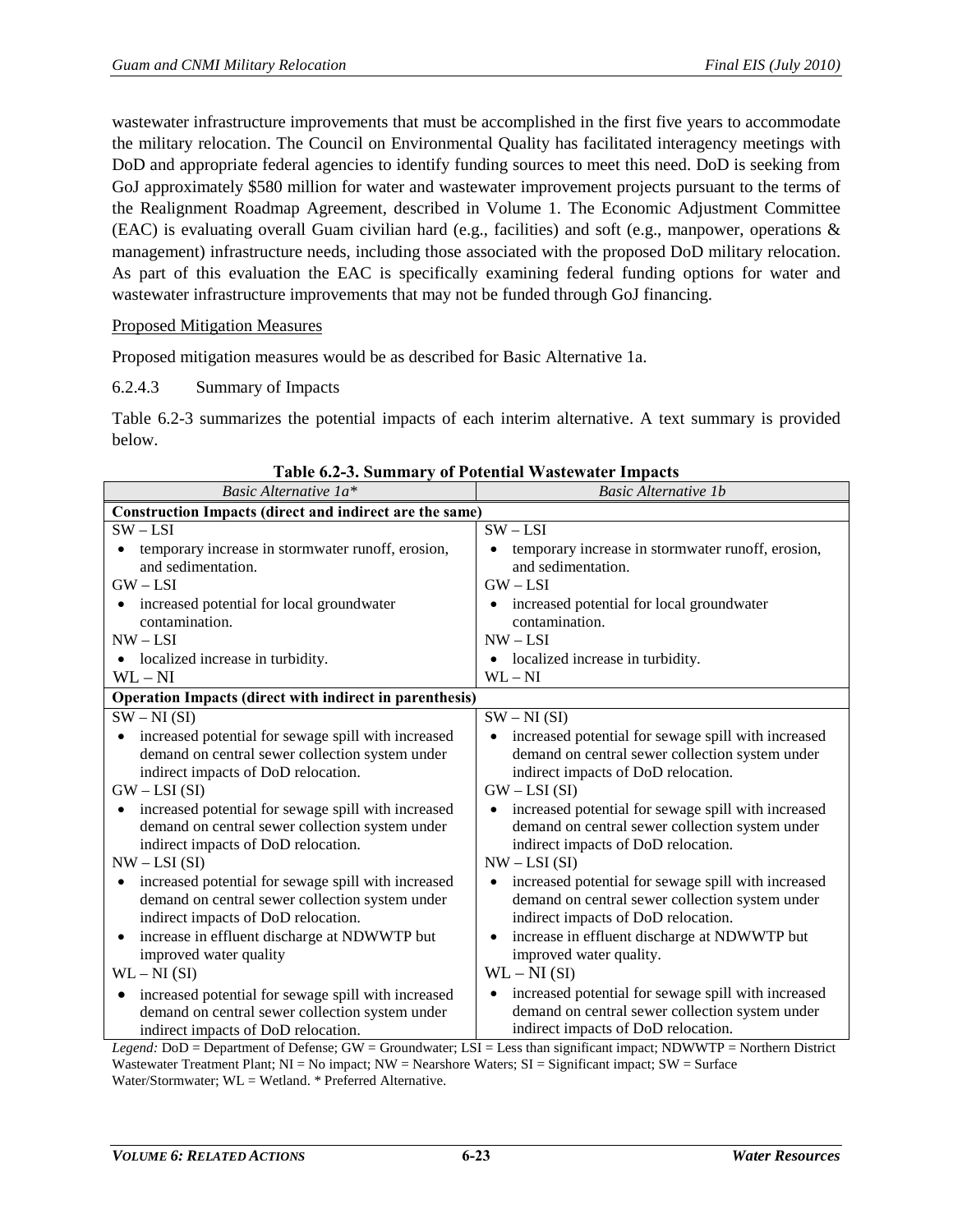wastewater infrastructure improvements that must be accomplished in the first five years to accommodate the military relocation. The Council on Environmental Quality has facilitated interagency meetings with DoD and appropriate federal agencies to identify funding sources to meet this need. DoD is seeking from GoJ approximately $580 million for water and wastewater improvement projects pursuant to the terms of the Realignment Roadmap Agreement, described in Volume 1. The Economic Adjustment Committee (EAC) is evaluating overall Guam civilian hard (e.g., facilities) and soft (e.g., manpower, operations & management) infrastructure needs, including those associated with the proposed DoD military relocation. As part of this evaluation the EAC is specifically examining federal funding options for water and wastewater infrastructure improvements that may not be funded through GoJ financing.

Proposed Mitigation Measures

Proposed mitigation measures would be as described for Basic Alternative 1a.

6.2.4.3 Summary of Impacts

Table 6.2-3 summarizes the potential impacts of each interim alternative. A text summary is provided below.

**Table 6.2-3. Summary of Potential Wastewater Impacts**

| *Basic Alternative 1a** | *Basic Alternative 1b* |
|---|---|
| **Construction Impacts (direct and indirect are the same)** | |
| SW – LSI<br>• temporary increase in stormwater runoff, erosion, and sedimentation.<br>GW – LSI<br>• increased potential for local groundwater contamination.<br>NW – LSI<br>• localized increase in turbidity.<br>WL – NI | SW – LSI<br>• temporary increase in stormwater runoff, erosion, and sedimentation.<br>GW – LSI<br>• increased potential for local groundwater contamination.<br>NW – LSI<br>• localized increase in turbidity.<br>WL – NI |
| **Operation Impacts (direct with indirect in parenthesis)** | |
| SW – NI (SI)<br>• increased potential for sewage spill with increased demand on central sewer collection system under indirect impacts of DoD relocation.<br>GW – LSI (SI)<br>• increased potential for sewage spill with increased demand on central sewer collection system under indirect impacts of DoD relocation.<br>NW – LSI (SI)<br>• increased potential for sewage spill with increased demand on central sewer collection system under indirect impacts of DoD relocation.<br>• increase in effluent discharge at NDWWTP but improved water quality<br>WL – NI (SI)<br>• increased potential for sewage spill with increased demand on central sewer collection system under indirect impacts of DoD relocation. | SW – NI (SI)<br>• increased potential for sewage spill with increased demand on central sewer collection system under indirect impacts of DoD relocation.<br>GW – LSI (SI)<br>• increased potential for sewage spill with increased demand on central sewer collection system under indirect impacts of DoD relocation.<br>NW – LSI (SI)<br>• increased potential for sewage spill with increased demand on central sewer collection system under indirect impacts of DoD relocation.<br>• increase in effluent discharge at NDWWTP but improved water quality.<br>WL – NI (SI)<br>• increased potential for sewage spill with increased demand on central sewer collection system under indirect impacts of DoD relocation. |

*Legend:* DoD = Department of Defense; GW = Groundwater; LSI = Less than significant impact; NDWWTP = Northern District Wastewater Treatment Plant; NI = No impact; NW = Nearshore Waters; SI = Significant impact; SW = Surface Water/Stormwater; WL = Wetland. * Preferred Alternative.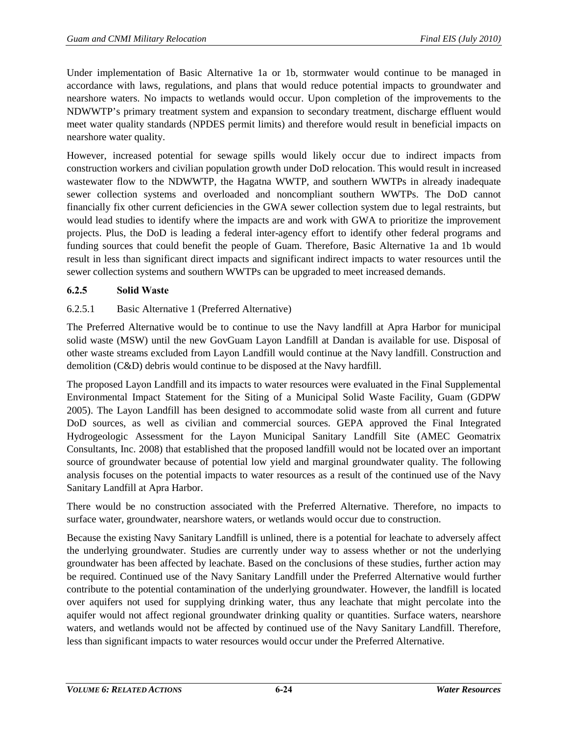Under implementation of Basic Alternative 1a or 1b, stormwater would continue to be managed in accordance with laws, regulations, and plans that would reduce potential impacts to groundwater and nearshore waters. No impacts to wetlands would occur. Upon completion of the improvements to the NDWWTP's primary treatment system and expansion to secondary treatment, discharge effluent would meet water quality standards (NPDES permit limits) and therefore would result in beneficial impacts on nearshore water quality.

However, increased potential for sewage spills would likely occur due to indirect impacts from construction workers and civilian population growth under DoD relocation. This would result in increased wastewater flow to the NDWWTP, the Hagatna WWTP, and southern WWTPs in already inadequate sewer collection systems and overloaded and noncompliant southern WWTPs. The DoD cannot financially fix other current deficiencies in the GWA sewer collection system due to legal restraints, but would lead studies to identify where the impacts are and work with GWA to prioritize the improvement projects. Plus, the DoD is leading a federal inter-agency effort to identify other federal programs and funding sources that could benefit the people of Guam. Therefore, Basic Alternative 1a and 1b would result in less than significant direct impacts and significant indirect impacts to water resources until the sewer collection systems and southern WWTPs can be upgraded to meet increased demands.

### 6.2.5 Solid Waste

#### 6.2.5.1 Basic Alternative 1 (Preferred Alternative)

The Preferred Alternative would be to continue to use the Navy landfill at Apra Harbor for municipal solid waste (MSW) until the new GovGuam Layon Landfill at Dandan is available for use. Disposal of other waste streams excluded from Layon Landfill would continue at the Navy landfill. Construction and demolition (C&D) debris would continue to be disposed at the Navy hardfill.

The proposed Layon Landfill and its impacts to water resources were evaluated in the Final Supplemental Environmental Impact Statement for the Siting of a Municipal Solid Waste Facility, Guam (GDPW 2005). The Layon Landfill has been designed to accommodate solid waste from all current and future DoD sources, as well as civilian and commercial sources. GEPA approved the Final Integrated Hydrogeologic Assessment for the Layon Municipal Sanitary Landfill Site (AMEC Geomatrix Consultants, Inc. 2008) that established that the proposed landfill would not be located over an important source of groundwater because of potential low yield and marginal groundwater quality. The following analysis focuses on the potential impacts to water resources as a result of the continued use of the Navy Sanitary Landfill at Apra Harbor.

There would be no construction associated with the Preferred Alternative. Therefore, no impacts to surface water, groundwater, nearshore waters, or wetlands would occur due to construction.

Because the existing Navy Sanitary Landfill is unlined, there is a potential for leachate to adversely affect the underlying groundwater. Studies are currently under way to assess whether or not the underlying groundwater has been affected by leachate. Based on the conclusions of these studies, further action may be required. Continued use of the Navy Sanitary Landfill under the Preferred Alternative would further contribute to the potential contamination of the underlying groundwater. However, the landfill is located over aquifers not used for supplying drinking water, thus any leachate that might percolate into the aquifer would not affect regional groundwater drinking quality or quantities. Surface waters, nearshore waters, and wetlands would not be affected by continued use of the Navy Sanitary Landfill. Therefore, less than significant impacts to water resources would occur under the Preferred Alternative.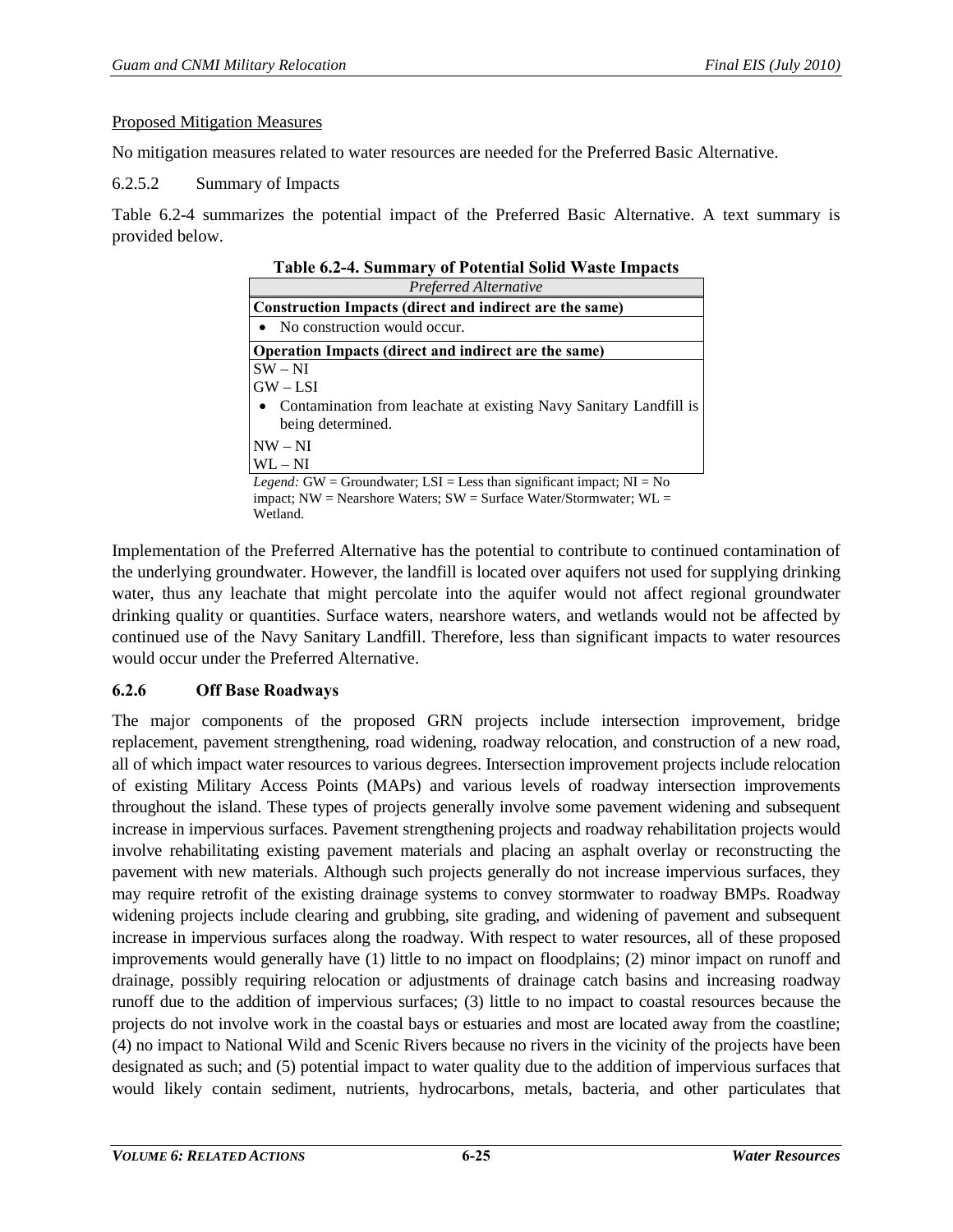Proposed Mitigation Measures

No mitigation measures related to water resources are needed for the Preferred Basic Alternative.

6.2.5.2 Summary of Impacts

Table 6.2-4 summarizes the potential impact of the Preferred Basic Alternative. A text summary is provided below.

**Table 6.2-4. Summary of Potential Solid Waste Impacts**

| *Preferred Alternative* |
|---|
| **Construction Impacts (direct and indirect are the same)** |
| • No construction would occur. |
| **Operation Impacts (direct and indirect are the same)** |
| SW – NI<br>GW – LSI<br>• Contamination from leachate at existing Navy Sanitary Landfill is being determined.<br>NW – NI<br>WL – NI |

*Legend:* GW = Groundwater; LSI = Less than significant impact; NI = No impact; NW = Nearshore Waters; SW = Surface Water/Stormwater; WL = Wetland.

Implementation of the Preferred Alternative has the potential to contribute to continued contamination of the underlying groundwater. However, the landfill is located over aquifers not used for supplying drinking water, thus any leachate that might percolate into the aquifer would not affect regional groundwater drinking quality or quantities. Surface waters, nearshore waters, and wetlands would not be affected by continued use of the Navy Sanitary Landfill. Therefore, less than significant impacts to water resources would occur under the Preferred Alternative.

### 6.2.6 Off Base Roadways

The major components of the proposed GRN projects include intersection improvement, bridge replacement, pavement strengthening, road widening, roadway relocation, and construction of a new road, all of which impact water resources to various degrees. Intersection improvement projects include relocation of existing Military Access Points (MAPs) and various levels of roadway intersection improvements throughout the island. These types of projects generally involve some pavement widening and subsequent increase in impervious surfaces. Pavement strengthening projects and roadway rehabilitation projects would involve rehabilitating existing pavement materials and placing an asphalt overlay or reconstructing the pavement with new materials. Although such projects generally do not increase impervious surfaces, they may require retrofit of the existing drainage systems to convey stormwater to roadway BMPs. Roadway widening projects include clearing and grubbing, site grading, and widening of pavement and subsequent increase in impervious surfaces along the roadway. With respect to water resources, all of these proposed improvements would generally have (1) little to no impact on floodplains; (2) minor impact on runoff and drainage, possibly requiring relocation or adjustments of drainage catch basins and increasing roadway runoff due to the addition of impervious surfaces; (3) little to no impact to coastal resources because the projects do not involve work in the coastal bays or estuaries and most are located away from the coastline; (4) no impact to National Wild and Scenic Rivers because no rivers in the vicinity of the projects have been designated as such; and (5) potential impact to water quality due to the addition of impervious surfaces that would likely contain sediment, nutrients, hydrocarbons, metals, bacteria, and other particulates that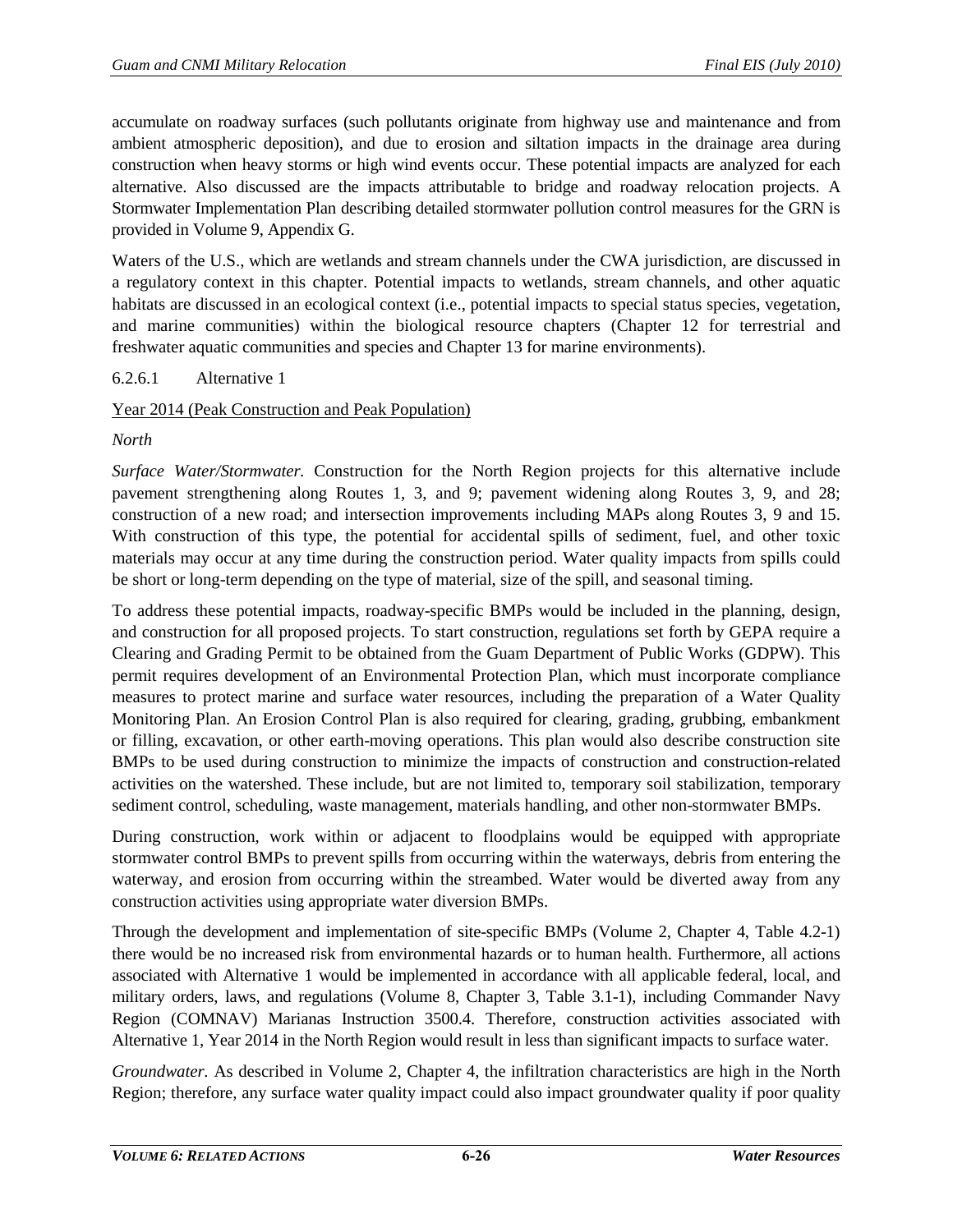accumulate on roadway surfaces (such pollutants originate from highway use and maintenance and from ambient atmospheric deposition), and due to erosion and siltation impacts in the drainage area during construction when heavy storms or high wind events occur. These potential impacts are analyzed for each alternative. Also discussed are the impacts attributable to bridge and roadway relocation projects. A Stormwater Implementation Plan describing detailed stormwater pollution control measures for the GRN is provided in Volume 9, Appendix G.

Waters of the U.S., which are wetlands and stream channels under the CWA jurisdiction, are discussed in a regulatory context in this chapter. Potential impacts to wetlands, stream channels, and other aquatic habitats are discussed in an ecological context (i.e., potential impacts to special status species, vegetation, and marine communities) within the biological resource chapters (Chapter 12 for terrestrial and freshwater aquatic communities and species and Chapter 13 for marine environments).

#### 6.2.6.1 Alternative 1

Year 2014 (Peak Construction and Peak Population)

*North*

*Surface Water/Stormwater.* Construction for the North Region projects for this alternative include pavement strengthening along Routes 1, 3, and 9; pavement widening along Routes 3, 9, and 28; construction of a new road; and intersection improvements including MAPs along Routes 3, 9 and 15. With construction of this type, the potential for accidental spills of sediment, fuel, and other toxic materials may occur at any time during the construction period. Water quality impacts from spills could be short or long-term depending on the type of material, size of the spill, and seasonal timing.

To address these potential impacts, roadway-specific BMPs would be included in the planning, design, and construction for all proposed projects. To start construction, regulations set forth by GEPA require a Clearing and Grading Permit to be obtained from the Guam Department of Public Works (GDPW). This permit requires development of an Environmental Protection Plan, which must incorporate compliance measures to protect marine and surface water resources, including the preparation of a Water Quality Monitoring Plan. An Erosion Control Plan is also required for clearing, grading, grubbing, embankment or filling, excavation, or other earth-moving operations. This plan would also describe construction site BMPs to be used during construction to minimize the impacts of construction and construction-related activities on the watershed. These include, but are not limited to, temporary soil stabilization, temporary sediment control, scheduling, waste management, materials handling, and other non-stormwater BMPs.

During construction, work within or adjacent to floodplains would be equipped with appropriate stormwater control BMPs to prevent spills from occurring within the waterways, debris from entering the waterway, and erosion from occurring within the streambed. Water would be diverted away from any construction activities using appropriate water diversion BMPs.

Through the development and implementation of site-specific BMPs (Volume 2, Chapter 4, Table 4.2-1) there would be no increased risk from environmental hazards or to human health. Furthermore, all actions associated with Alternative 1 would be implemented in accordance with all applicable federal, local, and military orders, laws, and regulations (Volume 8, Chapter 3, Table 3.1-1), including Commander Navy Region (COMNAV) Marianas Instruction 3500.4. Therefore, construction activities associated with Alternative 1, Year 2014 in the North Region would result in less than significant impacts to surface water.

*Groundwater.* As described in Volume 2, Chapter 4, the infiltration characteristics are high in the North Region; therefore, any surface water quality impact could also impact groundwater quality if poor quality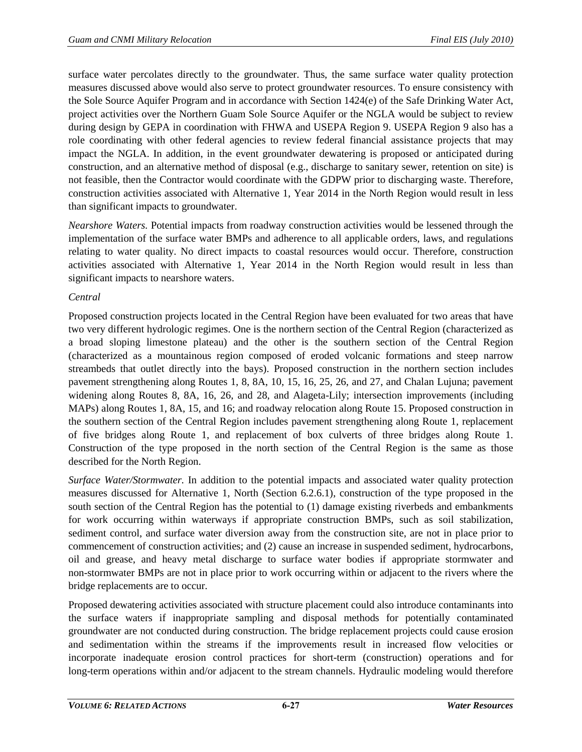surface water percolates directly to the groundwater. Thus, the same surface water quality protection measures discussed above would also serve to protect groundwater resources. To ensure consistency with the Sole Source Aquifer Program and in accordance with Section 1424(e) of the Safe Drinking Water Act, project activities over the Northern Guam Sole Source Aquifer or the NGLA would be subject to review during design by GEPA in coordination with FHWA and USEPA Region 9. USEPA Region 9 also has a role coordinating with other federal agencies to review federal financial assistance projects that may impact the NGLA. In addition, in the event groundwater dewatering is proposed or anticipated during construction, and an alternative method of disposal (e.g., discharge to sanitary sewer, retention on site) is not feasible, then the Contractor would coordinate with the GDPW prior to discharging waste. Therefore, construction activities associated with Alternative 1, Year 2014 in the North Region would result in less than significant impacts to groundwater.

*Nearshore Waters.* Potential impacts from roadway construction activities would be lessened through the implementation of the surface water BMPs and adherence to all applicable orders, laws, and regulations relating to water quality. No direct impacts to coastal resources would occur. Therefore, construction activities associated with Alternative 1, Year 2014 in the North Region would result in less than significant impacts to nearshore waters.

*Central*

Proposed construction projects located in the Central Region have been evaluated for two areas that have two very different hydrologic regimes. One is the northern section of the Central Region (characterized as a broad sloping limestone plateau) and the other is the southern section of the Central Region (characterized as a mountainous region composed of eroded volcanic formations and steep narrow streambeds that outlet directly into the bays). Proposed construction in the northern section includes pavement strengthening along Routes 1, 8, 8A, 10, 15, 16, 25, 26, and 27, and Chalan Lujuna; pavement widening along Routes 8, 8A, 16, 26, and 28, and Alageta-Lily; intersection improvements (including MAPs) along Routes 1, 8A, 15, and 16; and roadway relocation along Route 15. Proposed construction in the southern section of the Central Region includes pavement strengthening along Route 1, replacement of five bridges along Route 1, and replacement of box culverts of three bridges along Route 1. Construction of the type proposed in the north section of the Central Region is the same as those described for the North Region.

*Surface Water/Stormwater.* In addition to the potential impacts and associated water quality protection measures discussed for Alternative 1, North (Section 6.2.6.1), construction of the type proposed in the south section of the Central Region has the potential to (1) damage existing riverbeds and embankments for work occurring within waterways if appropriate construction BMPs, such as soil stabilization, sediment control, and surface water diversion away from the construction site, are not in place prior to commencement of construction activities; and (2) cause an increase in suspended sediment, hydrocarbons, oil and grease, and heavy metal discharge to surface water bodies if appropriate stormwater and non-stormwater BMPs are not in place prior to work occurring within or adjacent to the rivers where the bridge replacements are to occur.

Proposed dewatering activities associated with structure placement could also introduce contaminants into the surface waters if inappropriate sampling and disposal methods for potentially contaminated groundwater are not conducted during construction. The bridge replacement projects could cause erosion and sedimentation within the streams if the improvements result in increased flow velocities or incorporate inadequate erosion control practices for short-term (construction) operations and for long-term operations within and/or adjacent to the stream channels. Hydraulic modeling would therefore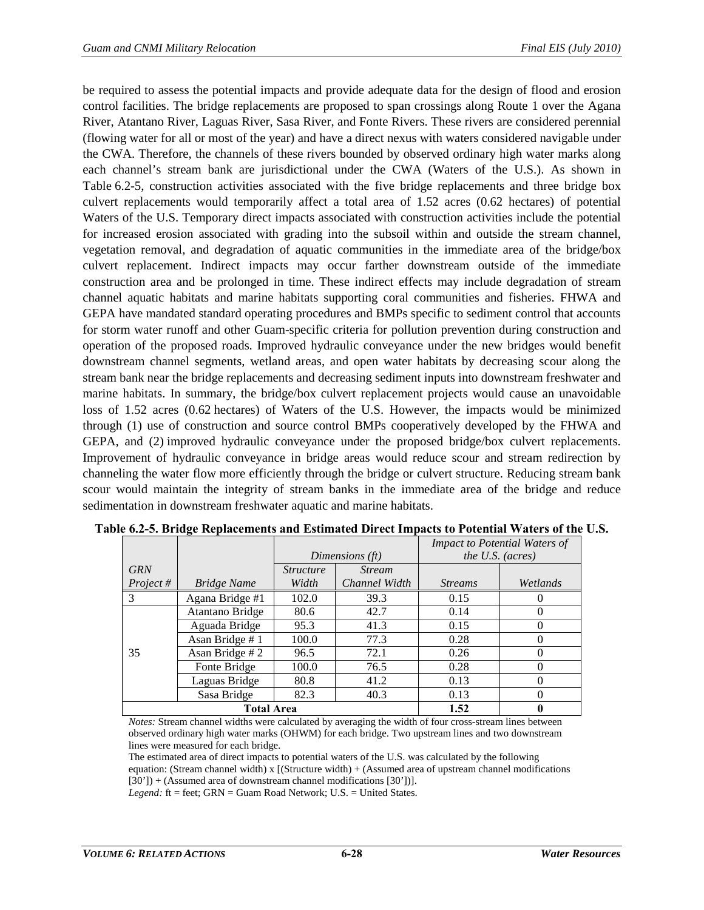be required to assess the potential impacts and provide adequate data for the design of flood and erosion control facilities. The bridge replacements are proposed to span crossings along Route 1 over the Agana River, Atantano River, Laguas River, Sasa River, and Fonte Rivers. These rivers are considered perennial (flowing water for all or most of the year) and have a direct nexus with waters considered navigable under the CWA. Therefore, the channels of these rivers bounded by observed ordinary high water marks along each channel's stream bank are jurisdictional under the CWA (Waters of the U.S.). As shown in Table 6.2-5, construction activities associated with the five bridge replacements and three bridge box culvert replacements would temporarily affect a total area of 1.52 acres (0.62 hectares) of potential Waters of the U.S. Temporary direct impacts associated with construction activities include the potential for increased erosion associated with grading into the subsoil within and outside the stream channel, vegetation removal, and degradation of aquatic communities in the immediate area of the bridge/box culvert replacement. Indirect impacts may occur farther downstream outside of the immediate construction area and be prolonged in time. These indirect effects may include degradation of stream channel aquatic habitats and marine habitats supporting coral communities and fisheries. FHWA and GEPA have mandated standard operating procedures and BMPs specific to sediment control that accounts for storm water runoff and other Guam-specific criteria for pollution prevention during construction and operation of the proposed roads. Improved hydraulic conveyance under the new bridges would benefit downstream channel segments, wetland areas, and open water habitats by decreasing scour along the stream bank near the bridge replacements and decreasing sediment inputs into downstream freshwater and marine habitats. In summary, the bridge/box culvert replacement projects would cause an unavoidable loss of 1.52 acres (0.62 hectares) of Waters of the U.S. However, the impacts would be minimized through (1) use of construction and source control BMPs cooperatively developed by the FHWA and GEPA, and (2) improved hydraulic conveyance under the proposed bridge/box culvert replacements. Improvement of hydraulic conveyance in bridge areas would reduce scour and stream redirection by channeling the water flow more efficiently through the bridge or culvert structure. Reducing stream bank scour would maintain the integrity of stream banks in the immediate area of the bridge and reduce sedimentation in downstream freshwater aquatic and marine habitats.

**Table 6.2-5. Bridge Replacements and Estimated Direct Impacts to Potential Waters of the U.S.**

| | | *Dimensions (ft)* | | *Impact to Potential Waters of the U.S. (acres)* | |
|---|---|---|---|---|---|
| *GRN Project #* | *Bridge Name* | *Structure Width* | *Stream Channel Width* | *Streams* | *Wetlands* |
| 3 | Agana Bridge #1 | 102.0 | 39.3 | 0.15 | 0 |
| 35 | Atantano Bridge | 80.6 | 42.7 | 0.14 | 0 |
| | Aguada Bridge | 95.3 | 41.3 | 0.15 | 0 |
| | Asan Bridge # 1 | 100.0 | 77.3 | 0.28 | 0 |
| | Asan Bridge # 2 | 96.5 | 72.1 | 0.26 | 0 |
| | Fonte Bridge | 100.0 | 76.5 | 0.28 | 0 |
| | Laguas Bridge | 80.8 | 41.2 | 0.13 | 0 |
| | Sasa Bridge | 82.3 | 40.3 | 0.13 | 0 |
| **Total Area** | | | | **1.52** | **0** |

*Notes:* Stream channel widths were calculated by averaging the width of four cross-stream lines between observed ordinary high water marks (OHWM) for each bridge. Two upstream lines and two downstream lines were measured for each bridge.

The estimated area of direct impacts to potential waters of the U.S. was calculated by the following equation: (Stream channel width) x [(Structure width) + (Assumed area of upstream channel modifications [30']) + (Assumed area of downstream channel modifications [30'])].

*Legend:* ft = feet; GRN = Guam Road Network; U.S. = United States.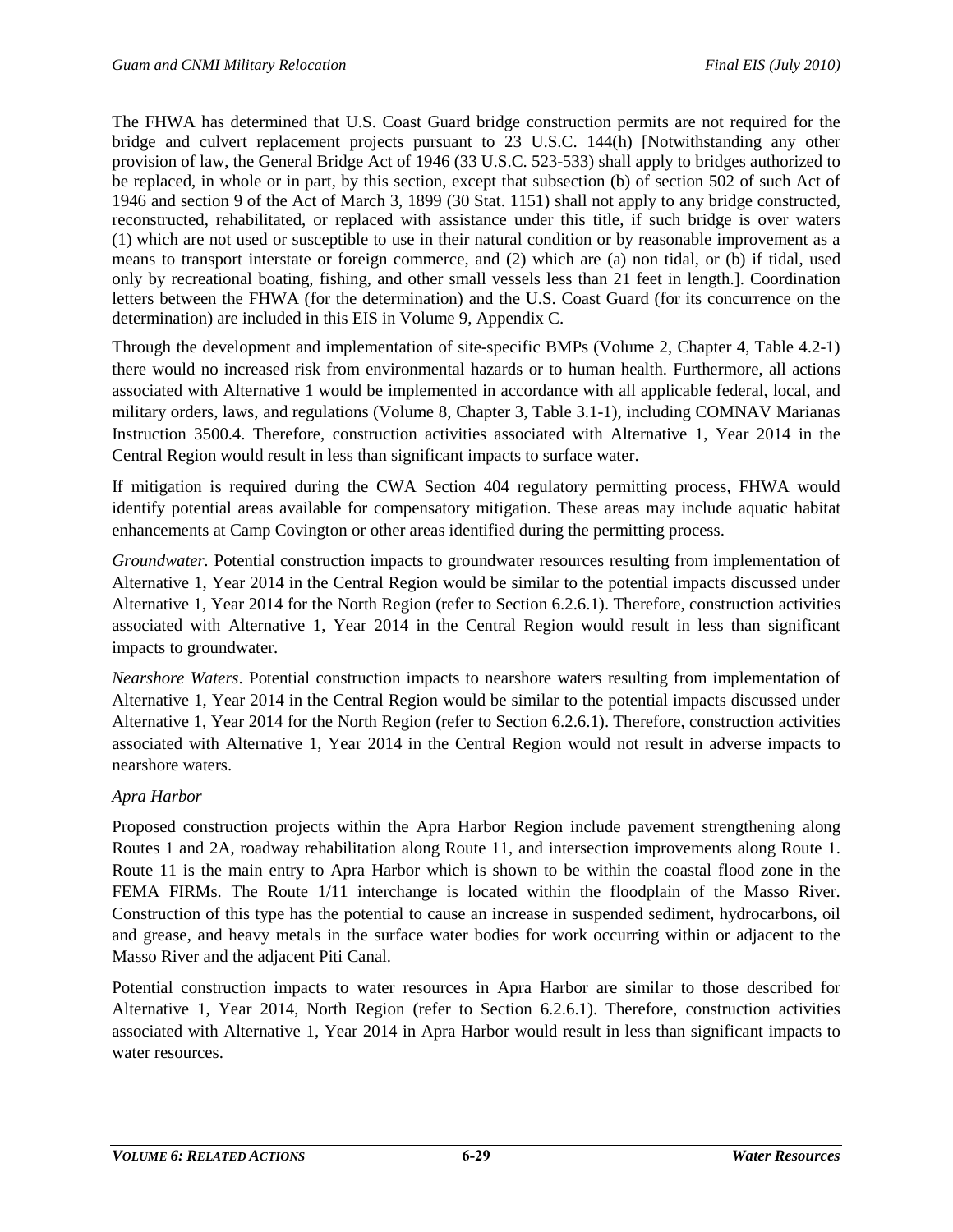The FHWA has determined that U.S. Coast Guard bridge construction permits are not required for the bridge and culvert replacement projects pursuant to 23 U.S.C. 144(h) [Notwithstanding any other provision of law, the General Bridge Act of 1946 (33 U.S.C. 523-533) shall apply to bridges authorized to be replaced, in whole or in part, by this section, except that subsection (b) of section 502 of such Act of 1946 and section 9 of the Act of March 3, 1899 (30 Stat. 1151) shall not apply to any bridge constructed, reconstructed, rehabilitated, or replaced with assistance under this title, if such bridge is over waters (1) which are not used or susceptible to use in their natural condition or by reasonable improvement as a means to transport interstate or foreign commerce, and (2) which are (a) non tidal, or (b) if tidal, used only by recreational boating, fishing, and other small vessels less than 21 feet in length.]. Coordination letters between the FHWA (for the determination) and the U.S. Coast Guard (for its concurrence on the determination) are included in this EIS in Volume 9, Appendix C.

Through the development and implementation of site-specific BMPs (Volume 2, Chapter 4, Table 4.2-1) there would no increased risk from environmental hazards or to human health. Furthermore, all actions associated with Alternative 1 would be implemented in accordance with all applicable federal, local, and military orders, laws, and regulations (Volume 8, Chapter 3, Table 3.1-1), including COMNAV Marianas Instruction 3500.4. Therefore, construction activities associated with Alternative 1, Year 2014 in the Central Region would result in less than significant impacts to surface water.

If mitigation is required during the CWA Section 404 regulatory permitting process, FHWA would identify potential areas available for compensatory mitigation. These areas may include aquatic habitat enhancements at Camp Covington or other areas identified during the permitting process.

*Groundwater.* Potential construction impacts to groundwater resources resulting from implementation of Alternative 1, Year 2014 in the Central Region would be similar to the potential impacts discussed under Alternative 1, Year 2014 for the North Region (refer to Section 6.2.6.1). Therefore, construction activities associated with Alternative 1, Year 2014 in the Central Region would result in less than significant impacts to groundwater.

*Nearshore Waters*. Potential construction impacts to nearshore waters resulting from implementation of Alternative 1, Year 2014 in the Central Region would be similar to the potential impacts discussed under Alternative 1, Year 2014 for the North Region (refer to Section 6.2.6.1). Therefore, construction activities associated with Alternative 1, Year 2014 in the Central Region would not result in adverse impacts to nearshore waters.

*Apra Harbor*

Proposed construction projects within the Apra Harbor Region include pavement strengthening along Routes 1 and 2A, roadway rehabilitation along Route 11, and intersection improvements along Route 1. Route 11 is the main entry to Apra Harbor which is shown to be within the coastal flood zone in the FEMA FIRMs. The Route 1/11 interchange is located within the floodplain of the Masso River. Construction of this type has the potential to cause an increase in suspended sediment, hydrocarbons, oil and grease, and heavy metals in the surface water bodies for work occurring within or adjacent to the Masso River and the adjacent Piti Canal.

Potential construction impacts to water resources in Apra Harbor are similar to those described for Alternative 1, Year 2014, North Region (refer to Section 6.2.6.1). Therefore, construction activities associated with Alternative 1, Year 2014 in Apra Harbor would result in less than significant impacts to water resources.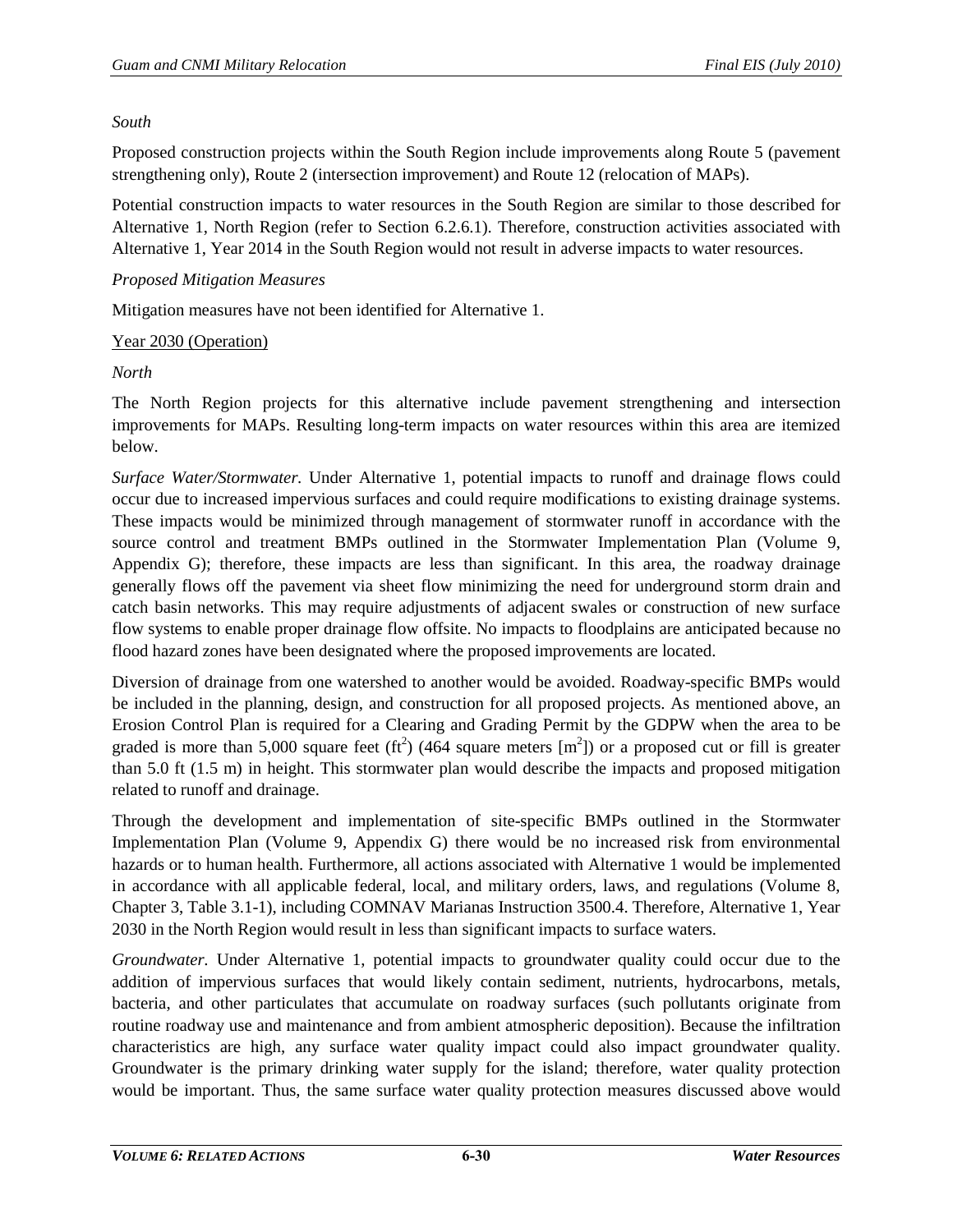*South*

Proposed construction projects within the South Region include improvements along Route 5 (pavement strengthening only), Route 2 (intersection improvement) and Route 12 (relocation of MAPs).

Potential construction impacts to water resources in the South Region are similar to those described for Alternative 1, North Region (refer to Section 6.2.6.1). Therefore, construction activities associated with Alternative 1, Year 2014 in the South Region would not result in adverse impacts to water resources.

*Proposed Mitigation Measures*

Mitigation measures have not been identified for Alternative 1.

Year 2030 (Operation)

*North*

The North Region projects for this alternative include pavement strengthening and intersection improvements for MAPs. Resulting long-term impacts on water resources within this area are itemized below.

*Surface Water/Stormwater.* Under Alternative 1, potential impacts to runoff and drainage flows could occur due to increased impervious surfaces and could require modifications to existing drainage systems. These impacts would be minimized through management of stormwater runoff in accordance with the source control and treatment BMPs outlined in the Stormwater Implementation Plan (Volume 9, Appendix G); therefore, these impacts are less than significant. In this area, the roadway drainage generally flows off the pavement via sheet flow minimizing the need for underground storm drain and catch basin networks. This may require adjustments of adjacent swales or construction of new surface flow systems to enable proper drainage flow offsite. No impacts to floodplains are anticipated because no flood hazard zones have been designated where the proposed improvements are located.

Diversion of drainage from one watershed to another would be avoided. Roadway-specific BMPs would be included in the planning, design, and construction for all proposed projects. As mentioned above, an Erosion Control Plan is required for a Clearing and Grading Permit by the GDPW when the area to be graded is more than 5,000 square feet ($ft^2$) (464 square meters [$m^2$]) or a proposed cut or fill is greater than 5.0 ft (1.5 m) in height. This stormwater plan would describe the impacts and proposed mitigation related to runoff and drainage.

Through the development and implementation of site-specific BMPs outlined in the Stormwater Implementation Plan (Volume 9, Appendix G) there would be no increased risk from environmental hazards or to human health. Furthermore, all actions associated with Alternative 1 would be implemented in accordance with all applicable federal, local, and military orders, laws, and regulations (Volume 8, Chapter 3, Table 3.1-1), including COMNAV Marianas Instruction 3500.4. Therefore, Alternative 1, Year 2030 in the North Region would result in less than significant impacts to surface waters.

*Groundwater.* Under Alternative 1, potential impacts to groundwater quality could occur due to the addition of impervious surfaces that would likely contain sediment, nutrients, hydrocarbons, metals, bacteria, and other particulates that accumulate on roadway surfaces (such pollutants originate from routine roadway use and maintenance and from ambient atmospheric deposition). Because the infiltration characteristics are high, any surface water quality impact could also impact groundwater quality. Groundwater is the primary drinking water supply for the island; therefore, water quality protection would be important. Thus, the same surface water quality protection measures discussed above would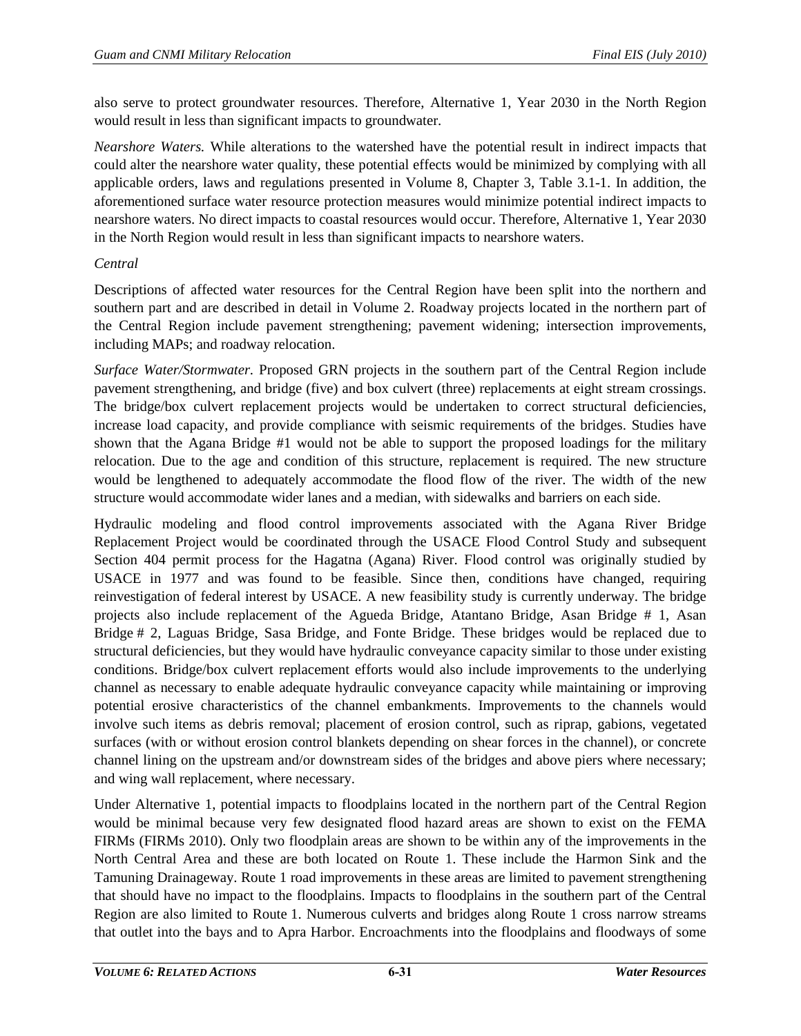also serve to protect groundwater resources. Therefore, Alternative 1, Year 2030 in the North Region would result in less than significant impacts to groundwater.

*Nearshore Waters.* While alterations to the watershed have the potential result in indirect impacts that could alter the nearshore water quality, these potential effects would be minimized by complying with all applicable orders, laws and regulations presented in Volume 8, Chapter 3, Table 3.1-1. In addition, the aforementioned surface water resource protection measures would minimize potential indirect impacts to nearshore waters. No direct impacts to coastal resources would occur. Therefore, Alternative 1, Year 2030 in the North Region would result in less than significant impacts to nearshore waters.

*Central*

Descriptions of affected water resources for the Central Region have been split into the northern and southern part and are described in detail in Volume 2. Roadway projects located in the northern part of the Central Region include pavement strengthening; pavement widening; intersection improvements, including MAPs; and roadway relocation.

*Surface Water/Stormwater.* Proposed GRN projects in the southern part of the Central Region include pavement strengthening, and bridge (five) and box culvert (three) replacements at eight stream crossings. The bridge/box culvert replacement projects would be undertaken to correct structural deficiencies, increase load capacity, and provide compliance with seismic requirements of the bridges. Studies have shown that the Agana Bridge #1 would not be able to support the proposed loadings for the military relocation. Due to the age and condition of this structure, replacement is required. The new structure would be lengthened to adequately accommodate the flood flow of the river. The width of the new structure would accommodate wider lanes and a median, with sidewalks and barriers on each side.

Hydraulic modeling and flood control improvements associated with the Agana River Bridge Replacement Project would be coordinated through the USACE Flood Control Study and subsequent Section 404 permit process for the Hagatna (Agana) River. Flood control was originally studied by USACE in 1977 and was found to be feasible. Since then, conditions have changed, requiring reinvestigation of federal interest by USACE. A new feasibility study is currently underway. The bridge projects also include replacement of the Agueda Bridge, Atantano Bridge, Asan Bridge # 1, Asan Bridge # 2, Laguas Bridge, Sasa Bridge, and Fonte Bridge. These bridges would be replaced due to structural deficiencies, but they would have hydraulic conveyance capacity similar to those under existing conditions. Bridge/box culvert replacement efforts would also include improvements to the underlying channel as necessary to enable adequate hydraulic conveyance capacity while maintaining or improving potential erosive characteristics of the channel embankments. Improvements to the channels would involve such items as debris removal; placement of erosion control, such as riprap, gabions, vegetated surfaces (with or without erosion control blankets depending on shear forces in the channel), or concrete channel lining on the upstream and/or downstream sides of the bridges and above piers where necessary; and wing wall replacement, where necessary.

Under Alternative 1, potential impacts to floodplains located in the northern part of the Central Region would be minimal because very few designated flood hazard areas are shown to exist on the FEMA FIRMs (FIRMs 2010). Only two floodplain areas are shown to be within any of the improvements in the North Central Area and these are both located on Route 1. These include the Harmon Sink and the Tamuning Drainageway. Route 1 road improvements in these areas are limited to pavement strengthening that should have no impact to the floodplains. Impacts to floodplains in the southern part of the Central Region are also limited to Route 1. Numerous culverts and bridges along Route 1 cross narrow streams that outlet into the bays and to Apra Harbor. Encroachments into the floodplains and floodways of some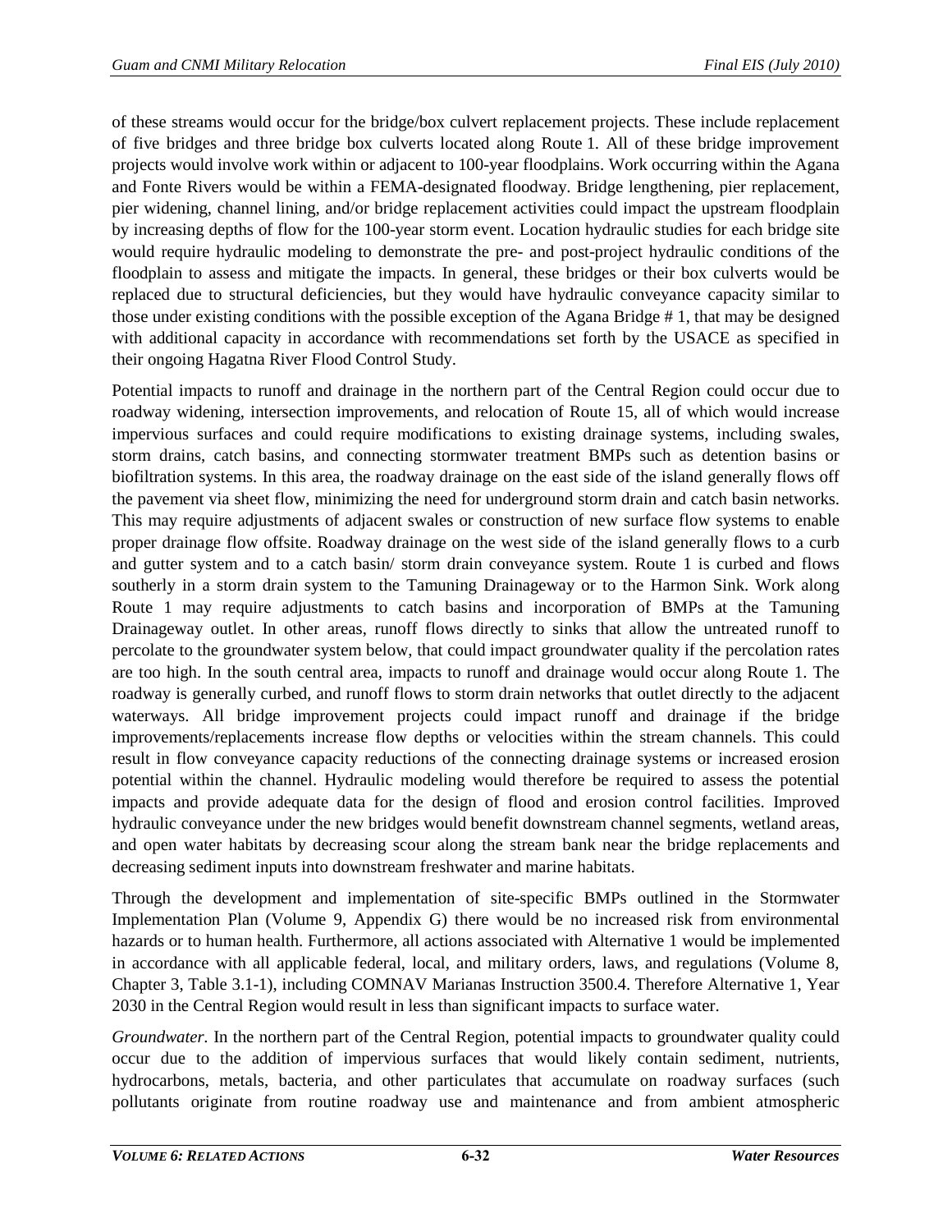of these streams would occur for the bridge/box culvert replacement projects. These include replacement of five bridges and three bridge box culverts located along Route 1. All of these bridge improvement projects would involve work within or adjacent to 100-year floodplains. Work occurring within the Agana and Fonte Rivers would be within a FEMA-designated floodway. Bridge lengthening, pier replacement, pier widening, channel lining, and/or bridge replacement activities could impact the upstream floodplain by increasing depths of flow for the 100-year storm event. Location hydraulic studies for each bridge site would require hydraulic modeling to demonstrate the pre- and post-project hydraulic conditions of the floodplain to assess and mitigate the impacts. In general, these bridges or their box culverts would be replaced due to structural deficiencies, but they would have hydraulic conveyance capacity similar to those under existing conditions with the possible exception of the Agana Bridge # 1, that may be designed with additional capacity in accordance with recommendations set forth by the USACE as specified in their ongoing Hagatna River Flood Control Study.

Potential impacts to runoff and drainage in the northern part of the Central Region could occur due to roadway widening, intersection improvements, and relocation of Route 15, all of which would increase impervious surfaces and could require modifications to existing drainage systems, including swales, storm drains, catch basins, and connecting stormwater treatment BMPs such as detention basins or biofiltration systems. In this area, the roadway drainage on the east side of the island generally flows off the pavement via sheet flow, minimizing the need for underground storm drain and catch basin networks. This may require adjustments of adjacent swales or construction of new surface flow systems to enable proper drainage flow offsite. Roadway drainage on the west side of the island generally flows to a curb and gutter system and to a catch basin/ storm drain conveyance system. Route 1 is curbed and flows southerly in a storm drain system to the Tamuning Drainageway or to the Harmon Sink. Work along Route 1 may require adjustments to catch basins and incorporation of BMPs at the Tamuning Drainageway outlet. In other areas, runoff flows directly to sinks that allow the untreated runoff to percolate to the groundwater system below, that could impact groundwater quality if the percolation rates are too high. In the south central area, impacts to runoff and drainage would occur along Route 1. The roadway is generally curbed, and runoff flows to storm drain networks that outlet directly to the adjacent waterways. All bridge improvement projects could impact runoff and drainage if the bridge improvements/replacements increase flow depths or velocities within the stream channels. This could result in flow conveyance capacity reductions of the connecting drainage systems or increased erosion potential within the channel. Hydraulic modeling would therefore be required to assess the potential impacts and provide adequate data for the design of flood and erosion control facilities. Improved hydraulic conveyance under the new bridges would benefit downstream channel segments, wetland areas, and open water habitats by decreasing scour along the stream bank near the bridge replacements and decreasing sediment inputs into downstream freshwater and marine habitats.

Through the development and implementation of site-specific BMPs outlined in the Stormwater Implementation Plan (Volume 9, Appendix G) there would be no increased risk from environmental hazards or to human health. Furthermore, all actions associated with Alternative 1 would be implemented in accordance with all applicable federal, local, and military orders, laws, and regulations (Volume 8, Chapter 3, Table 3.1-1), including COMNAV Marianas Instruction 3500.4. Therefore Alternative 1, Year 2030 in the Central Region would result in less than significant impacts to surface water.

*Groundwater*. In the northern part of the Central Region, potential impacts to groundwater quality could occur due to the addition of impervious surfaces that would likely contain sediment, nutrients, hydrocarbons, metals, bacteria, and other particulates that accumulate on roadway surfaces (such pollutants originate from routine roadway use and maintenance and from ambient atmospheric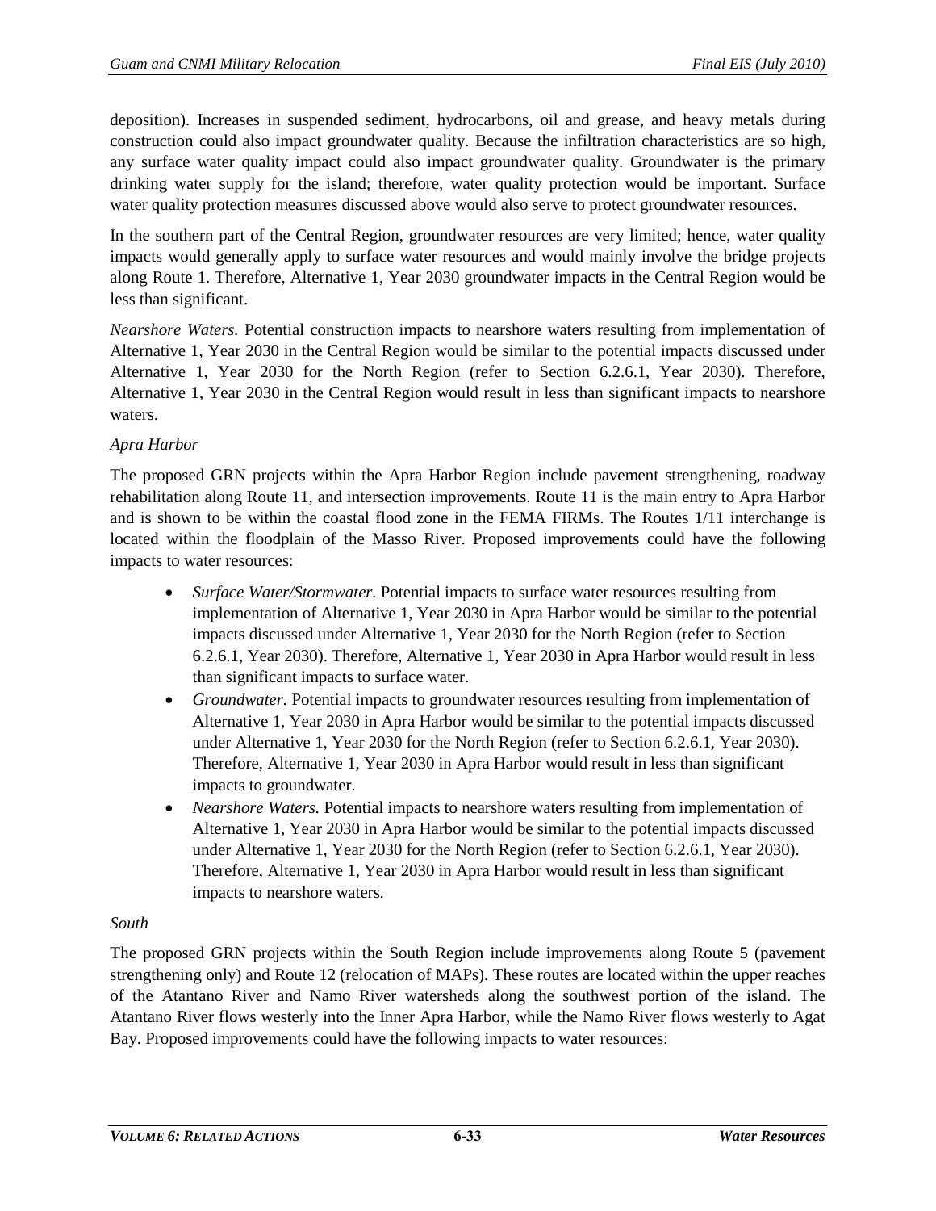deposition). Increases in suspended sediment, hydrocarbons, oil and grease, and heavy metals during construction could also impact groundwater quality. Because the infiltration characteristics are so high, any surface water quality impact could also impact groundwater quality. Groundwater is the primary drinking water supply for the island; therefore, water quality protection would be important. Surface water quality protection measures discussed above would also serve to protect groundwater resources.

In the southern part of the Central Region, groundwater resources are very limited; hence, water quality impacts would generally apply to surface water resources and would mainly involve the bridge projects along Route 1. Therefore, Alternative 1, Year 2030 groundwater impacts in the Central Region would be less than significant.

*Nearshore Waters.* Potential construction impacts to nearshore waters resulting from implementation of Alternative 1, Year 2030 in the Central Region would be similar to the potential impacts discussed under Alternative 1, Year 2030 for the North Region (refer to Section 6.2.6.1, Year 2030). Therefore, Alternative 1, Year 2030 in the Central Region would result in less than significant impacts to nearshore waters.

*Apra Harbor*

The proposed GRN projects within the Apra Harbor Region include pavement strengthening, roadway rehabilitation along Route 11, and intersection improvements. Route 11 is the main entry to Apra Harbor and is shown to be within the coastal flood zone in the FEMA FIRMs. The Routes 1/11 interchange is located within the floodplain of the Masso River. Proposed improvements could have the following impacts to water resources:

- *Surface Water/Stormwater.* Potential impacts to surface water resources resulting from implementation of Alternative 1, Year 2030 in Apra Harbor would be similar to the potential impacts discussed under Alternative 1, Year 2030 for the North Region (refer to Section 6.2.6.1, Year 2030). Therefore, Alternative 1, Year 2030 in Apra Harbor would result in less than significant impacts to surface water.
- *Groundwater.* Potential impacts to groundwater resources resulting from implementation of Alternative 1, Year 2030 in Apra Harbor would be similar to the potential impacts discussed under Alternative 1, Year 2030 for the North Region (refer to Section 6.2.6.1, Year 2030). Therefore, Alternative 1, Year 2030 in Apra Harbor would result in less than significant impacts to groundwater.
- *Nearshore Waters.* Potential impacts to nearshore waters resulting from implementation of Alternative 1, Year 2030 in Apra Harbor would be similar to the potential impacts discussed under Alternative 1, Year 2030 for the North Region (refer to Section 6.2.6.1, Year 2030). Therefore, Alternative 1, Year 2030 in Apra Harbor would result in less than significant impacts to nearshore waters.

*South*

The proposed GRN projects within the South Region include improvements along Route 5 (pavement strengthening only) and Route 12 (relocation of MAPs). These routes are located within the upper reaches of the Atantano River and Namo River watersheds along the southwest portion of the island. The Atantano River flows westerly into the Inner Apra Harbor, while the Namo River flows westerly to Agat Bay. Proposed improvements could have the following impacts to water resources: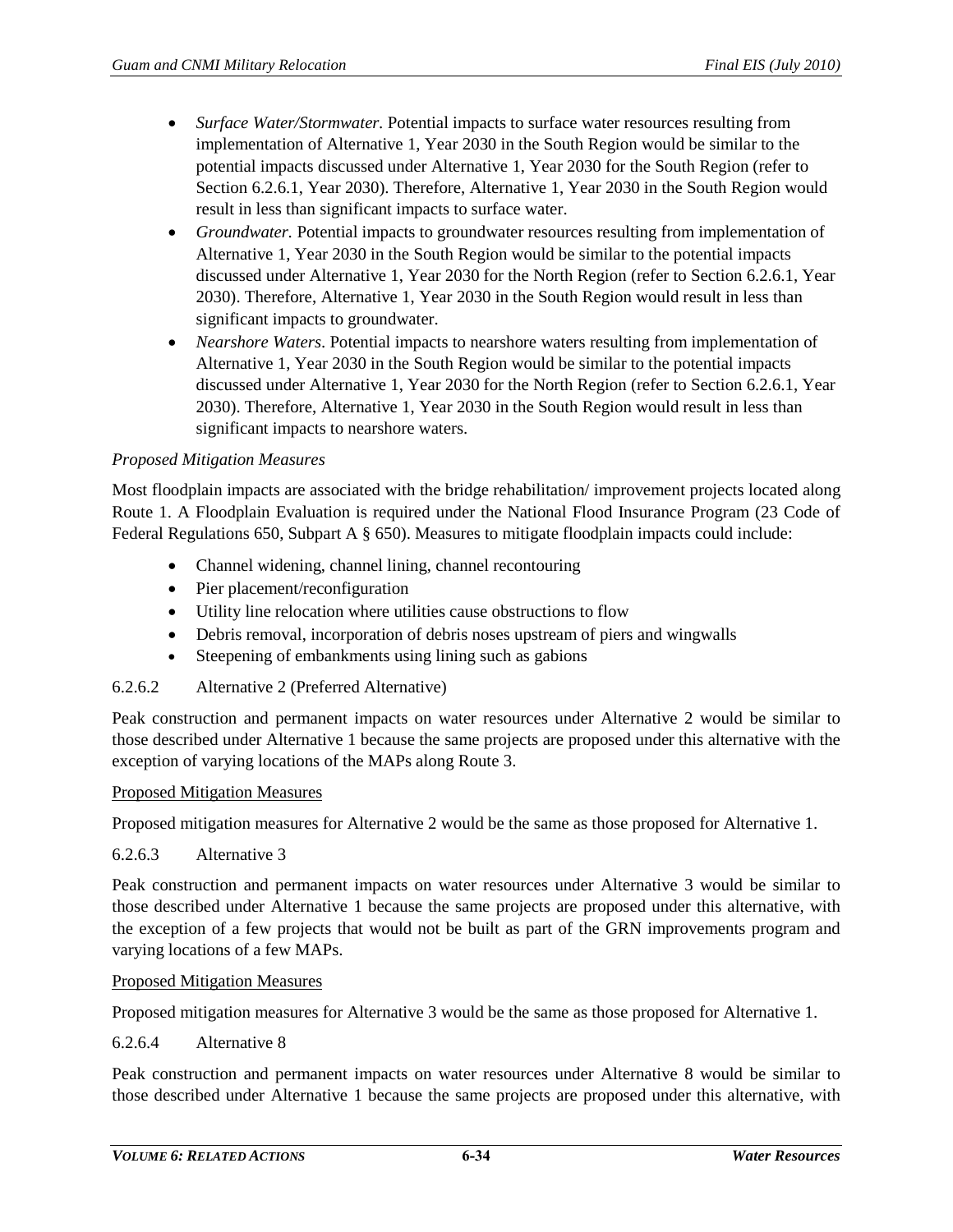- *Surface Water/Stormwater.* Potential impacts to surface water resources resulting from implementation of Alternative 1, Year 2030 in the South Region would be similar to the potential impacts discussed under Alternative 1, Year 2030 for the South Region (refer to Section 6.2.6.1, Year 2030). Therefore, Alternative 1, Year 2030 in the South Region would result in less than significant impacts to surface water.
- *Groundwater.* Potential impacts to groundwater resources resulting from implementation of Alternative 1, Year 2030 in the South Region would be similar to the potential impacts discussed under Alternative 1, Year 2030 for the North Region (refer to Section 6.2.6.1, Year 2030). Therefore, Alternative 1, Year 2030 in the South Region would result in less than significant impacts to groundwater.
- *Nearshore Waters*. Potential impacts to nearshore waters resulting from implementation of Alternative 1, Year 2030 in the South Region would be similar to the potential impacts discussed under Alternative 1, Year 2030 for the North Region (refer to Section 6.2.6.1, Year 2030). Therefore, Alternative 1, Year 2030 in the South Region would result in less than significant impacts to nearshore waters.

*Proposed Mitigation Measures*

Most floodplain impacts are associated with the bridge rehabilitation/ improvement projects located along Route 1. A Floodplain Evaluation is required under the National Flood Insurance Program (23 Code of Federal Regulations 650, Subpart A § 650). Measures to mitigate floodplain impacts could include:

- Channel widening, channel lining, channel recontouring
- Pier placement/reconfiguration
- Utility line relocation where utilities cause obstructions to flow
- Debris removal, incorporation of debris noses upstream of piers and wingwalls
- Steepening of embankments using lining such as gabions

### 6.2.6.2 Alternative 2 (Preferred Alternative)

Peak construction and permanent impacts on water resources under Alternative 2 would be similar to those described under Alternative 1 because the same projects are proposed under this alternative with the exception of varying locations of the MAPs along Route 3.

Proposed Mitigation Measures

Proposed mitigation measures for Alternative 2 would be the same as those proposed for Alternative 1.

### 6.2.6.3 Alternative 3

Peak construction and permanent impacts on water resources under Alternative 3 would be similar to those described under Alternative 1 because the same projects are proposed under this alternative, with the exception of a few projects that would not be built as part of the GRN improvements program and varying locations of a few MAPs.

Proposed Mitigation Measures

Proposed mitigation measures for Alternative 3 would be the same as those proposed for Alternative 1.

### 6.2.6.4 Alternative 8

Peak construction and permanent impacts on water resources under Alternative 8 would be similar to those described under Alternative 1 because the same projects are proposed under this alternative, with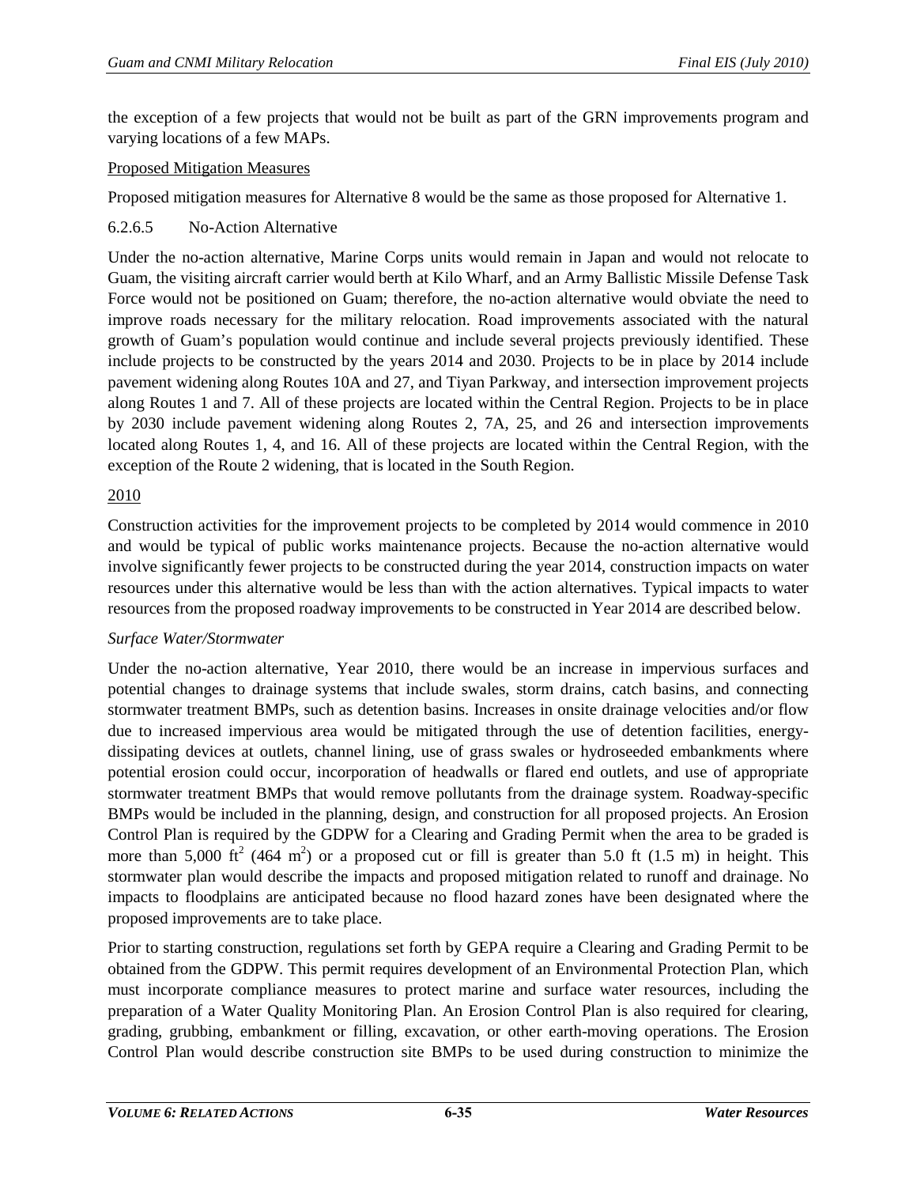the exception of a few projects that would not be built as part of the GRN improvements program and varying locations of a few MAPs.

Proposed Mitigation Measures

Proposed mitigation measures for Alternative 8 would be the same as those proposed for Alternative 1.

### 6.2.6.5 No-Action Alternative

Under the no-action alternative, Marine Corps units would remain in Japan and would not relocate to Guam, the visiting aircraft carrier would berth at Kilo Wharf, and an Army Ballistic Missile Defense Task Force would not be positioned on Guam; therefore, the no-action alternative would obviate the need to improve roads necessary for the military relocation. Road improvements associated with the natural growth of Guam's population would continue and include several projects previously identified. These include projects to be constructed by the years 2014 and 2030. Projects to be in place by 2014 include pavement widening along Routes 10A and 27, and Tiyan Parkway, and intersection improvement projects along Routes 1 and 7. All of these projects are located within the Central Region. Projects to be in place by 2030 include pavement widening along Routes 2, 7A, 25, and 26 and intersection improvements located along Routes 1, 4, and 16. All of these projects are located within the Central Region, with the exception of the Route 2 widening, that is located in the South Region.

2010

Construction activities for the improvement projects to be completed by 2014 would commence in 2010 and would be typical of public works maintenance projects. Because the no-action alternative would involve significantly fewer projects to be constructed during the year 2014, construction impacts on water resources under this alternative would be less than with the action alternatives. Typical impacts to water resources from the proposed roadway improvements to be constructed in Year 2014 are described below.

*Surface Water/Stormwater*

Under the no-action alternative, Year 2010, there would be an increase in impervious surfaces and potential changes to drainage systems that include swales, storm drains, catch basins, and connecting stormwater treatment BMPs, such as detention basins. Increases in onsite drainage velocities and/or flow due to increased impervious area would be mitigated through the use of detention facilities, energy-dissipating devices at outlets, channel lining, use of grass swales or hydroseeded embankments where potential erosion could occur, incorporation of headwalls or flared end outlets, and use of appropriate stormwater treatment BMPs that would remove pollutants from the drainage system. Roadway-specific BMPs would be included in the planning, design, and construction for all proposed projects. An Erosion Control Plan is required by the GDPW for a Clearing and Grading Permit when the area to be graded is more than 5,000 $ft^2$ (464 $m^2$) or a proposed cut or fill is greater than 5.0 ft (1.5 m) in height. This stormwater plan would describe the impacts and proposed mitigation related to runoff and drainage. No impacts to floodplains are anticipated because no flood hazard zones have been designated where the proposed improvements are to take place.

Prior to starting construction, regulations set forth by GEPA require a Clearing and Grading Permit to be obtained from the GDPW. This permit requires development of an Environmental Protection Plan, which must incorporate compliance measures to protect marine and surface water resources, including the preparation of a Water Quality Monitoring Plan. An Erosion Control Plan is also required for clearing, grading, grubbing, embankment or filling, excavation, or other earth-moving operations. The Erosion Control Plan would describe construction site BMPs to be used during construction to minimize the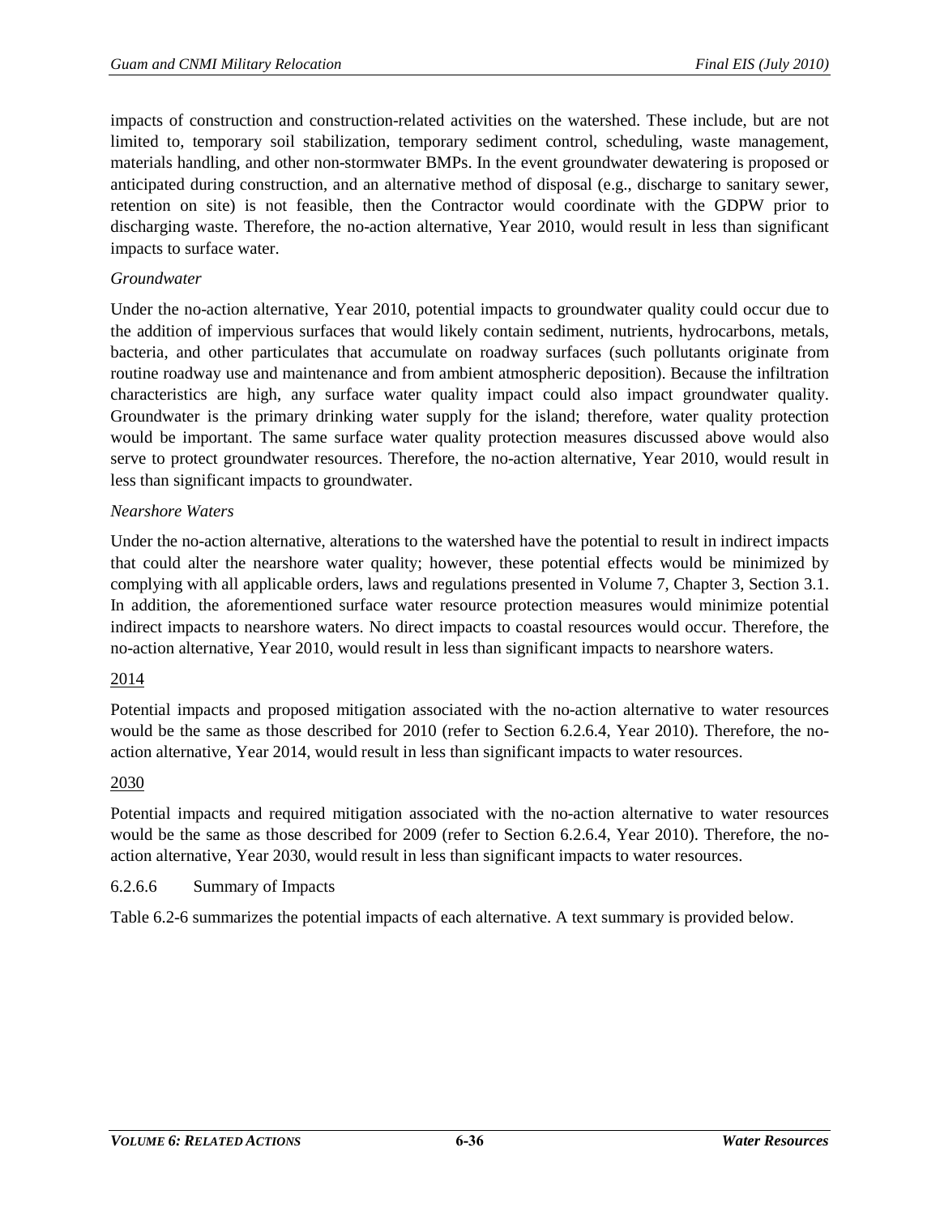impacts of construction and construction-related activities on the watershed. These include, but are not limited to, temporary soil stabilization, temporary sediment control, scheduling, waste management, materials handling, and other non-stormwater BMPs. In the event groundwater dewatering is proposed or anticipated during construction, and an alternative method of disposal (e.g., discharge to sanitary sewer, retention on site) is not feasible, then the Contractor would coordinate with the GDPW prior to discharging waste. Therefore, the no-action alternative, Year 2010, would result in less than significant impacts to surface water.

*Groundwater*

Under the no-action alternative, Year 2010, potential impacts to groundwater quality could occur due to the addition of impervious surfaces that would likely contain sediment, nutrients, hydrocarbons, metals, bacteria, and other particulates that accumulate on roadway surfaces (such pollutants originate from routine roadway use and maintenance and from ambient atmospheric deposition). Because the infiltration characteristics are high, any surface water quality impact could also impact groundwater quality. Groundwater is the primary drinking water supply for the island; therefore, water quality protection would be important. The same surface water quality protection measures discussed above would also serve to protect groundwater resources. Therefore, the no-action alternative, Year 2010, would result in less than significant impacts to groundwater.

*Nearshore Waters*

Under the no-action alternative, alterations to the watershed have the potential to result in indirect impacts that could alter the nearshore water quality; however, these potential effects would be minimized by complying with all applicable orders, laws and regulations presented in Volume 7, Chapter 3, Section 3.1. In addition, the aforementioned surface water resource protection measures would minimize potential indirect impacts to nearshore waters. No direct impacts to coastal resources would occur. Therefore, the no-action alternative, Year 2010, would result in less than significant impacts to nearshore waters.

<u>2014</u>

Potential impacts and proposed mitigation associated with the no-action alternative to water resources would be the same as those described for 2010 (refer to Section 6.2.6.4, Year 2010). Therefore, the no-action alternative, Year 2014, would result in less than significant impacts to water resources.

<u>2030</u>

Potential impacts and required mitigation associated with the no-action alternative to water resources would be the same as those described for 2009 (refer to Section 6.2.6.4, Year 2010). Therefore, the no-action alternative, Year 2030, would result in less than significant impacts to water resources.

#### 6.2.6.6 Summary of Impacts

Table 6.2-6 summarizes the potential impacts of each alternative. A text summary is provided below.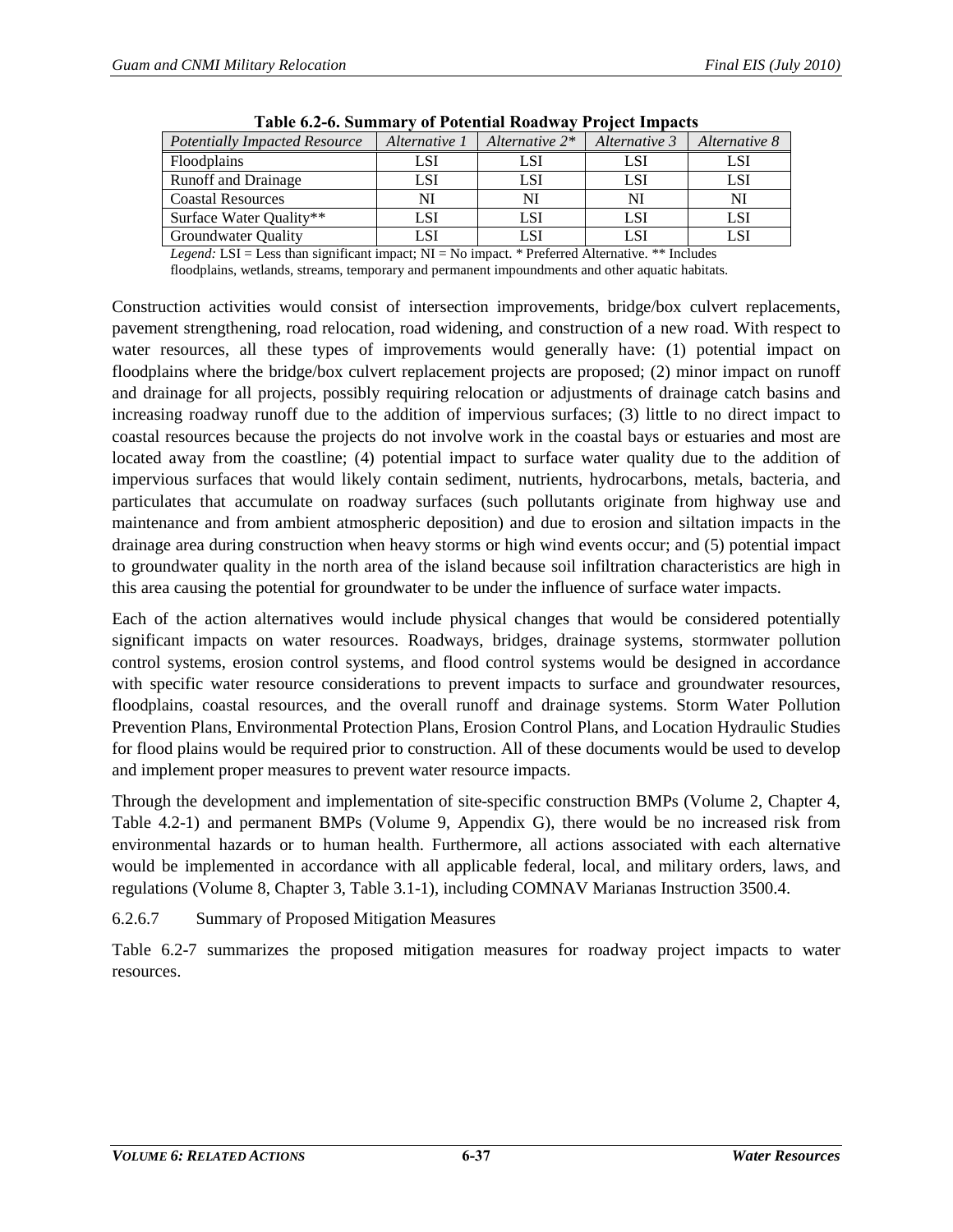**Table 6.2-6. Summary of Potential Roadway Project Impacts**

| *Potentially Impacted Resource* | *Alternative 1* | *Alternative 2** | *Alternative 3* | *Alternative 8* |
|---|---|---|---|---|
| Floodplains | LSI | LSI | LSI | LSI |
| Runoff and Drainage | LSI | LSI | LSI | LSI |
| Coastal Resources | NI | NI | NI | NI |
| Surface Water Quality** | LSI | LSI | LSI | LSI |
| Groundwater Quality | LSI | LSI | LSI | LSI |

*Legend:* LSI = Less than significant impact; NI = No impact. * Preferred Alternative. ** Includes floodplains, wetlands, streams, temporary and permanent impoundments and other aquatic habitats.

Construction activities would consist of intersection improvements, bridge/box culvert replacements, pavement strengthening, road relocation, road widening, and construction of a new road. With respect to water resources, all these types of improvements would generally have: (1) potential impact on floodplains where the bridge/box culvert replacement projects are proposed; (2) minor impact on runoff and drainage for all projects, possibly requiring relocation or adjustments of drainage catch basins and increasing roadway runoff due to the addition of impervious surfaces; (3) little to no direct impact to coastal resources because the projects do not involve work in the coastal bays or estuaries and most are located away from the coastline; (4) potential impact to surface water quality due to the addition of impervious surfaces that would likely contain sediment, nutrients, hydrocarbons, metals, bacteria, and particulates that accumulate on roadway surfaces (such pollutants originate from highway use and maintenance and from ambient atmospheric deposition) and due to erosion and siltation impacts in the drainage area during construction when heavy storms or high wind events occur; and (5) potential impact to groundwater quality in the north area of the island because soil infiltration characteristics are high in this area causing the potential for groundwater to be under the influence of surface water impacts.

Each of the action alternatives would include physical changes that would be considered potentially significant impacts on water resources. Roadways, bridges, drainage systems, stormwater pollution control systems, erosion control systems, and flood control systems would be designed in accordance with specific water resource considerations to prevent impacts to surface and groundwater resources, floodplains, coastal resources, and the overall runoff and drainage systems. Storm Water Pollution Prevention Plans, Environmental Protection Plans, Erosion Control Plans, and Location Hydraulic Studies for flood plains would be required prior to construction. All of these documents would be used to develop and implement proper measures to prevent water resource impacts.

Through the development and implementation of site-specific construction BMPs (Volume 2, Chapter 4, Table 4.2-1) and permanent BMPs (Volume 9, Appendix G), there would be no increased risk from environmental hazards or to human health. Furthermore, all actions associated with each alternative would be implemented in accordance with all applicable federal, local, and military orders, laws, and regulations (Volume 8, Chapter 3, Table 3.1-1), including COMNAV Marianas Instruction 3500.4.

#### 6.2.6.7 Summary of Proposed Mitigation Measures

Table 6.2-7 summarizes the proposed mitigation measures for roadway project impacts to water resources.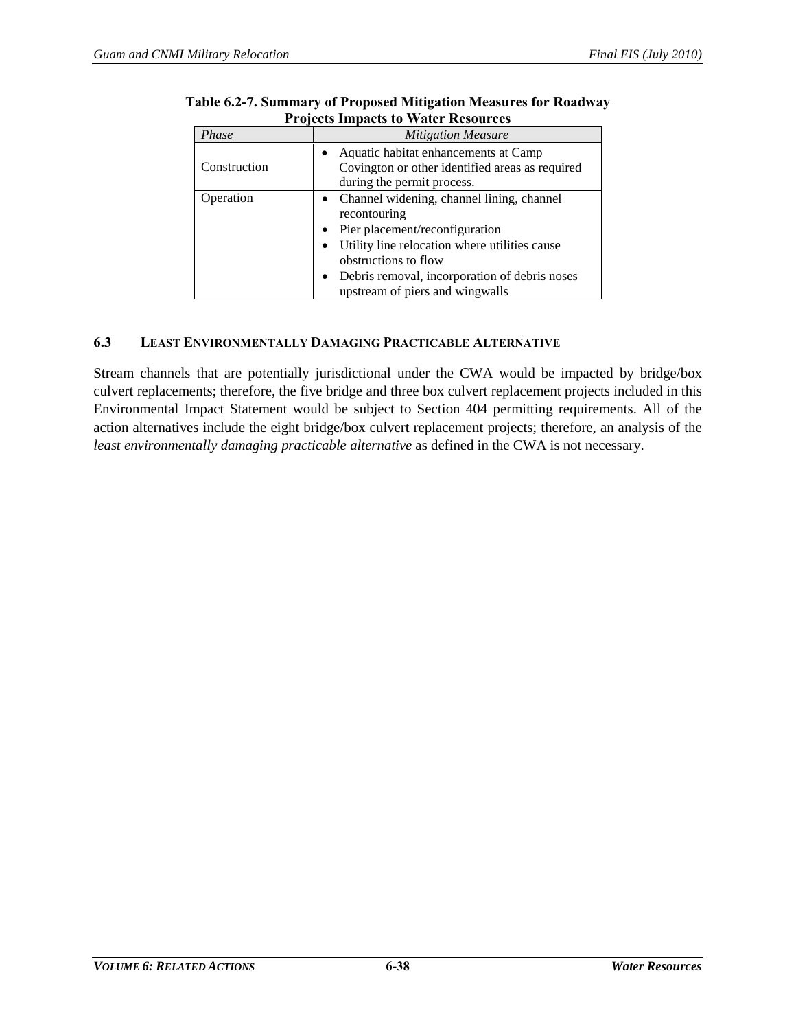**Table 6.2-7. Summary of Proposed Mitigation Measures for Roadway Projects Impacts to Water Resources**

| *Phase* | *Mitigation Measure* |
|---|---|
| Construction | • Aquatic habitat enhancements at Camp Covington or other identified areas as required during the permit process. |
| Operation | • Channel widening, channel lining, channel recontouring<br>• Pier placement/reconfiguration<br>• Utility line relocation where utilities cause obstructions to flow<br>• Debris removal, incorporation of debris noses upstream of piers and wingwalls |

## 6.3 LEAST ENVIRONMENTALLY DAMAGING PRACTICABLE ALTERNATIVE

Stream channels that are potentially jurisdictional under the CWA would be impacted by bridge/box culvert replacements; therefore, the five bridge and three box culvert replacement projects included in this Environmental Impact Statement would be subject to Section 404 permitting requirements. All of the action alternatives include the eight bridge/box culvert replacement projects; therefore, an analysis of the *least environmentally damaging practicable alternative* as defined in the CWA is not necessary.